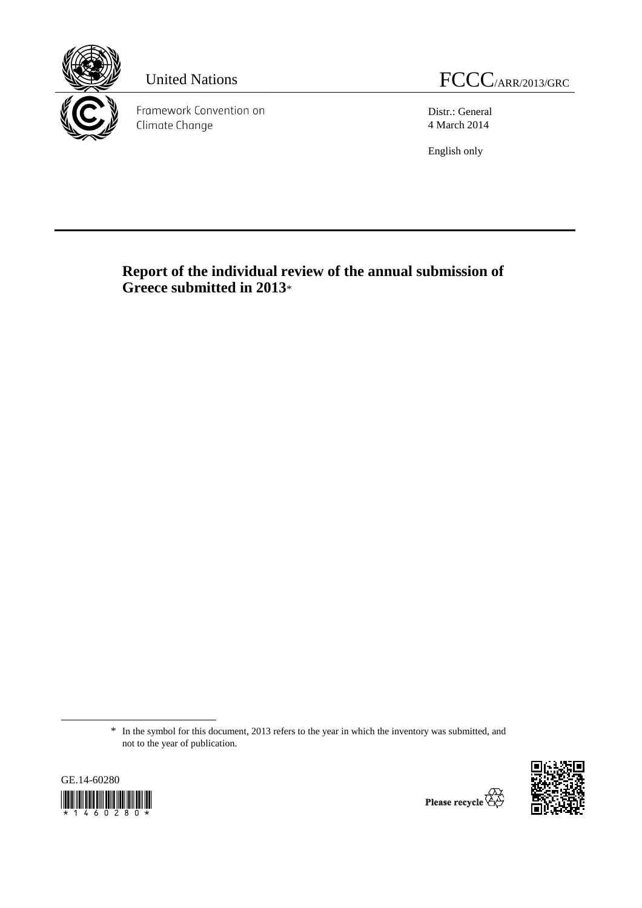United Nations

FCCC/ARR/2013/GRC

Framework Convention on Climate Change

Distr.: General
4 March 2014

English only

# Report of the individual review of the annual submission of Greece submitted in 2013*

\* In the symbol for this document, 2013 refers to the year in which the inventory was submitted, and not to the year of publication.

GE.14-60280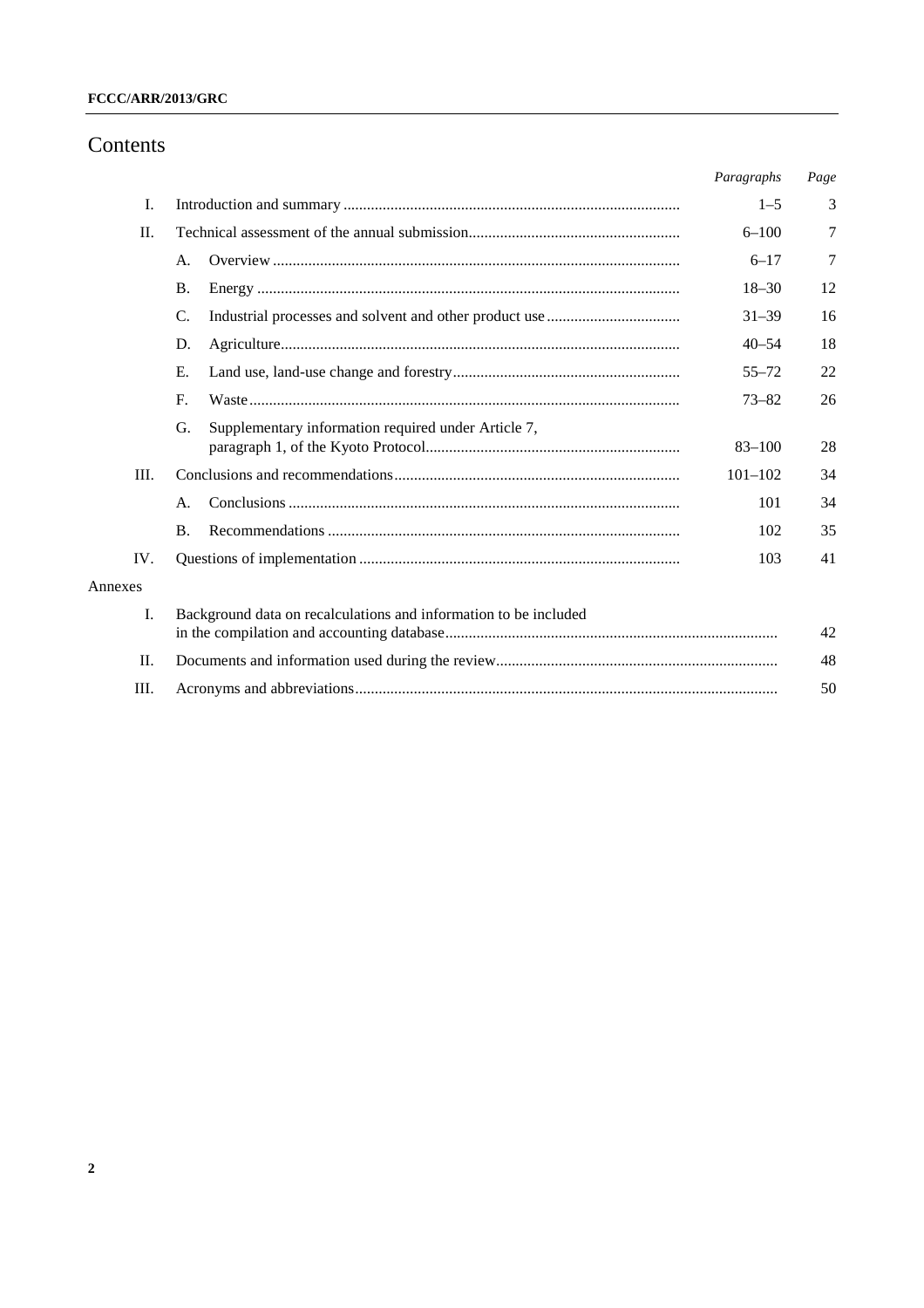# Contents

| | | Paragraphs | Page |
|---|---|---|---|
| I. | Introduction and summary | 1–5 | 3 |
| II. | Technical assessment of the annual submission | 6–100 | 7 |
| | A. Overview | 6–17 | 7 |
| | B. Energy | 18–30 | 12 |
| | C. Industrial processes and solvent and other product use | 31–39 | 16 |
| | D. Agriculture | 40–54 | 18 |
| | E. Land use, land-use change and forestry | 55–72 | 22 |
| | F. Waste | 73–82 | 26 |
| | G. Supplementary information required under Article 7, paragraph 1, of the Kyoto Protocol | 83–100 | 28 |
| III. | Conclusions and recommendations | 101–102 | 34 |
| | A. Conclusions | 101 | 34 |
| | B. Recommendations | 102 | 35 |
| IV. | Questions of implementation | 103 | 41 |
| Annexes | | | |
| I. | Background data on recalculations and information to be included in the compilation and accounting database | | 42 |
| II. | Documents and information used during the review | | 48 |
| III. | Acronyms and abbreviations | | 50 |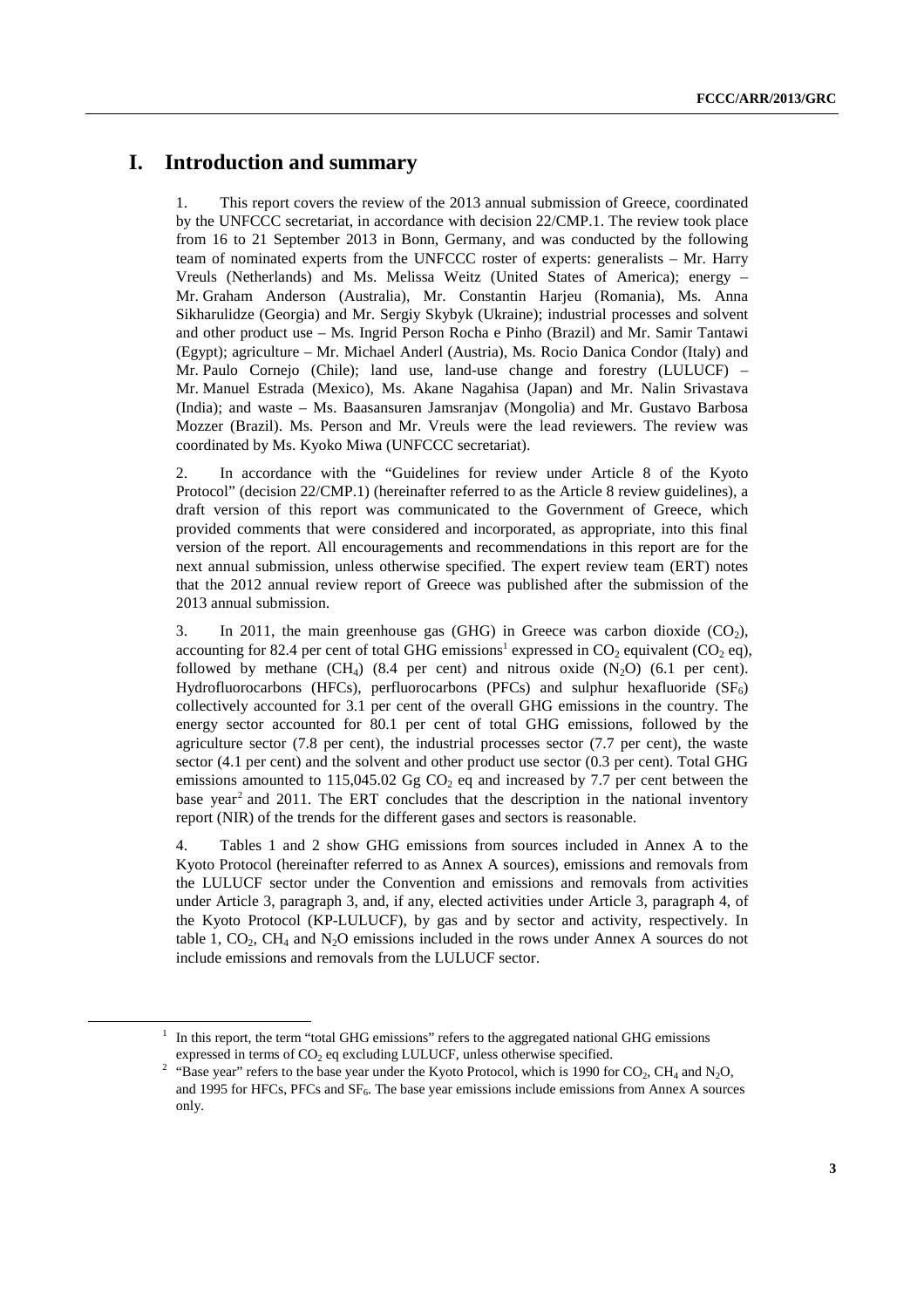# I. Introduction and summary

1. This report covers the review of the 2013 annual submission of Greece, coordinated by the UNFCCC secretariat, in accordance with decision 22/CMP.1. The review took place from 16 to 21 September 2013 in Bonn, Germany, and was conducted by the following team of nominated experts from the UNFCCC roster of experts: generalists – Mr. Harry Vreuls (Netherlands) and Ms. Melissa Weitz (United States of America); energy – Mr. Graham Anderson (Australia), Mr. Constantin Harjeu (Romania), Ms. Anna Sikharulidze (Georgia) and Mr. Sergiy Skybyk (Ukraine); industrial processes and solvent and other product use – Ms. Ingrid Person Rocha e Pinho (Brazil) and Mr. Samir Tantawi (Egypt); agriculture – Mr. Michael Anderl (Austria), Ms. Rocio Danica Condor (Italy) and Mr. Paulo Cornejo (Chile); land use, land-use change and forestry (LULUCF) – Mr. Manuel Estrada (Mexico), Ms. Akane Nagahisa (Japan) and Mr. Nalin Srivastava (India); and waste – Ms. Baasansuren Jamsranjav (Mongolia) and Mr. Gustavo Barbosa Mozzer (Brazil). Ms. Person and Mr. Vreuls were the lead reviewers. The review was coordinated by Ms. Kyoko Miwa (UNFCCC secretariat).

2. In accordance with the "Guidelines for review under Article 8 of the Kyoto Protocol" (decision 22/CMP.1) (hereinafter referred to as the Article 8 review guidelines), a draft version of this report was communicated to the Government of Greece, which provided comments that were considered and incorporated, as appropriate, into this final version of the report. All encouragements and recommendations in this report are for the next annual submission, unless otherwise specified. The expert review team (ERT) notes that the 2012 annual review report of Greece was published after the submission of the 2013 annual submission.

3. In 2011, the main greenhouse gas (GHG) in Greece was carbon dioxide ($CO_2$), accounting for 82.4 per cent of total GHG emissions[1] expressed in $CO_2$ equivalent ($CO_2$ eq), followed by methane ($CH_4$) (8.4 per cent) and nitrous oxide ($N_2O$) (6.1 per cent). Hydrofluorocarbons (HFCs), perfluorocarbons (PFCs) and sulphur hexafluoride ($SF_6$) collectively accounted for 3.1 per cent of the overall GHG emissions in the country. The energy sector accounted for 80.1 per cent of total GHG emissions, followed by the agriculture sector (7.8 per cent), the industrial processes sector (7.7 per cent), the waste sector (4.1 per cent) and the solvent and other product use sector (0.3 per cent). Total GHG emissions amounted to 115,045.02 Gg $CO_2$ eq and increased by 7.7 per cent between the base year[2] and 2011. The ERT concludes that the description in the national inventory report (NIR) of the trends for the different gases and sectors is reasonable.

4. Tables 1 and 2 show GHG emissions from sources included in Annex A to the Kyoto Protocol (hereinafter referred to as Annex A sources), emissions and removals from the LULUCF sector under the Convention and emissions and removals from activities under Article 3, paragraph 3, and, if any, elected activities under Article 3, paragraph 4, of the Kyoto Protocol (KP-LULUCF), by gas and by sector and activity, respectively. In table 1, $CO_2$, $CH_4$ and $N_2O$ emissions included in the rows under Annex A sources do not include emissions and removals from the LULUCF sector.

[1] In this report, the term "total GHG emissions" refers to the aggregated national GHG emissions expressed in terms of $CO_2$ eq excluding LULUCF, unless otherwise specified.

[2] "Base year" refers to the base year under the Kyoto Protocol, which is 1990 for $CO_2$, $CH_4$ and $N_2O$, and 1995 for HFCs, PFCs and $SF_6$. The base year emissions include emissions from Annex A sources only.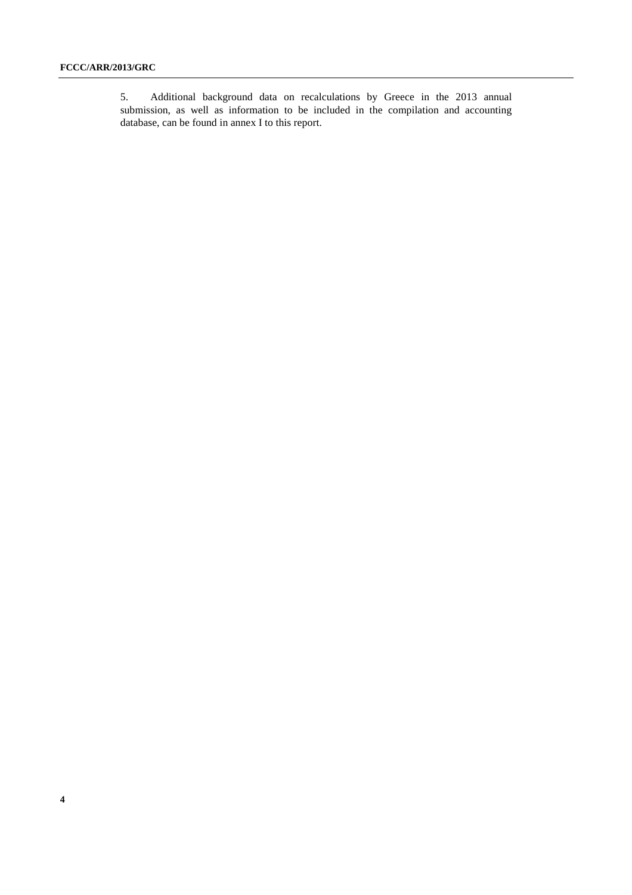5. Additional background data on recalculations by Greece in the 2013 annual submission, as well as information to be included in the compilation and accounting database, can be found in annex I to this report.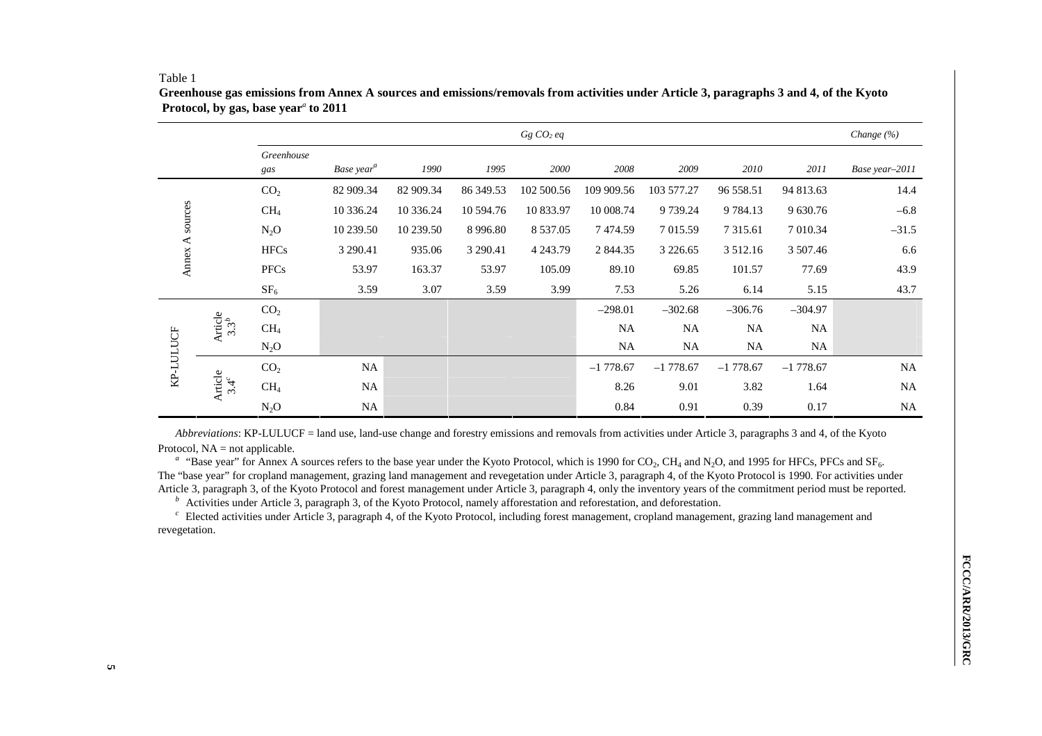Table 1

**Greenhouse gas emissions from Annex A sources and emissions/removals from activities under Article 3, paragraphs 3 and 4, of the Kyoto Protocol, by gas, base year[a] to 2011**

| | | | *Gg $CO_2$ eq* | | | | | | | | *Change (%)* |
|---|---|---|---|---|---|---|---|---|---|---|---|
| | | *Greenhouse gas* | *Base year[a]* | *1990* | *1995* | *2000* | *2008* | *2009* | *2010* | *2011* | *Base year–2011* |
| Annex A sources | | $CO_2$ | 82 909.34 | 82 909.34 | 86 349.53 | 102 500.56 | 109 909.56 | 103 577.27 | 96 558.51 | 94 813.63 | 14.4 |
| | | $CH_4$ | 10 336.24 | 10 336.24 | 10 594.76 | 10 833.97 | 10 008.74 | 9 739.24 | 9 784.13 | 9 630.76 | –6.8 |
| | | $N_2O$ | 10 239.50 | 10 239.50 | 8 996.80 | 8 537.05 | 7 474.59 | 7 015.59 | 7 315.61 | 7 010.34 | –31.5 |
| | | HFCs | 3 290.41 | 935.06 | 3 290.41 | 4 243.79 | 2 844.35 | 3 226.65 | 3 512.16 | 3 507.46 | 6.6 |
| | | PFCs | 53.97 | 163.37 | 53.97 | 105.09 | 89.10 | 69.85 | 101.57 | 77.69 | 43.9 |
| | | $SF_6$ | 3.59 | 3.07 | 3.59 | 3.99 | 7.53 | 5.26 | 6.14 | 5.15 | 43.7 |
| KP-LULUCF | Article 3.3[b] | $CO_2$ | | | | | –298.01 | –302.68 | –306.76 | –304.97 | |
| | | $CH_4$ | | | | | NA | NA | NA | NA | |
| | | $N_2O$ | | | | | NA | NA | NA | NA | |
| | Article 3.4[c] | $CO_2$ | NA | | | | –1 778.67 | –1 778.67 | –1 778.67 | –1 778.67 | NA |
| | | $CH_4$ | NA | | | | 8.26 | 9.01 | 3.82 | 1.64 | NA |
| | | $N_2O$ | NA | | | | 0.84 | 0.91 | 0.39 | 0.17 | NA |

*Abbreviations*: KP-LULUCF = land use, land-use change and forestry emissions and removals from activities under Article 3, paragraphs 3 and 4, of the Kyoto Protocol, NA = not applicable.

[a] "Base year" for Annex A sources refers to the base year under the Kyoto Protocol, which is 1990 for $CO_2$, $CH_4$ and $N_2O$, and 1995 for HFCs, PFCs and $SF_6$. The "base year" for cropland management, grazing land management and revegetation under Article 3, paragraph 4, of the Kyoto Protocol is 1990. For activities under Article 3, paragraph 3, of the Kyoto Protocol and forest management under Article 3, paragraph 4, only the inventory years of the commitment period must be reported.

[b] Activities under Article 3, paragraph 3, of the Kyoto Protocol, namely afforestation and reforestation, and deforestation.

[c] Elected activities under Article 3, paragraph 4, of the Kyoto Protocol, including forest management, cropland management, grazing land management and revegetation.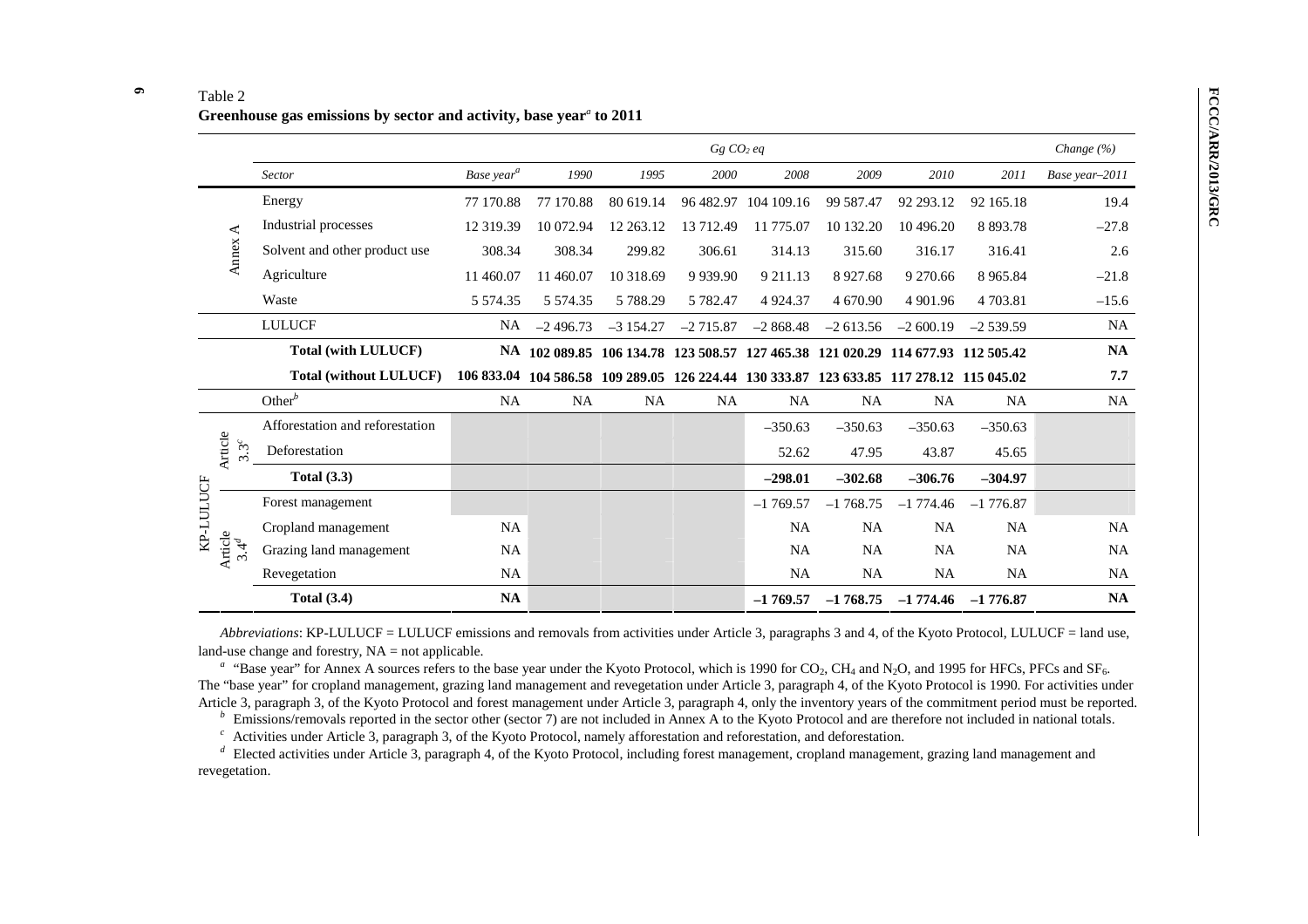Table 2

**Greenhouse gas emissions by sector and activity, base year[a] to 2011**

| | | Gg $CO_2$ eq | | | | | | | | Change (%) |
|---|---|---|---|---|---|---|---|---|---|---|
| | *Sector* | *Base year[a]* | *1990* | *1995* | *2000* | *2008* | *2009* | *2010* | *2011* | *Base year–2011* |
| Annex A | Energy | 77 170.88 | 77 170.88 | 80 619.14 | 96 482.97 | 104 109.16 | 99 587.47 | 92 293.12 | 92 165.18 | 19.4 |
| | Industrial processes | 12 319.39 | 10 072.94 | 12 263.12 | 13 712.49 | 11 775.07 | 10 132.20 | 10 496.20 | 8 893.78 | –27.8 |
| | Solvent and other product use | 308.34 | 308.34 | 299.82 | 306.61 | 314.13 | 315.60 | 316.17 | 316.41 | 2.6 |
| | Agriculture | 11 460.07 | 11 460.07 | 10 318.69 | 9 939.90 | 9 211.13 | 8 927.68 | 9 270.66 | 8 965.84 | –21.8 |
| | Waste | 5 574.35 | 5 574.35 | 5 788.29 | 5 782.47 | 4 924.37 | 4 670.90 | 4 901.96 | 4 703.81 | –15.6 |
| | LULUCF | NA | –2 496.73 | –3 154.27 | –2 715.87 | –2 868.48 | –2 613.56 | –2 600.19 | –2 539.59 | NA |
| | **Total (with LULUCF)** | **NA** | **102 089.85** | **106 134.78** | **123 508.57** | **127 465.38** | **121 020.29** | **114 677.93** | **112 505.42** | **NA** |
| | **Total (without LULUCF)** | **106 833.04** | **104 586.58** | **109 289.05** | **126 224.44** | **130 333.87** | **123 633.85** | **117 278.12** | **115 045.02** | **7.7** |
| | Other[b] | NA | NA | NA | NA | NA | NA | NA | NA | NA |
| KP-LULUCF Article 3.3[c] | Afforestation and reforestation | | | | | –350.63 | –350.63 | –350.63 | –350.63 | |
| | Deforestation | | | | | 52.62 | 47.95 | 43.87 | 45.65 | |
| | **Total (3.3)** | | | | | **–298.01** | **–302.68** | **–306.76** | **–304.97** | |
| KP-LULUCF Article 3.4[d] | Forest management | | | | | –1 769.57 | –1 768.75 | –1 774.46 | –1 776.87 | |
| | Cropland management | NA | | | | NA | NA | NA | NA | NA |
| | Grazing land management | NA | | | | NA | NA | NA | NA | NA |
| | Revegetation | NA | | | | NA | NA | NA | NA | NA |
| | **Total (3.4)** | **NA** | | | | **–1 769.57** | **–1 768.75** | **–1 774.46** | **–1 776.87** | **NA** |

*Abbreviations*: KP-LULUCF = LULUCF emissions and removals from activities under Article 3, paragraphs 3 and 4, of the Kyoto Protocol, LULUCF = land use, land-use change and forestry, NA = not applicable.

[a] "Base year" for Annex A sources refers to the base year under the Kyoto Protocol, which is 1990 for $CO_2$, $CH_4$ and $N_2O$, and 1995 for HFCs, PFCs and $SF_6$. The "base year" for cropland management, grazing land management and revegetation under Article 3, paragraph 4, of the Kyoto Protocol is 1990. For activities under Article 3, paragraph 3, of the Kyoto Protocol and forest management under Article 3, paragraph 4, only the inventory years of the commitment period must be reported.

[b] Emissions/removals reported in the sector other (sector 7) are not included in Annex A to the Kyoto Protocol and are therefore not included in national totals.

[c] Activities under Article 3, paragraph 3, of the Kyoto Protocol, namely afforestation and reforestation, and deforestation.

[d] Elected activities under Article 3, paragraph 4, of the Kyoto Protocol, including forest management, cropland management, grazing land management and revegetation.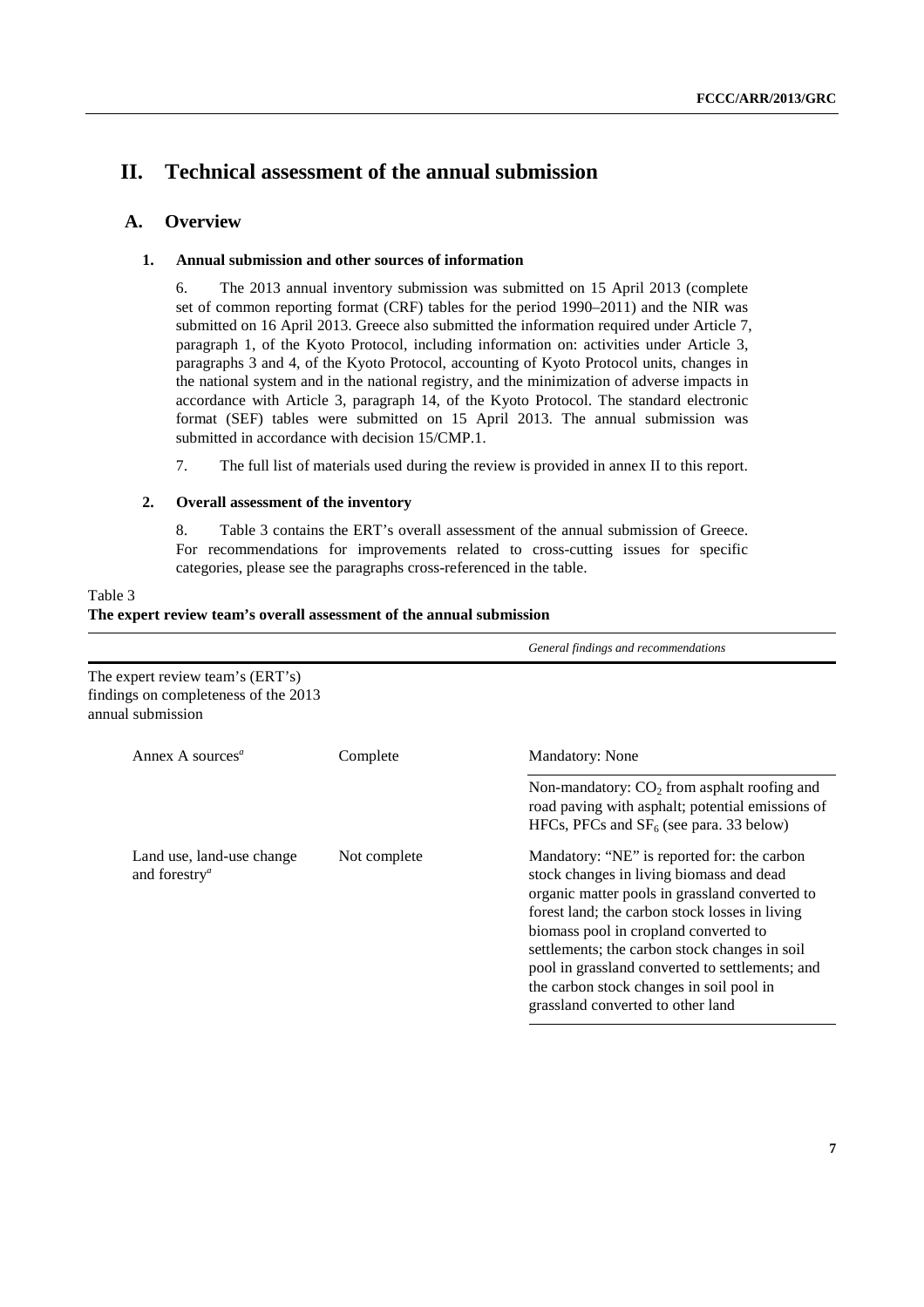# II. Technical assessment of the annual submission

## A. Overview

### 1. Annual submission and other sources of information

6. The 2013 annual inventory submission was submitted on 15 April 2013 (complete set of common reporting format (CRF) tables for the period 1990–2011) and the NIR was submitted on 16 April 2013. Greece also submitted the information required under Article 7, paragraph 1, of the Kyoto Protocol, including information on: activities under Article 3, paragraphs 3 and 4, of the Kyoto Protocol, accounting of Kyoto Protocol units, changes in the national system and in the national registry, and the minimization of adverse impacts in accordance with Article 3, paragraph 14, of the Kyoto Protocol. The standard electronic format (SEF) tables were submitted on 15 April 2013. The annual submission was submitted in accordance with decision 15/CMP.1.

7. The full list of materials used during the review is provided in annex II to this report.

### 2. Overall assessment of the inventory

8. Table 3 contains the ERT's overall assessment of the annual submission of Greece. For recommendations for improvements related to cross-cutting issues for specific categories, please see the paragraphs cross-referenced in the table.

Table 3
**The expert review team's overall assessment of the annual submission**

| | | *General findings and recommendations* |
|---|---|---|
| The expert review team's (ERT's) findings on completeness of the 2013 annual submission | | |
| Annex A sources[a] | Complete | Mandatory: None |
| | | Non-mandatory: $CO_2$ from asphalt roofing and road paving with asphalt; potential emissions of HFCs, PFCs and $SF_6$ (see para. 33 below) |
| Land use, land-use change and forestry[a] | Not complete | Mandatory: "NE" is reported for: the carbon stock changes in living biomass and dead organic matter pools in grassland converted to forest land; the carbon stock losses in living biomass pool in cropland converted to settlements; the carbon stock changes in soil pool in grassland converted to settlements; and the carbon stock changes in soil pool in grassland converted to other land |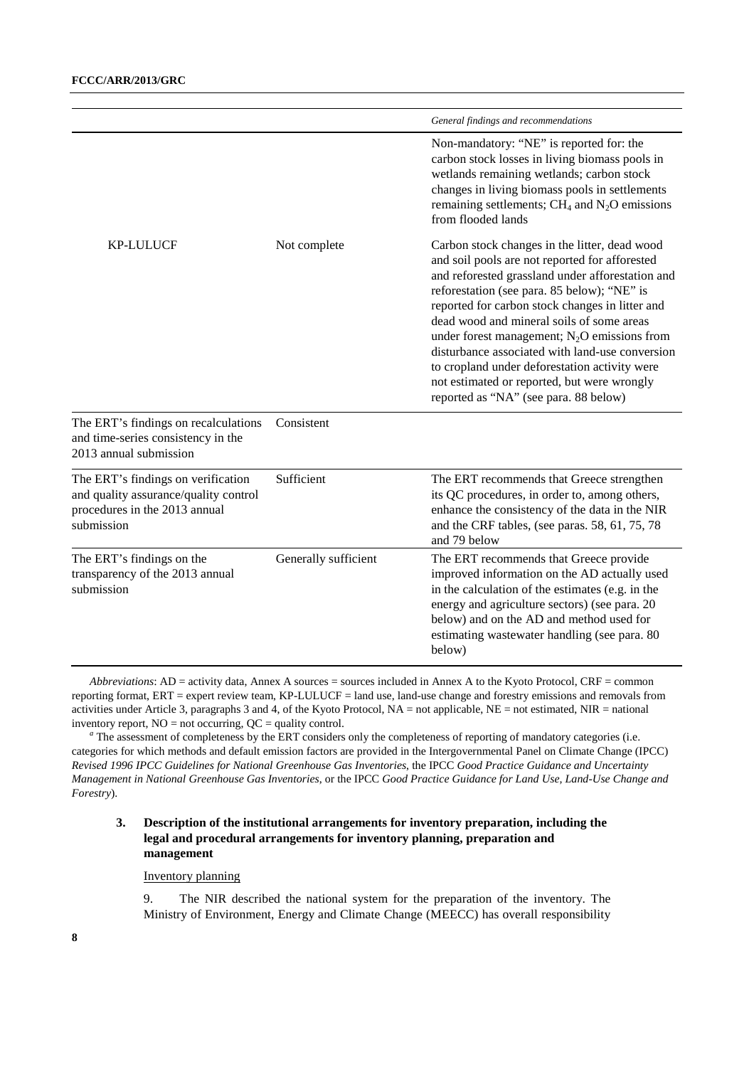| | | *General findings and recommendations* |
|---|---|---|
| | | Non-mandatory: "NE" is reported for: the carbon stock losses in living biomass pools in wetlands remaining wetlands; carbon stock changes in living biomass pools in settlements remaining settlements; $CH_4$ and $N_2O$ emissions from flooded lands |
| KP-LULUCF | Not complete | Carbon stock changes in the litter, dead wood and soil pools are not reported for afforested and reforested grassland under afforestation and reforestation (see para. 85 below); "NE" is reported for carbon stock changes in litter and dead wood and mineral soils of some areas under forest management; $N_2O$ emissions from disturbance associated with land-use conversion to cropland under deforestation activity were not estimated or reported, but were wrongly reported as "NA" (see para. 88 below) |
| The ERT's findings on recalculations and time-series consistency in the 2013 annual submission | Consistent | |
| The ERT's findings on verification and quality assurance/quality control procedures in the 2013 annual submission | Sufficient | The ERT recommends that Greece strengthen its QC procedures, in order to, among others, enhance the consistency of the data in the NIR and the CRF tables, (see paras. 58, 61, 75, 78 and 79 below |
| The ERT's findings on the transparency of the 2013 annual submission | Generally sufficient | The ERT recommends that Greece provide improved information on the AD actually used in the calculation of the estimates (e.g. in the energy and agriculture sectors) (see para. 20 below) and on the AD and method used for estimating wastewater handling (see para. 80 below) |

*Abbreviations*: AD = activity data, Annex A sources = sources included in Annex A to the Kyoto Protocol, CRF = common reporting format, ERT = expert review team, KP-LULUCF = land use, land-use change and forestry emissions and removals from activities under Article 3, paragraphs 3 and 4, of the Kyoto Protocol, NA = not applicable, NE = not estimated, NIR = national inventory report, NO = not occurring, QC = quality control.

[a] The assessment of completeness by the ERT considers only the completeness of reporting of mandatory categories (i.e. categories for which methods and default emission factors are provided in the Intergovernmental Panel on Climate Change (IPCC) *Revised 1996 IPCC Guidelines for National Greenhouse Gas Inventories*, the IPCC *Good Practice Guidance and Uncertainty Management in National Greenhouse Gas Inventories*, or the IPCC *Good Practice Guidance for Land Use, Land-Use Change and Forestry*).

### 3. Description of the institutional arrangements for inventory preparation, including the legal and procedural arrangements for inventory planning, preparation and management

Inventory planning

9. The NIR described the national system for the preparation of the inventory. The Ministry of Environment, Energy and Climate Change (MEECC) has overall responsibility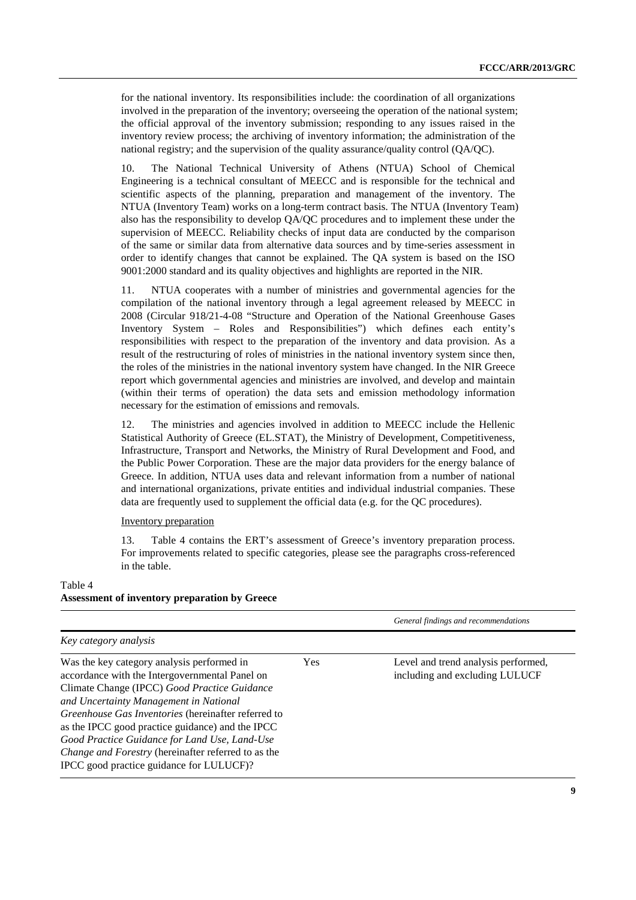for the national inventory. Its responsibilities include: the coordination of all organizations involved in the preparation of the inventory; overseeing the operation of the national system; the official approval of the inventory submission; responding to any issues raised in the inventory review process; the archiving of inventory information; the administration of the national registry; and the supervision of the quality assurance/quality control (QA/QC).

10. The National Technical University of Athens (NTUA) School of Chemical Engineering is a technical consultant of MEECC and is responsible for the technical and scientific aspects of the planning, preparation and management of the inventory. The NTUA (Inventory Team) works on a long-term contract basis. The NTUA (Inventory Team) also has the responsibility to develop QA/QC procedures and to implement these under the supervision of MEECC. Reliability checks of input data are conducted by the comparison of the same or similar data from alternative data sources and by time-series assessment in order to identify changes that cannot be explained. The QA system is based on the ISO 9001:2000 standard and its quality objectives and highlights are reported in the NIR.

11. NTUA cooperates with a number of ministries and governmental agencies for the compilation of the national inventory through a legal agreement released by MEECC in 2008 (Circular 918/21-4-08 "Structure and Operation of the National Greenhouse Gases Inventory System – Roles and Responsibilities") which defines each entity's responsibilities with respect to the preparation of the inventory and data provision. As a result of the restructuring of roles of ministries in the national inventory system since then, the roles of the ministries in the national inventory system have changed. In the NIR Greece report which governmental agencies and ministries are involved, and develop and maintain (within their terms of operation) the data sets and emission methodology information necessary for the estimation of emissions and removals.

12. The ministries and agencies involved in addition to MEECC include the Hellenic Statistical Authority of Greece (EL.STAT), the Ministry of Development, Competitiveness, Infrastructure, Transport and Networks, the Ministry of Rural Development and Food, and the Public Power Corporation. These are the major data providers for the energy balance of Greece. In addition, NTUA uses data and relevant information from a number of national and international organizations, private entities and individual industrial companies. These data are frequently used to supplement the official data (e.g. for the QC procedures).

Inventory preparation

13. Table 4 contains the ERT's assessment of Greece's inventory preparation process. For improvements related to specific categories, please see the paragraphs cross-referenced in the table.

Table 4
**Assessment of inventory preparation by Greece**

| | | *General findings and recommendations* |
|---|---|---|
| *Key category analysis* | | |
| Was the key category analysis performed in accordance with the Intergovernmental Panel on Climate Change (IPCC) *Good Practice Guidance and Uncertainty Management in National Greenhouse Gas Inventories* (hereinafter referred to as the IPCC good practice guidance) and the IPCC *Good Practice Guidance for Land Use, Land-Use Change and Forestry* (hereinafter referred to as the IPCC good practice guidance for LULUCF)? | Yes | Level and trend analysis performed, including and excluding LULUCF |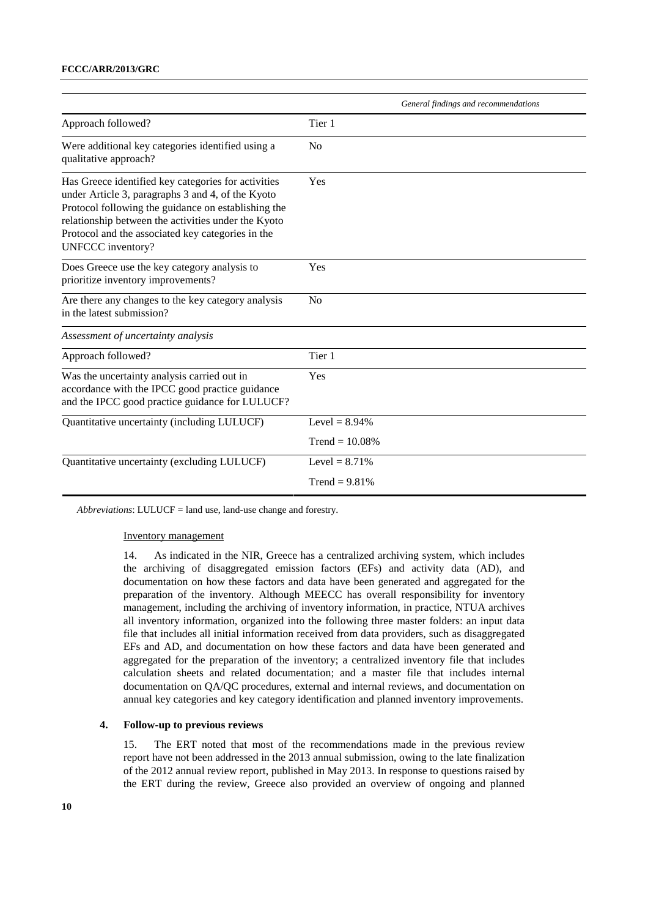| | *General findings and recommendations* |
|---|---|
| Approach followed? | Tier 1 |
| Were additional key categories identified using a qualitative approach? | No |
| Has Greece identified key categories for activities under Article 3, paragraphs 3 and 4, of the Kyoto Protocol following the guidance on establishing the relationship between the activities under the Kyoto Protocol and the associated key categories in the UNFCCC inventory? | Yes |
| Does Greece use the key category analysis to prioritize inventory improvements? | Yes |
| Are there any changes to the key category analysis in the latest submission? | No |
| *Assessment of uncertainty analysis* | |
| Approach followed? | Tier 1 |
| Was the uncertainty analysis carried out in accordance with the IPCC good practice guidance and the IPCC good practice guidance for LULUCF? | Yes |
| Quantitative uncertainty (including LULUCF) | Level = 8.94% |
| | Trend = 10.08% |
| Quantitative uncertainty (excluding LULUCF) | Level = 8.71% |
| | Trend = 9.81% |

*Abbreviations*: LULUCF = land use, land-use change and forestry.

Inventory management

14. As indicated in the NIR, Greece has a centralized archiving system, which includes the archiving of disaggregated emission factors (EFs) and activity data (AD), and documentation on how these factors and data have been generated and aggregated for the preparation of the inventory. Although MEECC has overall responsibility for inventory management, including the archiving of inventory information, in practice, NTUA archives all inventory information, organized into the following three master folders: an input data file that includes all initial information received from data providers, such as disaggregated EFs and AD, and documentation on how these factors and data have been generated and aggregated for the preparation of the inventory; a centralized inventory file that includes calculation sheets and related documentation; and a master file that includes internal documentation on QA/QC procedures, external and internal reviews, and documentation on annual key categories and key category identification and planned inventory improvements.

#### 4. Follow-up to previous reviews

15. The ERT noted that most of the recommendations made in the previous review report have not been addressed in the 2013 annual submission, owing to the late finalization of the 2012 annual review report, published in May 2013. In response to questions raised by the ERT during the review, Greece also provided an overview of ongoing and planned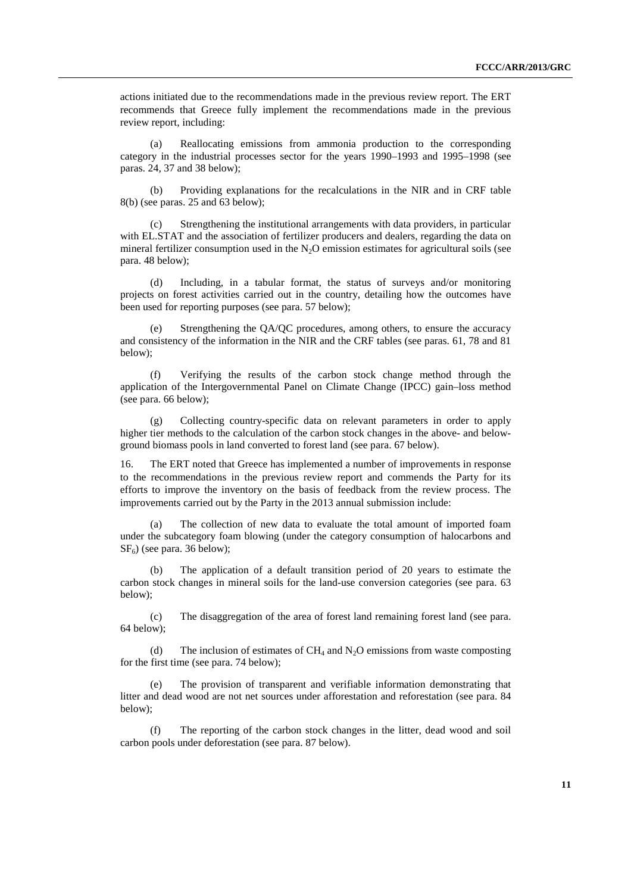actions initiated due to the recommendations made in the previous review report. The ERT recommends that Greece fully implement the recommendations made in the previous review report, including:

(a) Reallocating emissions from ammonia production to the corresponding category in the industrial processes sector for the years 1990–1993 and 1995–1998 (see paras. 24, 37 and 38 below);

(b) Providing explanations for the recalculations in the NIR and in CRF table 8(b) (see paras. 25 and 63 below);

(c) Strengthening the institutional arrangements with data providers, in particular with EL.STAT and the association of fertilizer producers and dealers, regarding the data on mineral fertilizer consumption used in the $N_2O$ emission estimates for agricultural soils (see para. 48 below);

(d) Including, in a tabular format, the status of surveys and/or monitoring projects on forest activities carried out in the country, detailing how the outcomes have been used for reporting purposes (see para. 57 below);

(e) Strengthening the QA/QC procedures, among others, to ensure the accuracy and consistency of the information in the NIR and the CRF tables (see paras. 61, 78 and 81 below);

(f) Verifying the results of the carbon stock change method through the application of the Intergovernmental Panel on Climate Change (IPCC) gain–loss method (see para. 66 below);

(g) Collecting country-specific data on relevant parameters in order to apply higher tier methods to the calculation of the carbon stock changes in the above- and below-ground biomass pools in land converted to forest land (see para. 67 below).

16. The ERT noted that Greece has implemented a number of improvements in response to the recommendations in the previous review report and commends the Party for its efforts to improve the inventory on the basis of feedback from the review process. The improvements carried out by the Party in the 2013 annual submission include:

(a) The collection of new data to evaluate the total amount of imported foam under the subcategory foam blowing (under the category consumption of halocarbons and $SF_6$) (see para. 36 below);

(b) The application of a default transition period of 20 years to estimate the carbon stock changes in mineral soils for the land-use conversion categories (see para. 63 below);

(c) The disaggregation of the area of forest land remaining forest land (see para. 64 below);

(d) The inclusion of estimates of $CH_4$ and $N_2O$ emissions from waste composting for the first time (see para. 74 below);

(e) The provision of transparent and verifiable information demonstrating that litter and dead wood are not net sources under afforestation and reforestation (see para. 84 below);

(f) The reporting of the carbon stock changes in the litter, dead wood and soil carbon pools under deforestation (see para. 87 below).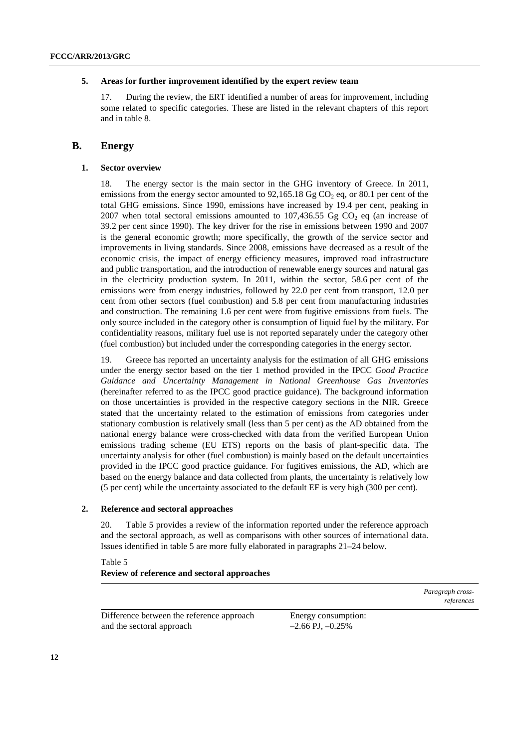### 5. Areas for further improvement identified by the expert review team

17. During the review, the ERT identified a number of areas for improvement, including some related to specific categories. These are listed in the relevant chapters of this report and in table 8.

## B. Energy

### 1. Sector overview

18. The energy sector is the main sector in the GHG inventory of Greece. In 2011, emissions from the energy sector amounted to 92,165.18 Gg $CO_2$ eq, or 80.1 per cent of the total GHG emissions. Since 1990, emissions have increased by 19.4 per cent, peaking in 2007 when total sectoral emissions amounted to 107,436.55 Gg $CO_2$ eq (an increase of 39.2 per cent since 1990). The key driver for the rise in emissions between 1990 and 2007 is the general economic growth; more specifically, the growth of the service sector and improvements in living standards. Since 2008, emissions have decreased as a result of the economic crisis, the impact of energy efficiency measures, improved road infrastructure and public transportation, and the introduction of renewable energy sources and natural gas in the electricity production system. In 2011, within the sector, 58.6 per cent of the emissions were from energy industries, followed by 22.0 per cent from transport, 12.0 per cent from other sectors (fuel combustion) and 5.8 per cent from manufacturing industries and construction. The remaining 1.6 per cent were from fugitive emissions from fuels. The only source included in the category other is consumption of liquid fuel by the military. For confidentiality reasons, military fuel use is not reported separately under the category other (fuel combustion) but included under the corresponding categories in the energy sector.

19. Greece has reported an uncertainty analysis for the estimation of all GHG emissions under the energy sector based on the tier 1 method provided in the IPCC *Good Practice Guidance and Uncertainty Management in National Greenhouse Gas Inventories* (hereinafter referred to as the IPCC good practice guidance). The background information on those uncertainties is provided in the respective category sections in the NIR. Greece stated that the uncertainty related to the estimation of emissions from categories under stationary combustion is relatively small (less than 5 per cent) as the AD obtained from the national energy balance were cross-checked with data from the verified European Union emissions trading scheme (EU ETS) reports on the basis of plant-specific data. The uncertainty analysis for other (fuel combustion) is mainly based on the default uncertainties provided in the IPCC good practice guidance. For fugitives emissions, the AD, which are based on the energy balance and data collected from plants, the uncertainty is relatively low (5 per cent) while the uncertainty associated to the default EF is very high (300 per cent).

### 2. Reference and sectoral approaches

20. Table 5 provides a review of the information reported under the reference approach and the sectoral approach, as well as comparisons with other sources of international data. Issues identified in table 5 are more fully elaborated in paragraphs 21–24 below.

Table 5
**Review of reference and sectoral approaches**

| | | *Paragraph cross-references* |
|---|---|---|
| Difference between the reference approach and the sectoral approach | Energy consumption: –2.66 PJ, –0.25% | |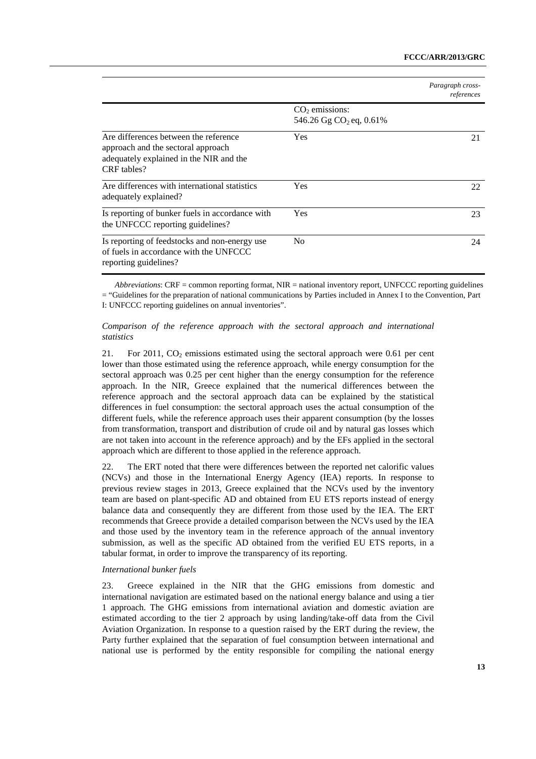| | | Paragraph cross-references |
|---|---|---|
| | $CO_2$ emissions: 546.26 Gg $CO_2$ eq, 0.61% | |
| Are differences between the reference approach and the sectoral approach adequately explained in the NIR and the CRF tables? | Yes | 21 |
| Are differences with international statistics adequately explained? | Yes | 22 |
| Is reporting of bunker fuels in accordance with the UNFCCC reporting guidelines? | Yes | 23 |
| Is reporting of feedstocks and non-energy use of fuels in accordance with the UNFCCC reporting guidelines? | No | 24 |

*Abbreviations*: CRF = common reporting format, NIR = national inventory report, UNFCCC reporting guidelines = "Guidelines for the preparation of national communications by Parties included in Annex I to the Convention, Part I: UNFCCC reporting guidelines on annual inventories".

*Comparison of the reference approach with the sectoral approach and international statistics*

21. For 2011, $CO_2$ emissions estimated using the sectoral approach were 0.61 per cent lower than those estimated using the reference approach, while energy consumption for the sectoral approach was 0.25 per cent higher than the energy consumption for the reference approach. In the NIR, Greece explained that the numerical differences between the reference approach and the sectoral approach data can be explained by the statistical differences in fuel consumption: the sectoral approach uses the actual consumption of the different fuels, while the reference approach uses their apparent consumption (by the losses from transformation, transport and distribution of crude oil and by natural gas losses which are not taken into account in the reference approach) and by the EFs applied in the sectoral approach which are different to those applied in the reference approach.

22. The ERT noted that there were differences between the reported net calorific values (NCVs) and those in the International Energy Agency (IEA) reports. In response to previous review stages in 2013, Greece explained that the NCVs used by the inventory team are based on plant-specific AD and obtained from EU ETS reports instead of energy balance data and consequently they are different from those used by the IEA. The ERT recommends that Greece provide a detailed comparison between the NCVs used by the IEA and those used by the inventory team in the reference approach of the annual inventory submission, as well as the specific AD obtained from the verified EU ETS reports, in a tabular format, in order to improve the transparency of its reporting.

*International bunker fuels*

23. Greece explained in the NIR that the GHG emissions from domestic and international navigation are estimated based on the national energy balance and using a tier 1 approach. The GHG emissions from international aviation and domestic aviation are estimated according to the tier 2 approach by using landing/take-off data from the Civil Aviation Organization. In response to a question raised by the ERT during the review, the Party further explained that the separation of fuel consumption between international and national use is performed by the entity responsible for compiling the national energy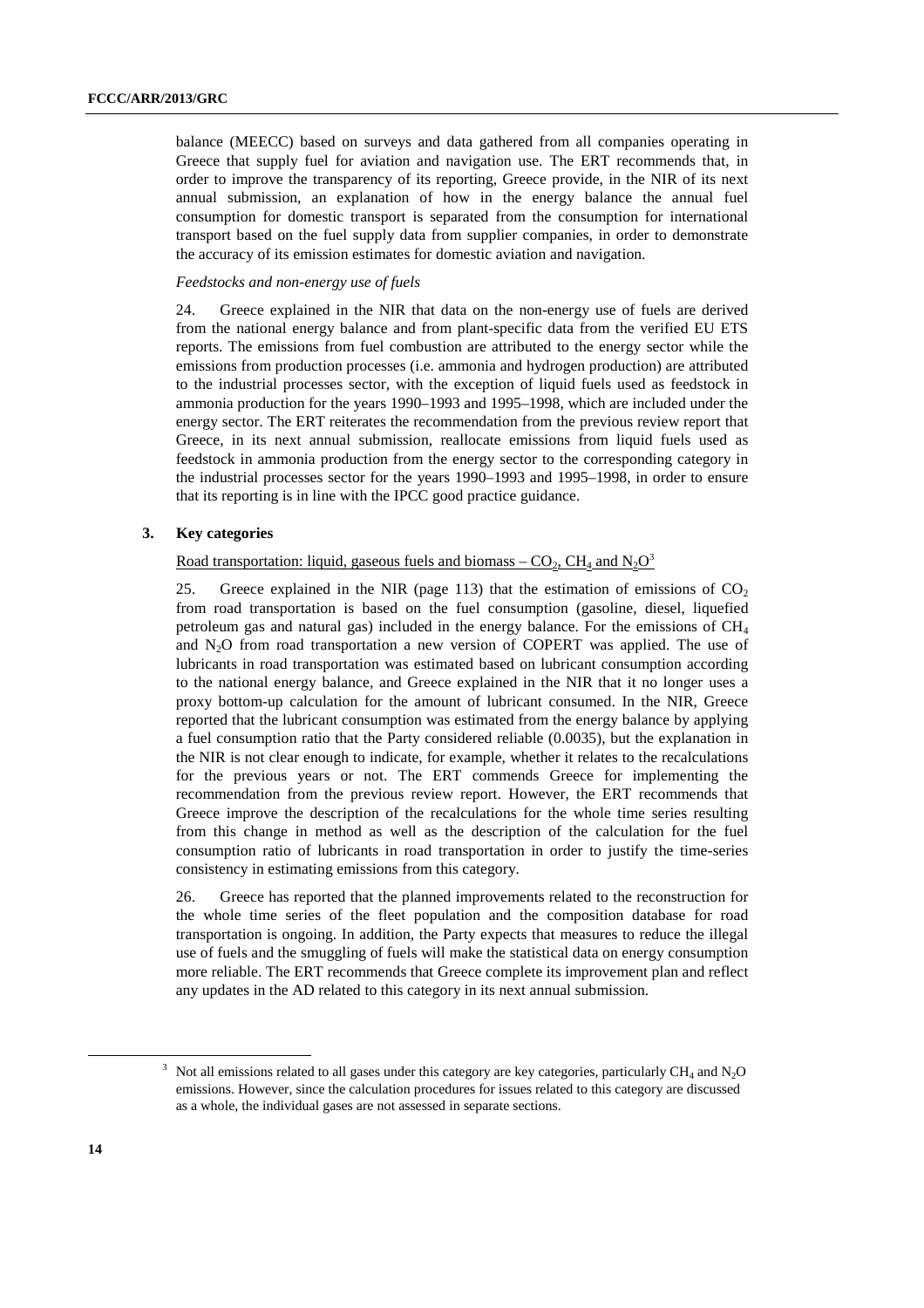balance (MEECC) based on surveys and data gathered from all companies operating in Greece that supply fuel for aviation and navigation use. The ERT recommends that, in order to improve the transparency of its reporting, Greece provide, in the NIR of its next annual submission, an explanation of how in the energy balance the annual fuel consumption for domestic transport is separated from the consumption for international transport based on the fuel supply data from supplier companies, in order to demonstrate the accuracy of its emission estimates for domestic aviation and navigation.

*Feedstocks and non-energy use of fuels*

24. Greece explained in the NIR that data on the non-energy use of fuels are derived from the national energy balance and from plant-specific data from the verified EU ETS reports. The emissions from fuel combustion are attributed to the energy sector while the emissions from production processes (i.e. ammonia and hydrogen production) are attributed to the industrial processes sector, with the exception of liquid fuels used as feedstock in ammonia production for the years 1990–1993 and 1995–1998, which are included under the energy sector. The ERT reiterates the recommendation from the previous review report that Greece, in its next annual submission, reallocate emissions from liquid fuels used as feedstock in ammonia production from the energy sector to the corresponding category in the industrial processes sector for the years 1990–1993 and 1995–1998, in order to ensure that its reporting is in line with the IPCC good practice guidance.

### 3. Key categories

Road transportation: liquid, gaseous fuels and biomass – $CO_2$, $CH_4$ and $N_2O$[3]

25. Greece explained in the NIR (page 113) that the estimation of emissions of $CO_2$ from road transportation is based on the fuel consumption (gasoline, diesel, liquefied petroleum gas and natural gas) included in the energy balance. For the emissions of $CH_4$ and $N_2O$ from road transportation a new version of COPERT was applied. The use of lubricants in road transportation was estimated based on lubricant consumption according to the national energy balance, and Greece explained in the NIR that it no longer uses a proxy bottom-up calculation for the amount of lubricant consumed. In the NIR, Greece reported that the lubricant consumption was estimated from the energy balance by applying a fuel consumption ratio that the Party considered reliable (0.0035), but the explanation in the NIR is not clear enough to indicate, for example, whether it relates to the recalculations for the previous years or not. The ERT commends Greece for implementing the recommendation from the previous review report. However, the ERT recommends that Greece improve the description of the recalculations for the whole time series resulting from this change in method as well as the description of the calculation for the fuel consumption ratio of lubricants in road transportation in order to justify the time-series consistency in estimating emissions from this category.

26. Greece has reported that the planned improvements related to the reconstruction for the whole time series of the fleet population and the composition database for road transportation is ongoing. In addition, the Party expects that measures to reduce the illegal use of fuels and the smuggling of fuels will make the statistical data on energy consumption more reliable. The ERT recommends that Greece complete its improvement plan and reflect any updates in the AD related to this category in its next annual submission.

---

[3] Not all emissions related to all gases under this category are key categories, particularly $CH_4$ and $N_2O$ emissions. However, since the calculation procedures for issues related to this category are discussed as a whole, the individual gases are not assessed in separate sections.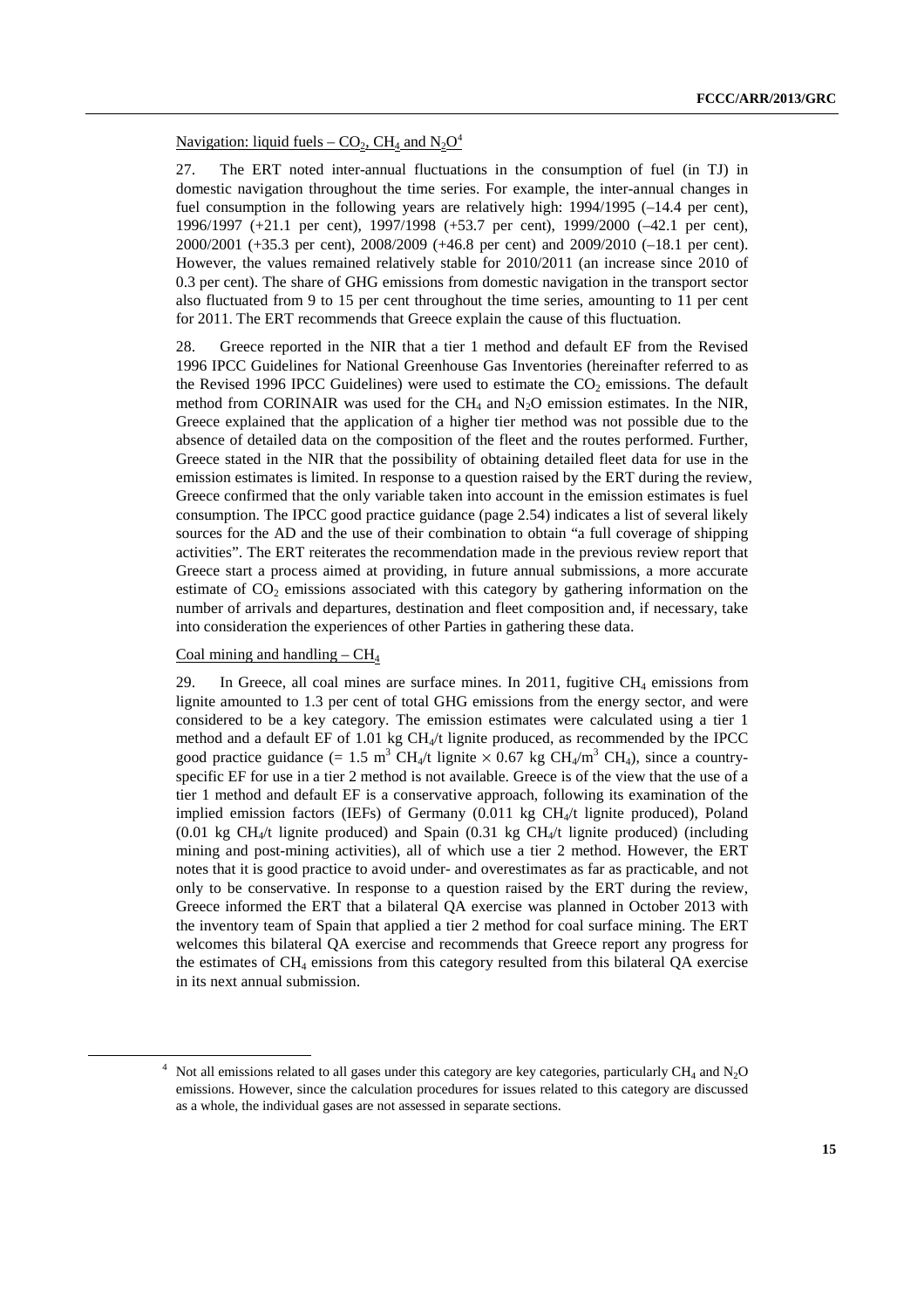Navigation: liquid fuels – $CO_2$, $CH_4$ and $N_2O$[4]

27. The ERT noted inter-annual fluctuations in the consumption of fuel (in TJ) in domestic navigation throughout the time series. For example, the inter-annual changes in fuel consumption in the following years are relatively high: 1994/1995 (–14.4 per cent), 1996/1997 (+21.1 per cent), 1997/1998 (+53.7 per cent), 1999/2000 (–42.1 per cent), 2000/2001 (+35.3 per cent), 2008/2009 (+46.8 per cent) and 2009/2010 (–18.1 per cent). However, the values remained relatively stable for 2010/2011 (an increase since 2010 of 0.3 per cent). The share of GHG emissions from domestic navigation in the transport sector also fluctuated from 9 to 15 per cent throughout the time series, amounting to 11 per cent for 2011. The ERT recommends that Greece explain the cause of this fluctuation.

28. Greece reported in the NIR that a tier 1 method and default EF from the Revised 1996 IPCC Guidelines for National Greenhouse Gas Inventories (hereinafter referred to as the Revised 1996 IPCC Guidelines) were used to estimate the $CO_2$ emissions. The default method from CORINAIR was used for the $CH_4$ and $N_2O$ emission estimates. In the NIR, Greece explained that the application of a higher tier method was not possible due to the absence of detailed data on the composition of the fleet and the routes performed. Further, Greece stated in the NIR that the possibility of obtaining detailed fleet data for use in the emission estimates is limited. In response to a question raised by the ERT during the review, Greece confirmed that the only variable taken into account in the emission estimates is fuel consumption. The IPCC good practice guidance (page 2.54) indicates a list of several likely sources for the AD and the use of their combination to obtain "a full coverage of shipping activities". The ERT reiterates the recommendation made in the previous review report that Greece start a process aimed at providing, in future annual submissions, a more accurate estimate of $CO_2$ emissions associated with this category by gathering information on the number of arrivals and departures, destination and fleet composition and, if necessary, take into consideration the experiences of other Parties in gathering these data.

Coal mining and handling – $CH_4$

29. In Greece, all coal mines are surface mines. In 2011, fugitive $CH_4$ emissions from lignite amounted to 1.3 per cent of total GHG emissions from the energy sector, and were considered to be a key category. The emission estimates were calculated using a tier 1 method and a default EF of 1.01 kg $CH_4$/t lignite produced, as recommended by the IPCC good practice guidance (= 1.5 $m^3$ $CH_4$/t lignite × 0.67 kg $CH_4$/$m^3$ $CH_4$), since a country-specific EF for use in a tier 2 method is not available. Greece is of the view that the use of a tier 1 method and default EF is a conservative approach, following its examination of the implied emission factors (IEFs) of Germany (0.011 kg $CH_4$/t lignite produced), Poland (0.01 kg $CH_4$/t lignite produced) and Spain (0.31 kg $CH_4$/t lignite produced) (including mining and post-mining activities), all of which use a tier 2 method. However, the ERT notes that it is good practice to avoid under- and overestimates as far as practicable, and not only to be conservative. In response to a question raised by the ERT during the review, Greece informed the ERT that a bilateral QA exercise was planned in October 2013 with the inventory team of Spain that applied a tier 2 method for coal surface mining. The ERT welcomes this bilateral QA exercise and recommends that Greece report any progress for the estimates of $CH_4$ emissions from this category resulted from this bilateral QA exercise in its next annual submission.

[4] Not all emissions related to all gases under this category are key categories, particularly $CH_4$ and $N_2O$ emissions. However, since the calculation procedures for issues related to this category are discussed as a whole, the individual gases are not assessed in separate sections.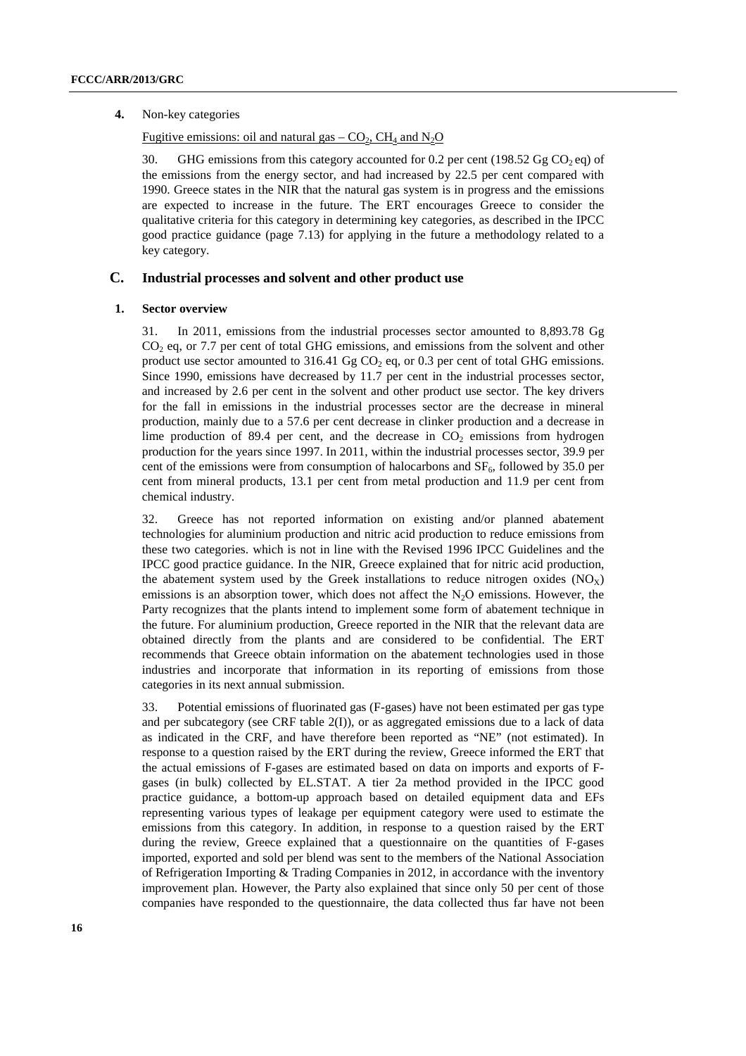**4.** Non-key categories

Fugitive emissions: oil and natural gas – $CO_2$, $CH_4$ and $N_2O$

30. GHG emissions from this category accounted for 0.2 per cent (198.52 Gg $CO_2$ eq) of the emissions from the energy sector, and had increased by 22.5 per cent compared with 1990. Greece states in the NIR that the natural gas system is in progress and the emissions are expected to increase in the future. The ERT encourages Greece to consider the qualitative criteria for this category in determining key categories, as described in the IPCC good practice guidance (page 7.13) for applying in the future a methodology related to a key category.

## C. Industrial processes and solvent and other product use

### 1. Sector overview

31. In 2011, emissions from the industrial processes sector amounted to 8,893.78 Gg $CO_2$ eq, or 7.7 per cent of total GHG emissions, and emissions from the solvent and other product use sector amounted to 316.41 Gg $CO_2$ eq, or 0.3 per cent of total GHG emissions. Since 1990, emissions have decreased by 11.7 per cent in the industrial processes sector, and increased by 2.6 per cent in the solvent and other product use sector. The key drivers for the fall in emissions in the industrial processes sector are the decrease in mineral production, mainly due to a 57.6 per cent decrease in clinker production and a decrease in lime production of 89.4 per cent, and the decrease in $CO_2$ emissions from hydrogen production for the years since 1997. In 2011, within the industrial processes sector, 39.9 per cent of the emissions were from consumption of halocarbons and $SF_6$, followed by 35.0 per cent from mineral products, 13.1 per cent from metal production and 11.9 per cent from chemical industry.

32. Greece has not reported information on existing and/or planned abatement technologies for aluminium production and nitric acid production to reduce emissions from these two categories. which is not in line with the Revised 1996 IPCC Guidelines and the IPCC good practice guidance. In the NIR, Greece explained that for nitric acid production, the abatement system used by the Greek installations to reduce nitrogen oxides ($NO_X$) emissions is an absorption tower, which does not affect the $N_2O$ emissions. However, the Party recognizes that the plants intend to implement some form of abatement technique in the future. For aluminium production, Greece reported in the NIR that the relevant data are obtained directly from the plants and are considered to be confidential. The ERT recommends that Greece obtain information on the abatement technologies used in those industries and incorporate that information in its reporting of emissions from those categories in its next annual submission.

33. Potential emissions of fluorinated gas (F-gases) have not been estimated per gas type and per subcategory (see CRF table 2(I)), or as aggregated emissions due to a lack of data as indicated in the CRF, and have therefore been reported as "NE" (not estimated). In response to a question raised by the ERT during the review, Greece informed the ERT that the actual emissions of F-gases are estimated based on data on imports and exports of F-gases (in bulk) collected by EL.STAT. A tier 2a method provided in the IPCC good practice guidance, a bottom-up approach based on detailed equipment data and EFs representing various types of leakage per equipment category were used to estimate the emissions from this category. In addition, in response to a question raised by the ERT during the review, Greece explained that a questionnaire on the quantities of F-gases imported, exported and sold per blend was sent to the members of the National Association of Refrigeration Importing & Trading Companies in 2012, in accordance with the inventory improvement plan. However, the Party also explained that since only 50 per cent of those companies have responded to the questionnaire, the data collected thus far have not been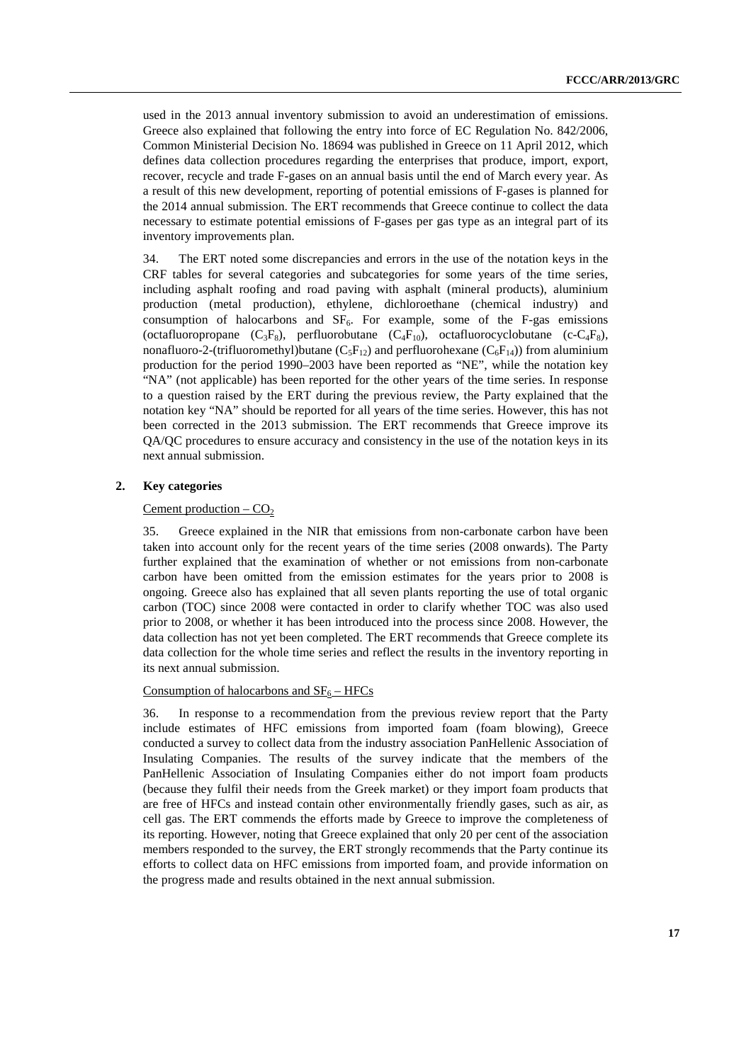used in the 2013 annual inventory submission to avoid an underestimation of emissions. Greece also explained that following the entry into force of EC Regulation No. 842/2006, Common Ministerial Decision No. 18694 was published in Greece on 11 April 2012, which defines data collection procedures regarding the enterprises that produce, import, export, recover, recycle and trade F-gases on an annual basis until the end of March every year. As a result of this new development, reporting of potential emissions of F-gases is planned for the 2014 annual submission. The ERT recommends that Greece continue to collect the data necessary to estimate potential emissions of F-gases per gas type as an integral part of its inventory improvements plan.

34. The ERT noted some discrepancies and errors in the use of the notation keys in the CRF tables for several categories and subcategories for some years of the time series, including asphalt roofing and road paving with asphalt (mineral products), aluminium production (metal production), ethylene, dichloroethane (chemical industry) and consumption of halocarbons and $SF_6$. For example, some of the F-gas emissions (octafluoropropane ($C_3F_8$), perfluorobutane ($C_4F_{10}$), octafluorocyclobutane (c-$C_4F_8$), nonafluoro-2-(trifluoromethyl)butane ($C_5F_{12}$) and perfluorohexane ($C_6F_{14}$)) from aluminium production for the period 1990–2003 have been reported as "NE", while the notation key "NA" (not applicable) has been reported for the other years of the time series. In response to a question raised by the ERT during the previous review, the Party explained that the notation key "NA" should be reported for all years of the time series. However, this has not been corrected in the 2013 submission. The ERT recommends that Greece improve its QA/QC procedures to ensure accuracy and consistency in the use of the notation keys in its next annual submission.

## 2. Key categories

### Cement production – $CO_2$

35. Greece explained in the NIR that emissions from non-carbonate carbon have been taken into account only for the recent years of the time series (2008 onwards). The Party further explained that the examination of whether or not emissions from non-carbonate carbon have been omitted from the emission estimates for the years prior to 2008 is ongoing. Greece also has explained that all seven plants reporting the use of total organic carbon (TOC) since 2008 were contacted in order to clarify whether TOC was also used prior to 2008, or whether it has been introduced into the process since 2008. However, the data collection has not yet been completed. The ERT recommends that Greece complete its data collection for the whole time series and reflect the results in the inventory reporting in its next annual submission.

### Consumption of halocarbons and $SF_6$ – HFCs

36. In response to a recommendation from the previous review report that the Party include estimates of HFC emissions from imported foam (foam blowing), Greece conducted a survey to collect data from the industry association PanHellenic Association of Insulating Companies. The results of the survey indicate that the members of the PanHellenic Association of Insulating Companies either do not import foam products (because they fulfil their needs from the Greek market) or they import foam products that are free of HFCs and instead contain other environmentally friendly gases, such as air, as cell gas. The ERT commends the efforts made by Greece to improve the completeness of its reporting. However, noting that Greece explained that only 20 per cent of the association members responded to the survey, the ERT strongly recommends that the Party continue its efforts to collect data on HFC emissions from imported foam, and provide information on the progress made and results obtained in the next annual submission.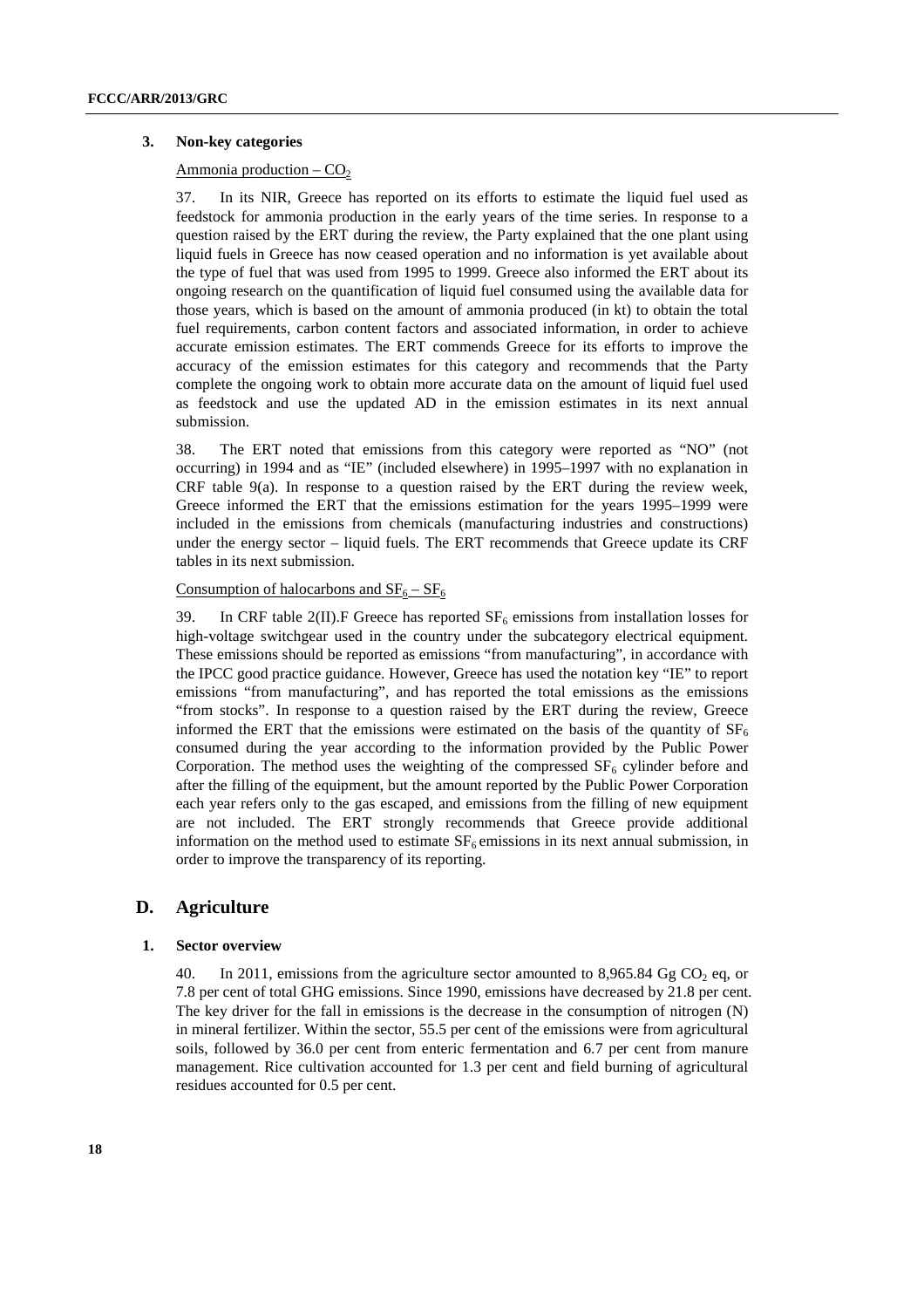### 3. Non-key categories

Ammonia production – $CO_2$

37. In its NIR, Greece has reported on its efforts to estimate the liquid fuel used as feedstock for ammonia production in the early years of the time series. In response to a question raised by the ERT during the review, the Party explained that the one plant using liquid fuels in Greece has now ceased operation and no information is yet available about the type of fuel that was used from 1995 to 1999. Greece also informed the ERT about its ongoing research on the quantification of liquid fuel consumed using the available data for those years, which is based on the amount of ammonia produced (in kt) to obtain the total fuel requirements, carbon content factors and associated information, in order to achieve accurate emission estimates. The ERT commends Greece for its efforts to improve the accuracy of the emission estimates for this category and recommends that the Party complete the ongoing work to obtain more accurate data on the amount of liquid fuel used as feedstock and use the updated AD in the emission estimates in its next annual submission.

38. The ERT noted that emissions from this category were reported as "NO" (not occurring) in 1994 and as "IE" (included elsewhere) in 1995–1997 with no explanation in CRF table 9(a). In response to a question raised by the ERT during the review week, Greece informed the ERT that the emissions estimation for the years 1995–1999 were included in the emissions from chemicals (manufacturing industries and constructions) under the energy sector – liquid fuels. The ERT recommends that Greece update its CRF tables in its next submission.

Consumption of halocarbons and $SF_6$ – $SF_6$

39. In CRF table 2(II).F Greece has reported $SF_6$ emissions from installation losses for high-voltage switchgear used in the country under the subcategory electrical equipment. These emissions should be reported as emissions "from manufacturing", in accordance with the IPCC good practice guidance. However, Greece has used the notation key "IE" to report emissions "from manufacturing", and has reported the total emissions as the emissions "from stocks". In response to a question raised by the ERT during the review, Greece informed the ERT that the emissions were estimated on the basis of the quantity of $SF_6$ consumed during the year according to the information provided by the Public Power Corporation. The method uses the weighting of the compressed $SF_6$ cylinder before and after the filling of the equipment, but the amount reported by the Public Power Corporation each year refers only to the gas escaped, and emissions from the filling of new equipment are not included. The ERT strongly recommends that Greece provide additional information on the method used to estimate $SF_6$ emissions in its next annual submission, in order to improve the transparency of its reporting.

## D. Agriculture

### 1. Sector overview

40. In 2011, emissions from the agriculture sector amounted to 8,965.84 Gg $CO_2$ eq, or 7.8 per cent of total GHG emissions. Since 1990, emissions have decreased by 21.8 per cent. The key driver for the fall in emissions is the decrease in the consumption of nitrogen (N) in mineral fertilizer. Within the sector, 55.5 per cent of the emissions were from agricultural soils, followed by 36.0 per cent from enteric fermentation and 6.7 per cent from manure management. Rice cultivation accounted for 1.3 per cent and field burning of agricultural residues accounted for 0.5 per cent.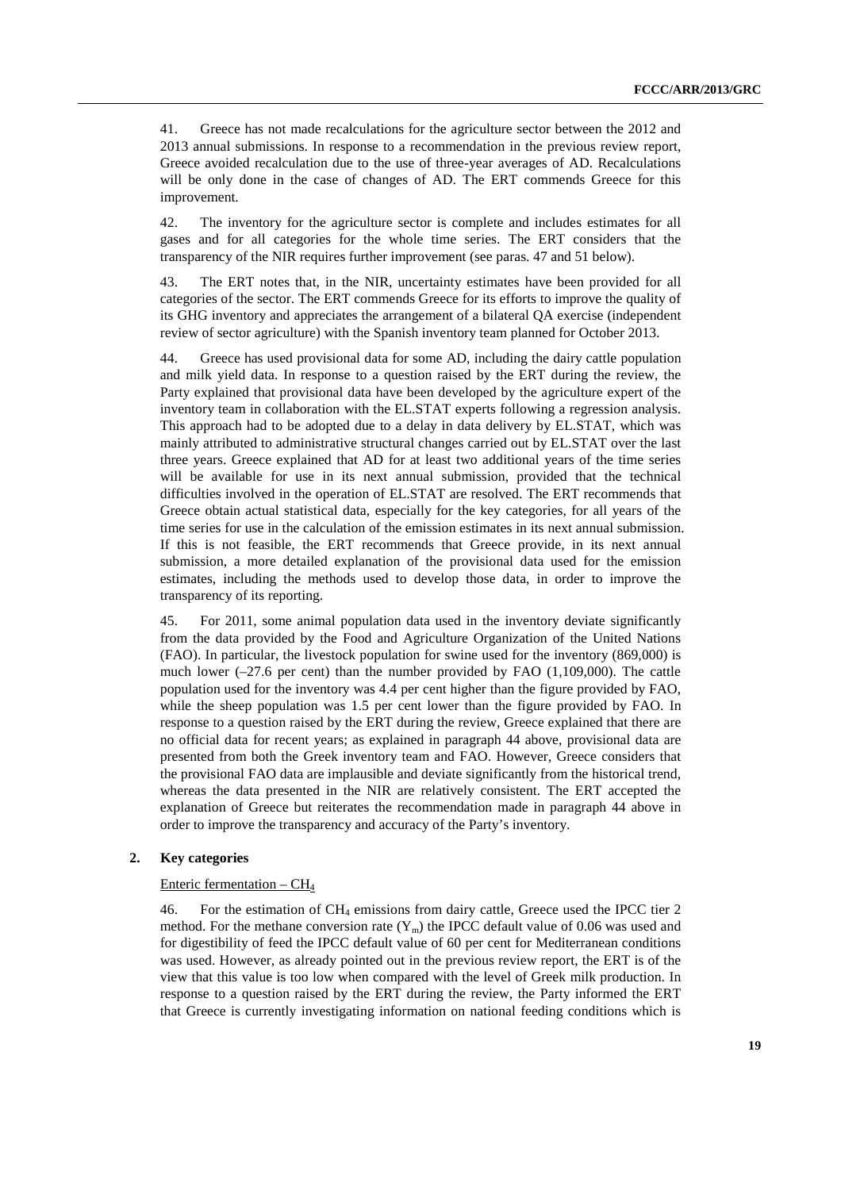41. Greece has not made recalculations for the agriculture sector between the 2012 and 2013 annual submissions. In response to a recommendation in the previous review report, Greece avoided recalculation due to the use of three-year averages of AD. Recalculations will be only done in the case of changes of AD. The ERT commends Greece for this improvement.

42. The inventory for the agriculture sector is complete and includes estimates for all gases and for all categories for the whole time series. The ERT considers that the transparency of the NIR requires further improvement (see paras. 47 and 51 below).

43. The ERT notes that, in the NIR, uncertainty estimates have been provided for all categories of the sector. The ERT commends Greece for its efforts to improve the quality of its GHG inventory and appreciates the arrangement of a bilateral QA exercise (independent review of sector agriculture) with the Spanish inventory team planned for October 2013.

44. Greece has used provisional data for some AD, including the dairy cattle population and milk yield data. In response to a question raised by the ERT during the review, the Party explained that provisional data have been developed by the agriculture expert of the inventory team in collaboration with the EL.STAT experts following a regression analysis. This approach had to be adopted due to a delay in data delivery by EL.STAT, which was mainly attributed to administrative structural changes carried out by EL.STAT over the last three years. Greece explained that AD for at least two additional years of the time series will be available for use in its next annual submission, provided that the technical difficulties involved in the operation of EL.STAT are resolved. The ERT recommends that Greece obtain actual statistical data, especially for the key categories, for all years of the time series for use in the calculation of the emission estimates in its next annual submission. If this is not feasible, the ERT recommends that Greece provide, in its next annual submission, a more detailed explanation of the provisional data used for the emission estimates, including the methods used to develop those data, in order to improve the transparency of its reporting.

45. For 2011, some animal population data used in the inventory deviate significantly from the data provided by the Food and Agriculture Organization of the United Nations (FAO). In particular, the livestock population for swine used for the inventory (869,000) is much lower (–27.6 per cent) than the number provided by FAO (1,109,000). The cattle population used for the inventory was 4.4 per cent higher than the figure provided by FAO, while the sheep population was 1.5 per cent lower than the figure provided by FAO. In response to a question raised by the ERT during the review, Greece explained that there are no official data for recent years; as explained in paragraph 44 above, provisional data are presented from both the Greek inventory team and FAO. However, Greece considers that the provisional FAO data are implausible and deviate significantly from the historical trend, whereas the data presented in the NIR are relatively consistent. The ERT accepted the explanation of Greece but reiterates the recommendation made in paragraph 44 above in order to improve the transparency and accuracy of the Party's inventory.

### 2. Key categories

Enteric fermentation – $CH_4$

46. For the estimation of $CH_4$ emissions from dairy cattle, Greece used the IPCC tier 2 method. For the methane conversion rate ($Y_m$) the IPCC default value of 0.06 was used and for digestibility of feed the IPCC default value of 60 per cent for Mediterranean conditions was used. However, as already pointed out in the previous review report, the ERT is of the view that this value is too low when compared with the level of Greek milk production. In response to a question raised by the ERT during the review, the Party informed the ERT that Greece is currently investigating information on national feeding conditions which is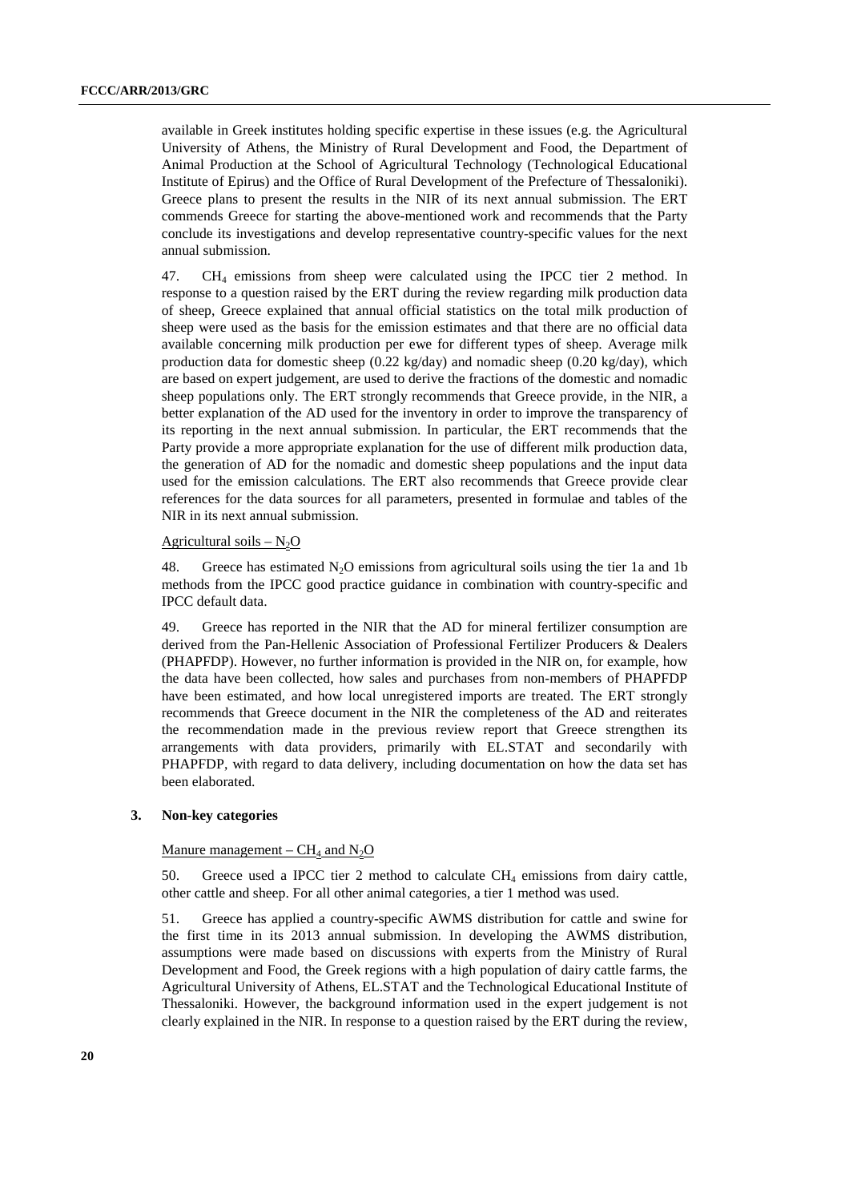available in Greek institutes holding specific expertise in these issues (e.g. the Agricultural University of Athens, the Ministry of Rural Development and Food, the Department of Animal Production at the School of Agricultural Technology (Technological Educational Institute of Epirus) and the Office of Rural Development of the Prefecture of Thessaloniki). Greece plans to present the results in the NIR of its next annual submission. The ERT commends Greece for starting the above-mentioned work and recommends that the Party conclude its investigations and develop representative country-specific values for the next annual submission.

47. $CH_4$ emissions from sheep were calculated using the IPCC tier 2 method. In response to a question raised by the ERT during the review regarding milk production data of sheep, Greece explained that annual official statistics on the total milk production of sheep were used as the basis for the emission estimates and that there are no official data available concerning milk production per ewe for different types of sheep. Average milk production data for domestic sheep (0.22 kg/day) and nomadic sheep (0.20 kg/day), which are based on expert judgement, are used to derive the fractions of the domestic and nomadic sheep populations only. The ERT strongly recommends that Greece provide, in the NIR, a better explanation of the AD used for the inventory in order to improve the transparency of its reporting in the next annual submission. In particular, the ERT recommends that the Party provide a more appropriate explanation for the use of different milk production data, the generation of AD for the nomadic and domestic sheep populations and the input data used for the emission calculations. The ERT also recommends that Greece provide clear references for the data sources for all parameters, presented in formulae and tables of the NIR in its next annual submission.

Agricultural soils – $N_2O$

48. Greece has estimated $N_2O$ emissions from agricultural soils using the tier 1a and 1b methods from the IPCC good practice guidance in combination with country-specific and IPCC default data.

49. Greece has reported in the NIR that the AD for mineral fertilizer consumption are derived from the Pan-Hellenic Association of Professional Fertilizer Producers & Dealers (PHAPFDP). However, no further information is provided in the NIR on, for example, how the data have been collected, how sales and purchases from non-members of PHAPFDP have been estimated, and how local unregistered imports are treated. The ERT strongly recommends that Greece document in the NIR the completeness of the AD and reiterates the recommendation made in the previous review report that Greece strengthen its arrangements with data providers, primarily with EL.STAT and secondarily with PHAPFDP, with regard to data delivery, including documentation on how the data set has been elaborated.

### 3. Non-key categories

Manure management – $CH_4$ and $N_2O$

50. Greece used a IPCC tier 2 method to calculate $CH_4$ emissions from dairy cattle, other cattle and sheep. For all other animal categories, a tier 1 method was used.

51. Greece has applied a country-specific AWMS distribution for cattle and swine for the first time in its 2013 annual submission. In developing the AWMS distribution, assumptions were made based on discussions with experts from the Ministry of Rural Development and Food, the Greek regions with a high population of dairy cattle farms, the Agricultural University of Athens, EL.STAT and the Technological Educational Institute of Thessaloniki. However, the background information used in the expert judgement is not clearly explained in the NIR. In response to a question raised by the ERT during the review,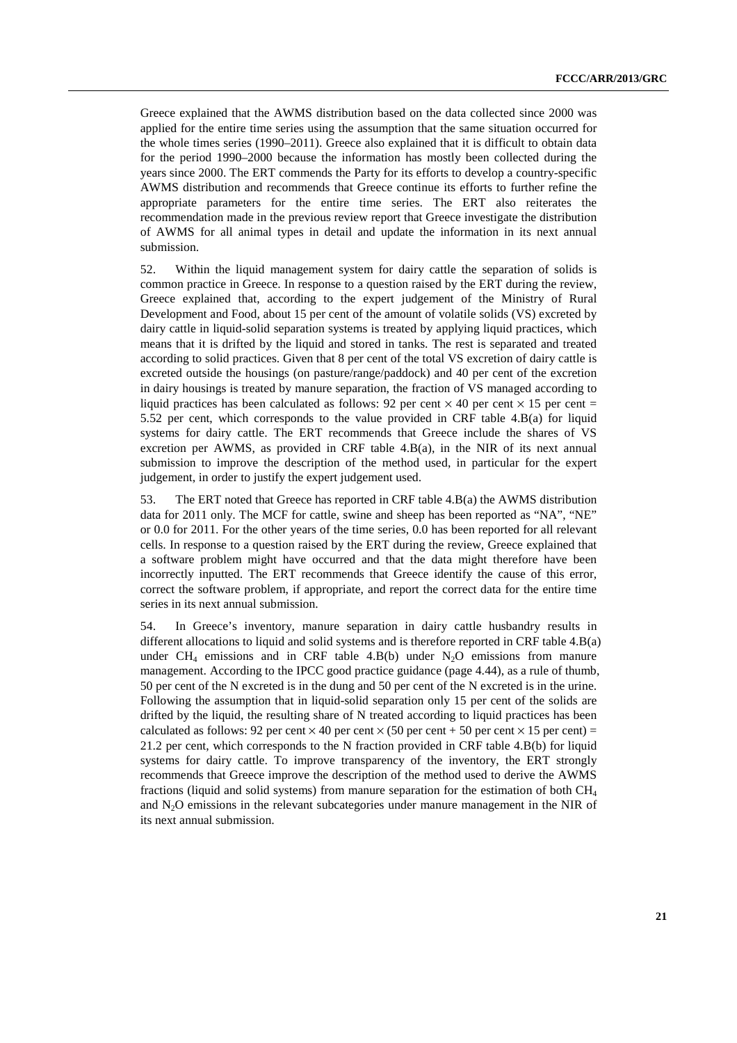Greece explained that the AWMS distribution based on the data collected since 2000 was applied for the entire time series using the assumption that the same situation occurred for the whole times series (1990–2011). Greece also explained that it is difficult to obtain data for the period 1990–2000 because the information has mostly been collected during the years since 2000. The ERT commends the Party for its efforts to develop a country-specific AWMS distribution and recommends that Greece continue its efforts to further refine the appropriate parameters for the entire time series. The ERT also reiterates the recommendation made in the previous review report that Greece investigate the distribution of AWMS for all animal types in detail and update the information in its next annual submission.

52. Within the liquid management system for dairy cattle the separation of solids is common practice in Greece. In response to a question raised by the ERT during the review, Greece explained that, according to the expert judgement of the Ministry of Rural Development and Food, about 15 per cent of the amount of volatile solids (VS) excreted by dairy cattle in liquid-solid separation systems is treated by applying liquid practices, which means that it is drifted by the liquid and stored in tanks. The rest is separated and treated according to solid practices. Given that 8 per cent of the total VS excretion of dairy cattle is excreted outside the housings (on pasture/range/paddock) and 40 per cent of the excretion in dairy housings is treated by manure separation, the fraction of VS managed according to liquid practices has been calculated as follows: 92 per cent × 40 per cent × 15 per cent = 5.52 per cent, which corresponds to the value provided in CRF table 4.B(a) for liquid systems for dairy cattle. The ERT recommends that Greece include the shares of VS excretion per AWMS, as provided in CRF table 4.B(a), in the NIR of its next annual submission to improve the description of the method used, in particular for the expert judgement, in order to justify the expert judgement used.

53. The ERT noted that Greece has reported in CRF table 4.B(a) the AWMS distribution data for 2011 only. The MCF for cattle, swine and sheep has been reported as "NA", "NE" or 0.0 for 2011. For the other years of the time series, 0.0 has been reported for all relevant cells. In response to a question raised by the ERT during the review, Greece explained that a software problem might have occurred and that the data might therefore have been incorrectly inputted. The ERT recommends that Greece identify the cause of this error, correct the software problem, if appropriate, and report the correct data for the entire time series in its next annual submission.

54. In Greece's inventory, manure separation in dairy cattle husbandry results in different allocations to liquid and solid systems and is therefore reported in CRF table 4.B(a) under $CH_4$ emissions and in CRF table 4.B(b) under $N_2O$ emissions from manure management. According to the IPCC good practice guidance (page 4.44), as a rule of thumb, 50 per cent of the N excreted is in the dung and 50 per cent of the N excreted is in the urine. Following the assumption that in liquid-solid separation only 15 per cent of the solids are drifted by the liquid, the resulting share of N treated according to liquid practices has been calculated as follows: 92 per cent × 40 per cent × (50 per cent + 50 per cent × 15 per cent) = 21.2 per cent, which corresponds to the N fraction provided in CRF table 4.B(b) for liquid systems for dairy cattle. To improve transparency of the inventory, the ERT strongly recommends that Greece improve the description of the method used to derive the AWMS fractions (liquid and solid systems) from manure separation for the estimation of both $CH_4$ and $N_2O$ emissions in the relevant subcategories under manure management in the NIR of its next annual submission.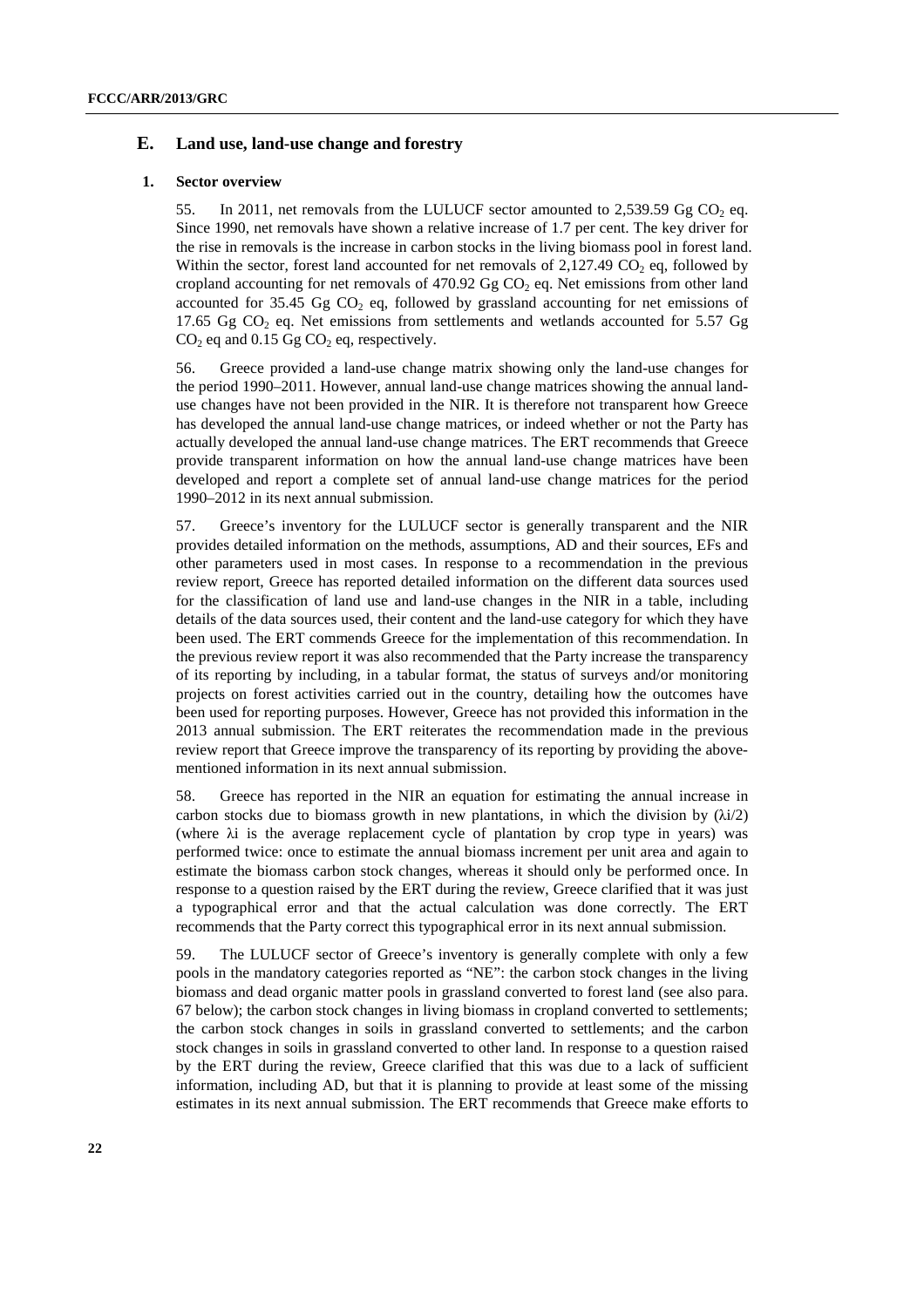## E. Land use, land-use change and forestry

### 1. Sector overview

55. In 2011, net removals from the LULUCF sector amounted to 2,539.59 Gg $CO_2$ eq. Since 1990, net removals have shown a relative increase of 1.7 per cent. The key driver for the rise in removals is the increase in carbon stocks in the living biomass pool in forest land. Within the sector, forest land accounted for net removals of 2,127.49 $CO_2$ eq, followed by cropland accounting for net removals of 470.92 Gg $CO_2$ eq. Net emissions from other land accounted for 35.45 Gg $CO_2$ eq, followed by grassland accounting for net emissions of 17.65 Gg $CO_2$ eq. Net emissions from settlements and wetlands accounted for 5.57 Gg $CO_2$ eq and 0.15 Gg $CO_2$ eq, respectively.

56. Greece provided a land-use change matrix showing only the land-use changes for the period 1990–2011. However, annual land-use change matrices showing the annual land-use changes have not been provided in the NIR. It is therefore not transparent how Greece has developed the annual land-use change matrices, or indeed whether or not the Party has actually developed the annual land-use change matrices. The ERT recommends that Greece provide transparent information on how the annual land-use change matrices have been developed and report a complete set of annual land-use change matrices for the period 1990–2012 in its next annual submission.

57. Greece's inventory for the LULUCF sector is generally transparent and the NIR provides detailed information on the methods, assumptions, AD and their sources, EFs and other parameters used in most cases. In response to a recommendation in the previous review report, Greece has reported detailed information on the different data sources used for the classification of land use and land-use changes in the NIR in a table, including details of the data sources used, their content and the land-use category for which they have been used. The ERT commends Greece for the implementation of this recommendation. In the previous review report it was also recommended that the Party increase the transparency of its reporting by including, in a tabular format, the status of surveys and/or monitoring projects on forest activities carried out in the country, detailing how the outcomes have been used for reporting purposes. However, Greece has not provided this information in the 2013 annual submission. The ERT reiterates the recommendation made in the previous review report that Greece improve the transparency of its reporting by providing the above-mentioned information in its next annual submission.

58. Greece has reported in the NIR an equation for estimating the annual increase in carbon stocks due to biomass growth in new plantations, in which the division by ($\lambda i/2$) (where $\lambda i$ is the average replacement cycle of plantation by crop type in years) was performed twice: once to estimate the annual biomass increment per unit area and again to estimate the biomass carbon stock changes, whereas it should only be performed once. In response to a question raised by the ERT during the review, Greece clarified that it was just a typographical error and that the actual calculation was done correctly. The ERT recommends that the Party correct this typographical error in its next annual submission.

59. The LULUCF sector of Greece's inventory is generally complete with only a few pools in the mandatory categories reported as "NE": the carbon stock changes in the living biomass and dead organic matter pools in grassland converted to forest land (see also para. 67 below); the carbon stock changes in living biomass in cropland converted to settlements; the carbon stock changes in soils in grassland converted to settlements; and the carbon stock changes in soils in grassland converted to other land. In response to a question raised by the ERT during the review, Greece clarified that this was due to a lack of sufficient information, including AD, but that it is planning to provide at least some of the missing estimates in its next annual submission. The ERT recommends that Greece make efforts to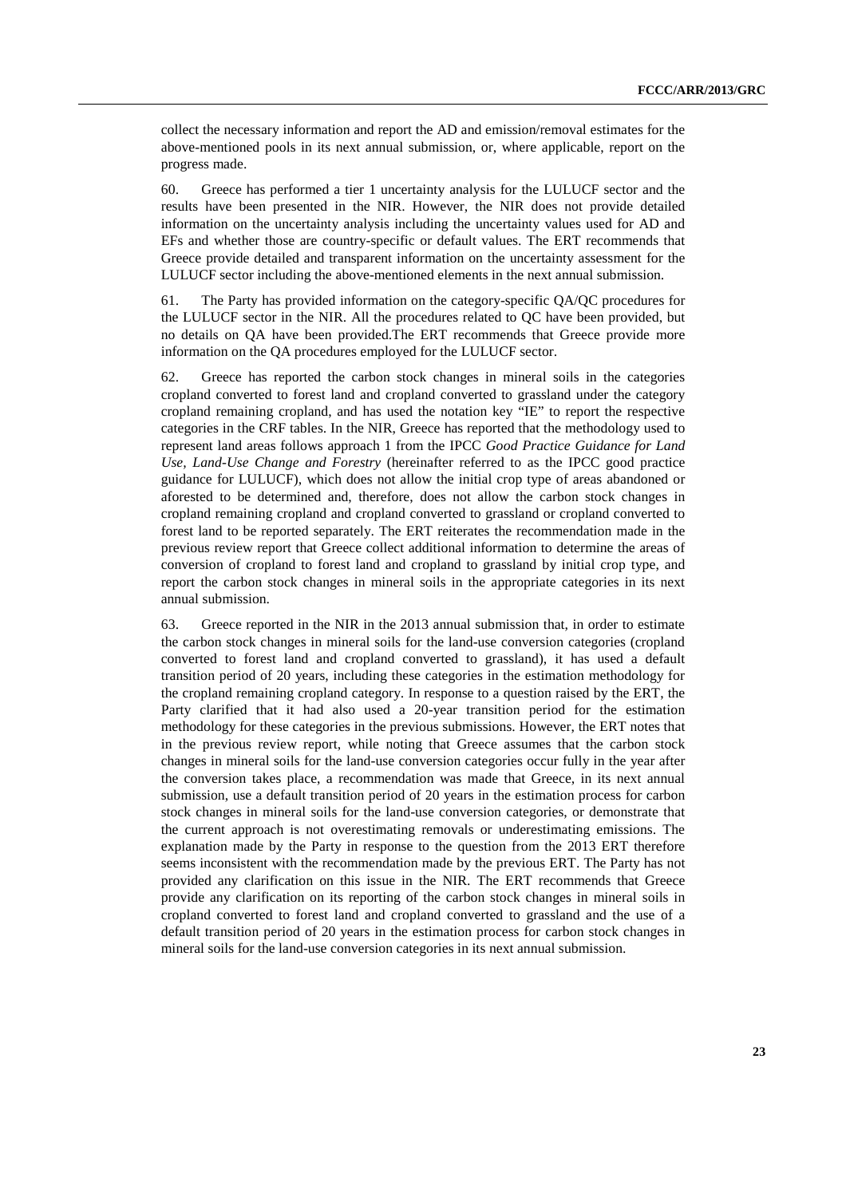collect the necessary information and report the AD and emission/removal estimates for the above-mentioned pools in its next annual submission, or, where applicable, report on the progress made.

60. Greece has performed a tier 1 uncertainty analysis for the LULUCF sector and the results have been presented in the NIR. However, the NIR does not provide detailed information on the uncertainty analysis including the uncertainty values used for AD and EFs and whether those are country-specific or default values. The ERT recommends that Greece provide detailed and transparent information on the uncertainty assessment for the LULUCF sector including the above-mentioned elements in the next annual submission.

61. The Party has provided information on the category-specific QA/QC procedures for the LULUCF sector in the NIR. All the procedures related to QC have been provided, but no details on QA have been provided.The ERT recommends that Greece provide more information on the QA procedures employed for the LULUCF sector.

62. Greece has reported the carbon stock changes in mineral soils in the categories cropland converted to forest land and cropland converted to grassland under the category cropland remaining cropland, and has used the notation key "IE" to report the respective categories in the CRF tables. In the NIR, Greece has reported that the methodology used to represent land areas follows approach 1 from the IPCC *Good Practice Guidance for Land Use, Land-Use Change and Forestry* (hereinafter referred to as the IPCC good practice guidance for LULUCF), which does not allow the initial crop type of areas abandoned or aforested to be determined and, therefore, does not allow the carbon stock changes in cropland remaining cropland and cropland converted to grassland or cropland converted to forest land to be reported separately. The ERT reiterates the recommendation made in the previous review report that Greece collect additional information to determine the areas of conversion of cropland to forest land and cropland to grassland by initial crop type, and report the carbon stock changes in mineral soils in the appropriate categories in its next annual submission.

63. Greece reported in the NIR in the 2013 annual submission that, in order to estimate the carbon stock changes in mineral soils for the land-use conversion categories (cropland converted to forest land and cropland converted to grassland), it has used a default transition period of 20 years, including these categories in the estimation methodology for the cropland remaining cropland category. In response to a question raised by the ERT, the Party clarified that it had also used a 20-year transition period for the estimation methodology for these categories in the previous submissions. However, the ERT notes that in the previous review report, while noting that Greece assumes that the carbon stock changes in mineral soils for the land-use conversion categories occur fully in the year after the conversion takes place, a recommendation was made that Greece, in its next annual submission, use a default transition period of 20 years in the estimation process for carbon stock changes in mineral soils for the land-use conversion categories, or demonstrate that the current approach is not overestimating removals or underestimating emissions. The explanation made by the Party in response to the question from the 2013 ERT therefore seems inconsistent with the recommendation made by the previous ERT. The Party has not provided any clarification on this issue in the NIR. The ERT recommends that Greece provide any clarification on its reporting of the carbon stock changes in mineral soils in cropland converted to forest land and cropland converted to grassland and the use of a default transition period of 20 years in the estimation process for carbon stock changes in mineral soils for the land-use conversion categories in its next annual submission.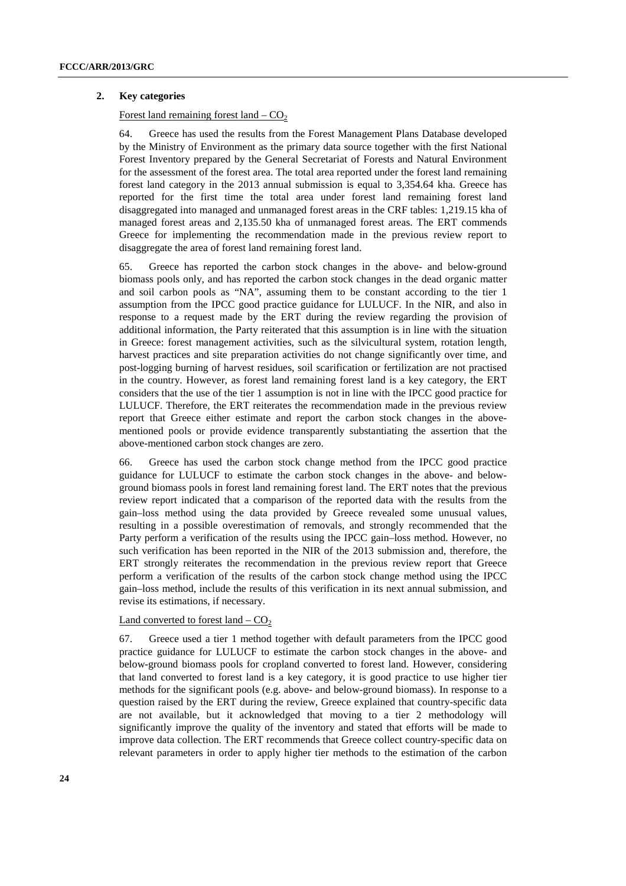### 2. Key categories

Forest land remaining forest land – $CO_2$

64. Greece has used the results from the Forest Management Plans Database developed by the Ministry of Environment as the primary data source together with the first National Forest Inventory prepared by the General Secretariat of Forests and Natural Environment for the assessment of the forest area. The total area reported under the forest land remaining forest land category in the 2013 annual submission is equal to 3,354.64 kha. Greece has reported for the first time the total area under forest land remaining forest land disaggregated into managed and unmanaged forest areas in the CRF tables: 1,219.15 kha of managed forest areas and 2,135.50 kha of unmanaged forest areas. The ERT commends Greece for implementing the recommendation made in the previous review report to disaggregate the area of forest land remaining forest land.

65. Greece has reported the carbon stock changes in the above- and below-ground biomass pools only, and has reported the carbon stock changes in the dead organic matter and soil carbon pools as "NA", assuming them to be constant according to the tier 1 assumption from the IPCC good practice guidance for LULUCF. In the NIR, and also in response to a request made by the ERT during the review regarding the provision of additional information, the Party reiterated that this assumption is in line with the situation in Greece: forest management activities, such as the silvicultural system, rotation length, harvest practices and site preparation activities do not change significantly over time, and post-logging burning of harvest residues, soil scarification or fertilization are not practised in the country. However, as forest land remaining forest land is a key category, the ERT considers that the use of the tier 1 assumption is not in line with the IPCC good practice for LULUCF. Therefore, the ERT reiterates the recommendation made in the previous review report that Greece either estimate and report the carbon stock changes in the above-mentioned pools or provide evidence transparently substantiating the assertion that the above-mentioned carbon stock changes are zero.

66. Greece has used the carbon stock change method from the IPCC good practice guidance for LULUCF to estimate the carbon stock changes in the above- and below-ground biomass pools in forest land remaining forest land. The ERT notes that the previous review report indicated that a comparison of the reported data with the results from the gain–loss method using the data provided by Greece revealed some unusual values, resulting in a possible overestimation of removals, and strongly recommended that the Party perform a verification of the results using the IPCC gain–loss method. However, no such verification has been reported in the NIR of the 2013 submission and, therefore, the ERT strongly reiterates the recommendation in the previous review report that Greece perform a verification of the results of the carbon stock change method using the IPCC gain–loss method, include the results of this verification in its next annual submission, and revise its estimations, if necessary.

Land converted to forest land – $CO_2$

67. Greece used a tier 1 method together with default parameters from the IPCC good practice guidance for LULUCF to estimate the carbon stock changes in the above- and below-ground biomass pools for cropland converted to forest land. However, considering that land converted to forest land is a key category, it is good practice to use higher tier methods for the significant pools (e.g. above- and below-ground biomass). In response to a question raised by the ERT during the review, Greece explained that country-specific data are not available, but it acknowledged that moving to a tier 2 methodology will significantly improve the quality of the inventory and stated that efforts will be made to improve data collection. The ERT recommends that Greece collect country-specific data on relevant parameters in order to apply higher tier methods to the estimation of the carbon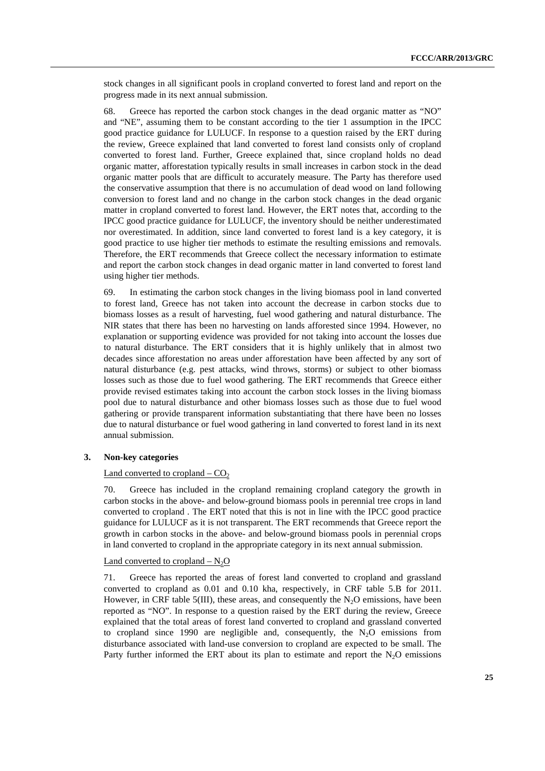stock changes in all significant pools in cropland converted to forest land and report on the progress made in its next annual submission.

68. Greece has reported the carbon stock changes in the dead organic matter as "NO" and "NE", assuming them to be constant according to the tier 1 assumption in the IPCC good practice guidance for LULUCF. In response to a question raised by the ERT during the review, Greece explained that land converted to forest land consists only of cropland converted to forest land. Further, Greece explained that, since cropland holds no dead organic matter, afforestation typically results in small increases in carbon stock in the dead organic matter pools that are difficult to accurately measure. The Party has therefore used the conservative assumption that there is no accumulation of dead wood on land following conversion to forest land and no change in the carbon stock changes in the dead organic matter in cropland converted to forest land. However, the ERT notes that, according to the IPCC good practice guidance for LULUCF, the inventory should be neither underestimated nor overestimated. In addition, since land converted to forest land is a key category, it is good practice to use higher tier methods to estimate the resulting emissions and removals. Therefore, the ERT recommends that Greece collect the necessary information to estimate and report the carbon stock changes in dead organic matter in land converted to forest land using higher tier methods.

69. In estimating the carbon stock changes in the living biomass pool in land converted to forest land, Greece has not taken into account the decrease in carbon stocks due to biomass losses as a result of harvesting, fuel wood gathering and natural disturbance. The NIR states that there has been no harvesting on lands afforested since 1994. However, no explanation or supporting evidence was provided for not taking into account the losses due to natural disturbance. The ERT considers that it is highly unlikely that in almost two decades since afforestation no areas under afforestation have been affected by any sort of natural disturbance (e.g. pest attacks, wind throws, storms) or subject to other biomass losses such as those due to fuel wood gathering. The ERT recommends that Greece either provide revised estimates taking into account the carbon stock losses in the living biomass pool due to natural disturbance and other biomass losses such as those due to fuel wood gathering or provide transparent information substantiating that there have been no losses due to natural disturbance or fuel wood gathering in land converted to forest land in its next annual submission.

### 3. Non-key categories

Land converted to cropland – $CO_2$

70. Greece has included in the cropland remaining cropland category the growth in carbon stocks in the above- and below-ground biomass pools in perennial tree crops in land converted to cropland . The ERT noted that this is not in line with the IPCC good practice guidance for LULUCF as it is not transparent. The ERT recommends that Greece report the growth in carbon stocks in the above- and below-ground biomass pools in perennial crops in land converted to cropland in the appropriate category in its next annual submission.

Land converted to cropland – $N_2O$

71. Greece has reported the areas of forest land converted to cropland and grassland converted to cropland as 0.01 and 0.10 kha, respectively, in CRF table 5.B for 2011. However, in CRF table 5(III), these areas, and consequently the $N_2O$ emissions, have been reported as "NO". In response to a question raised by the ERT during the review, Greece explained that the total areas of forest land converted to cropland and grassland converted to cropland since 1990 are negligible and, consequently, the $N_2O$ emissions from disturbance associated with land-use conversion to cropland are expected to be small. The Party further informed the ERT about its plan to estimate and report the $N_2O$ emissions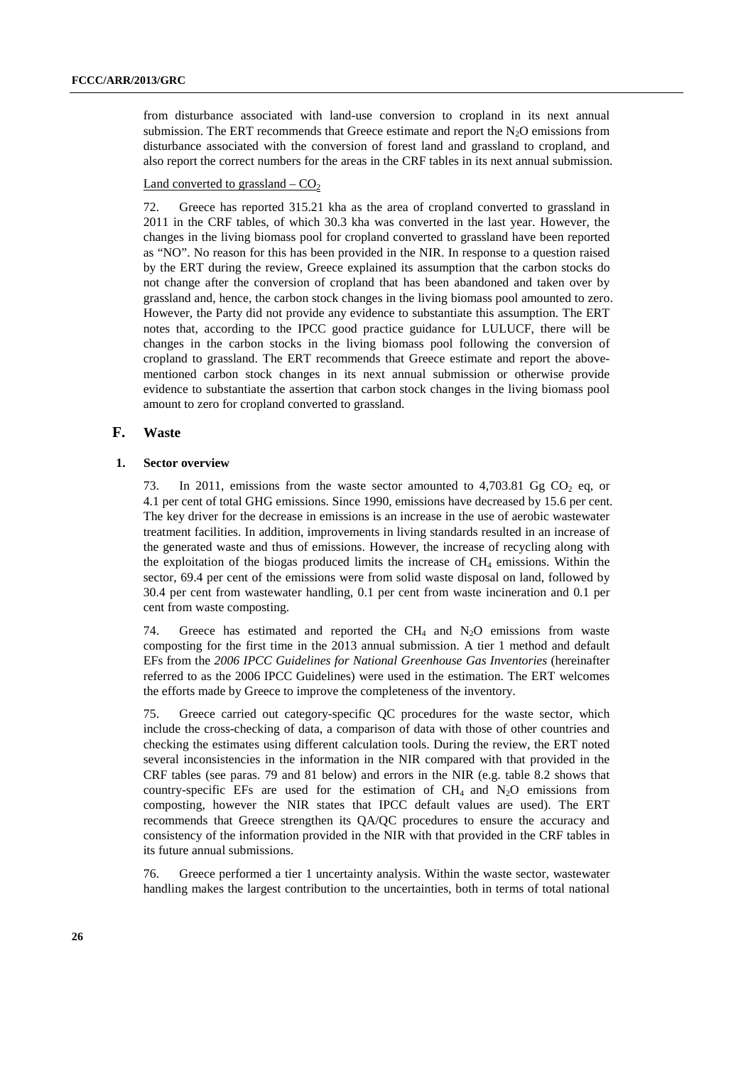from disturbance associated with land-use conversion to cropland in its next annual submission. The ERT recommends that Greece estimate and report the $N_2O$ emissions from disturbance associated with the conversion of forest land and grassland to cropland, and also report the correct numbers for the areas in the CRF tables in its next annual submission.

Land converted to grassland – $CO_2$

72. Greece has reported 315.21 kha as the area of cropland converted to grassland in 2011 in the CRF tables, of which 30.3 kha was converted in the last year. However, the changes in the living biomass pool for cropland converted to grassland have been reported as "NO". No reason for this has been provided in the NIR. In response to a question raised by the ERT during the review, Greece explained its assumption that the carbon stocks do not change after the conversion of cropland that has been abandoned and taken over by grassland and, hence, the carbon stock changes in the living biomass pool amounted to zero. However, the Party did not provide any evidence to substantiate this assumption. The ERT notes that, according to the IPCC good practice guidance for LULUCF, there will be changes in the carbon stocks in the living biomass pool following the conversion of cropland to grassland. The ERT recommends that Greece estimate and report the above-mentioned carbon stock changes in its next annual submission or otherwise provide evidence to substantiate the assertion that carbon stock changes in the living biomass pool amount to zero for cropland converted to grassland.

## F. Waste

### 1. Sector overview

73. In 2011, emissions from the waste sector amounted to 4,703.81 Gg $CO_2$ eq, or 4.1 per cent of total GHG emissions. Since 1990, emissions have decreased by 15.6 per cent. The key driver for the decrease in emissions is an increase in the use of aerobic wastewater treatment facilities. In addition, improvements in living standards resulted in an increase of the generated waste and thus of emissions. However, the increase of recycling along with the exploitation of the biogas produced limits the increase of $CH_4$ emissions. Within the sector, 69.4 per cent of the emissions were from solid waste disposal on land, followed by 30.4 per cent from wastewater handling, 0.1 per cent from waste incineration and 0.1 per cent from waste composting.

74. Greece has estimated and reported the $CH_4$ and $N_2O$ emissions from waste composting for the first time in the 2013 annual submission. A tier 1 method and default EFs from the *2006 IPCC Guidelines for National Greenhouse Gas Inventories* (hereinafter referred to as the 2006 IPCC Guidelines) were used in the estimation. The ERT welcomes the efforts made by Greece to improve the completeness of the inventory.

75. Greece carried out category-specific QC procedures for the waste sector, which include the cross-checking of data, a comparison of data with those of other countries and checking the estimates using different calculation tools. During the review, the ERT noted several inconsistencies in the information in the NIR compared with that provided in the CRF tables (see paras. 79 and 81 below) and errors in the NIR (e.g. table 8.2 shows that country-specific EFs are used for the estimation of $CH_4$ and $N_2O$ emissions from composting, however the NIR states that IPCC default values are used). The ERT recommends that Greece strengthen its QA/QC procedures to ensure the accuracy and consistency of the information provided in the NIR with that provided in the CRF tables in its future annual submissions.

76. Greece performed a tier 1 uncertainty analysis. Within the waste sector, wastewater handling makes the largest contribution to the uncertainties, both in terms of total national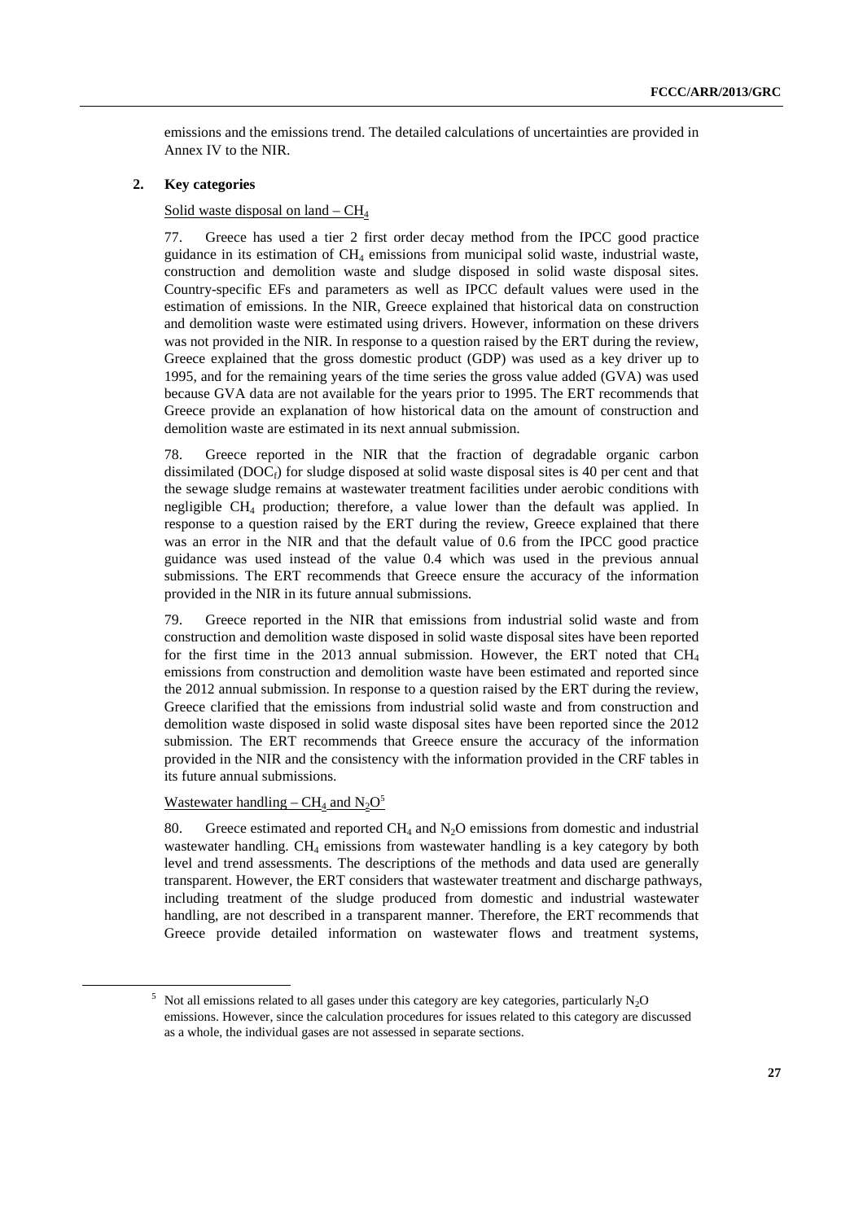emissions and the emissions trend. The detailed calculations of uncertainties are provided in Annex IV to the NIR.

### 2. Key categories

Solid waste disposal on land – $CH_4$

77. Greece has used a tier 2 first order decay method from the IPCC good practice guidance in its estimation of $CH_4$ emissions from municipal solid waste, industrial waste, construction and demolition waste and sludge disposed in solid waste disposal sites. Country-specific EFs and parameters as well as IPCC default values were used in the estimation of emissions. In the NIR, Greece explained that historical data on construction and demolition waste were estimated using drivers. However, information on these drivers was not provided in the NIR. In response to a question raised by the ERT during the review, Greece explained that the gross domestic product (GDP) was used as a key driver up to 1995, and for the remaining years of the time series the gross value added (GVA) was used because GVA data are not available for the years prior to 1995. The ERT recommends that Greece provide an explanation of how historical data on the amount of construction and demolition waste are estimated in its next annual submission.

78. Greece reported in the NIR that the fraction of degradable organic carbon dissimilated ($DOC_f$) for sludge disposed at solid waste disposal sites is 40 per cent and that the sewage sludge remains at wastewater treatment facilities under aerobic conditions with negligible $CH_4$ production; therefore, a value lower than the default was applied. In response to a question raised by the ERT during the review, Greece explained that there was an error in the NIR and that the default value of 0.6 from the IPCC good practice guidance was used instead of the value 0.4 which was used in the previous annual submissions. The ERT recommends that Greece ensure the accuracy of the information provided in the NIR in its future annual submissions.

79. Greece reported in the NIR that emissions from industrial solid waste and from construction and demolition waste disposed in solid waste disposal sites have been reported for the first time in the 2013 annual submission. However, the ERT noted that $CH_4$ emissions from construction and demolition waste have been estimated and reported since the 2012 annual submission. In response to a question raised by the ERT during the review, Greece clarified that the emissions from industrial solid waste and from construction and demolition waste disposed in solid waste disposal sites have been reported since the 2012 submission. The ERT recommends that Greece ensure the accuracy of the information provided in the NIR and the consistency with the information provided in the CRF tables in its future annual submissions.

Wastewater handling – $CH_4$ and $N_2O$[5]

80. Greece estimated and reported $CH_4$ and $N_2O$ emissions from domestic and industrial wastewater handling. $CH_4$ emissions from wastewater handling is a key category by both level and trend assessments. The descriptions of the methods and data used are generally transparent. However, the ERT considers that wastewater treatment and discharge pathways, including treatment of the sludge produced from domestic and industrial wastewater handling, are not described in a transparent manner. Therefore, the ERT recommends that Greece provide detailed information on wastewater flows and treatment systems,

---

[5] Not all emissions related to all gases under this category are key categories, particularly $N_2O$ emissions. However, since the calculation procedures for issues related to this category are discussed as a whole, the individual gases are not assessed in separate sections.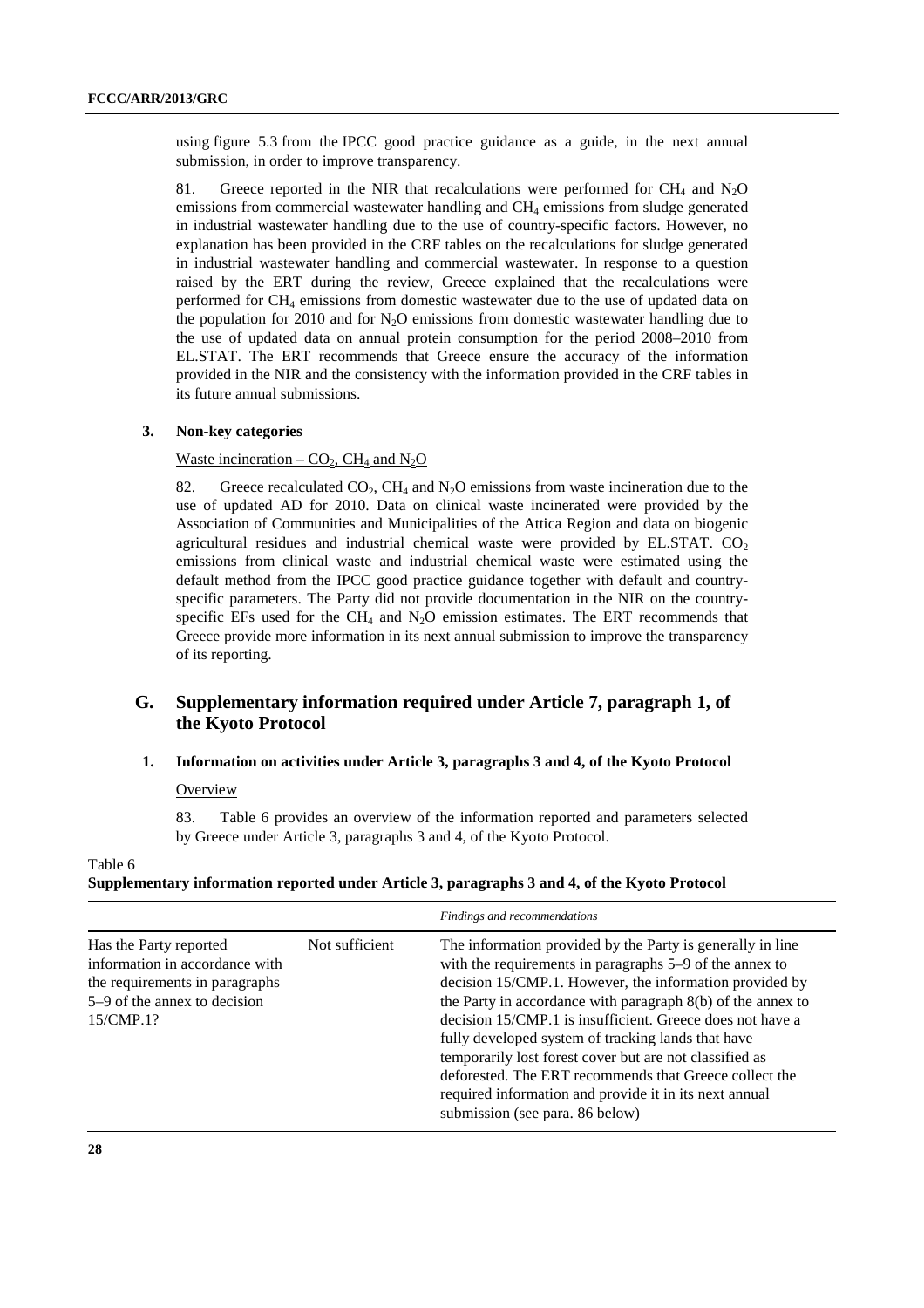using figure 5.3 from the IPCC good practice guidance as a guide, in the next annual submission, in order to improve transparency.

81. Greece reported in the NIR that recalculations were performed for $CH_4$ and $N_2O$ emissions from commercial wastewater handling and $CH_4$ emissions from sludge generated in industrial wastewater handling due to the use of country-specific factors. However, no explanation has been provided in the CRF tables on the recalculations for sludge generated in industrial wastewater handling and commercial wastewater. In response to a question raised by the ERT during the review, Greece explained that the recalculations were performed for $CH_4$ emissions from domestic wastewater due to the use of updated data on the population for 2010 and for $N_2O$ emissions from domestic wastewater handling due to the use of updated data on annual protein consumption for the period 2008–2010 from EL.STAT. The ERT recommends that Greece ensure the accuracy of the information provided in the NIR and the consistency with the information provided in the CRF tables in its future annual submissions.

### 3. Non-key categories

Waste incineration – $CO_2$, $CH_4$ and $N_2O$

82. Greece recalculated $CO_2$, $CH_4$ and $N_2O$ emissions from waste incineration due to the use of updated AD for 2010. Data on clinical waste incinerated were provided by the Association of Communities and Municipalities of the Attica Region and data on biogenic agricultural residues and industrial chemical waste were provided by EL.STAT. $CO_2$ emissions from clinical waste and industrial chemical waste were estimated using the default method from the IPCC good practice guidance together with default and country-specific parameters. The Party did not provide documentation in the NIR on the country-specific EFs used for the $CH_4$ and $N_2O$ emission estimates. The ERT recommends that Greece provide more information in its next annual submission to improve the transparency of its reporting.

## G. Supplementary information required under Article 7, paragraph 1, of the Kyoto Protocol

### 1. Information on activities under Article 3, paragraphs 3 and 4, of the Kyoto Protocol

Overview

83. Table 6 provides an overview of the information reported and parameters selected by Greece under Article 3, paragraphs 3 and 4, of the Kyoto Protocol.

Table 6
**Supplementary information reported under Article 3, paragraphs 3 and 4, of the Kyoto Protocol**

| | | *Findings and recommendations* |
|---|---|---|
| Has the Party reported information in accordance with the requirements in paragraphs 5–9 of the annex to decision 15/CMP.1? | Not sufficient | The information provided by the Party is generally in line with the requirements in paragraphs 5–9 of the annex to decision 15/CMP.1. However, the information provided by the Party in accordance with paragraph 8(b) of the annex to decision 15/CMP.1 is insufficient. Greece does not have a fully developed system of tracking lands that have temporarily lost forest cover but are not classified as deforested. The ERT recommends that Greece collect the required information and provide it in its next annual submission (see para. 86 below) |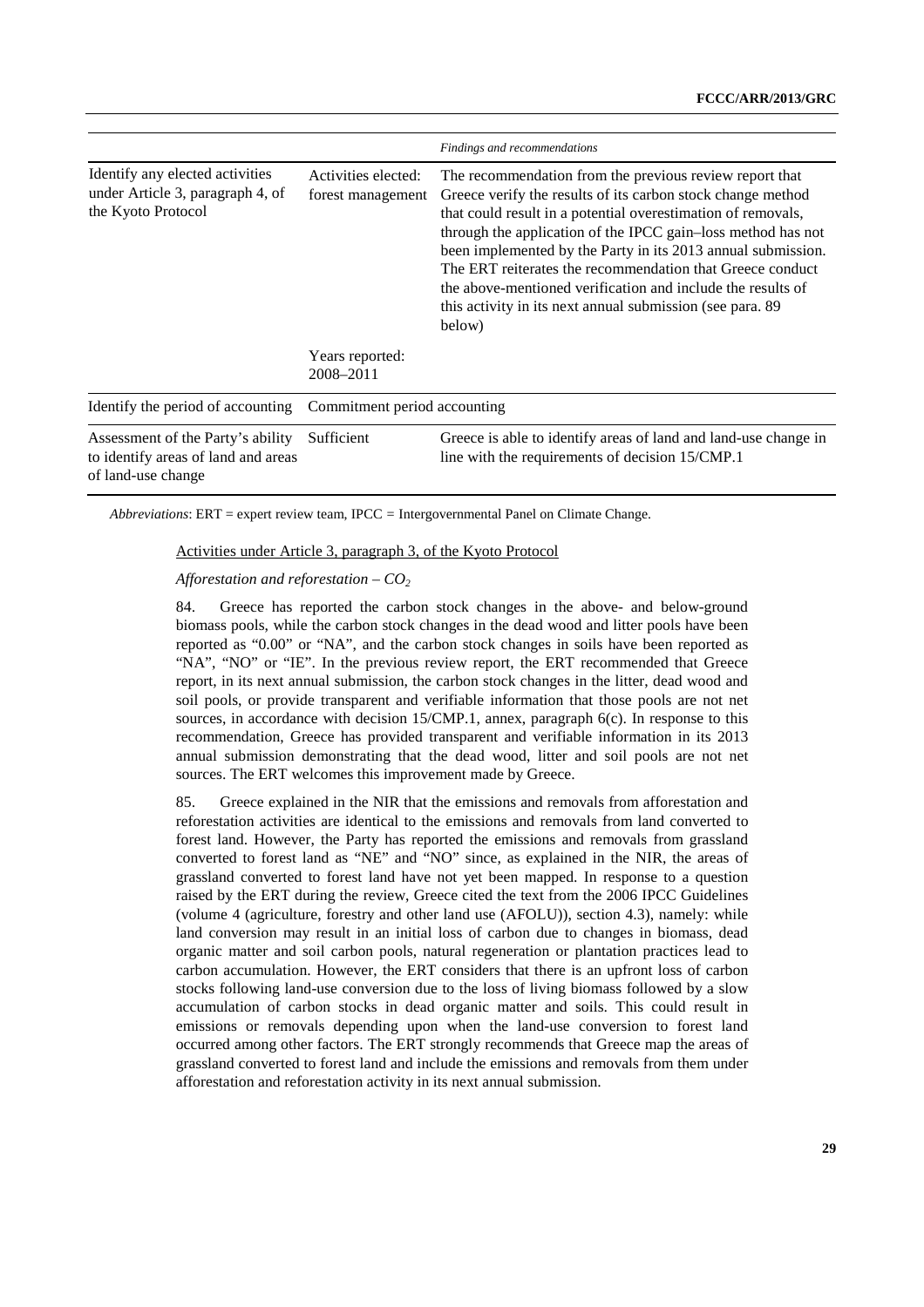| | | *Findings and recommendations* |
|---|---|---|
| Identify any elected activities under Article 3, paragraph 4, of the Kyoto Protocol | Activities elected: forest management | The recommendation from the previous review report that Greece verify the results of its carbon stock change method that could result in a potential overestimation of removals, through the application of the IPCC gain–loss method has not been implemented by the Party in its 2013 annual submission. The ERT reiterates the recommendation that Greece conduct the above-mentioned verification and include the results of this activity in its next annual submission (see para. 89 below) |
| | Years reported: 2008–2011 | |
| Identify the period of accounting | Commitment period accounting | |
| Assessment of the Party's ability to identify areas of land and areas of land-use change | Sufficient | Greece is able to identify areas of land and land-use change in line with the requirements of decision 15/CMP.1 |

*Abbreviations*: ERT = expert review team, IPCC = Intergovernmental Panel on Climate Change.

Activities under Article 3, paragraph 3, of the Kyoto Protocol

*Afforestation and reforestation – $CO_2$*

84. Greece has reported the carbon stock changes in the above- and below-ground biomass pools, while the carbon stock changes in the dead wood and litter pools have been reported as "0.00" or "NA", and the carbon stock changes in soils have been reported as "NA", "NO" or "IE". In the previous review report, the ERT recommended that Greece report, in its next annual submission, the carbon stock changes in the litter, dead wood and soil pools, or provide transparent and verifiable information that those pools are not net sources, in accordance with decision 15/CMP.1, annex, paragraph 6(c). In response to this recommendation, Greece has provided transparent and verifiable information in its 2013 annual submission demonstrating that the dead wood, litter and soil pools are not net sources. The ERT welcomes this improvement made by Greece.

85. Greece explained in the NIR that the emissions and removals from afforestation and reforestation activities are identical to the emissions and removals from land converted to forest land. However, the Party has reported the emissions and removals from grassland converted to forest land as "NE" and "NO" since, as explained in the NIR, the areas of grassland converted to forest land have not yet been mapped. In response to a question raised by the ERT during the review, Greece cited the text from the 2006 IPCC Guidelines (volume 4 (agriculture, forestry and other land use (AFOLU)), section 4.3), namely: while land conversion may result in an initial loss of carbon due to changes in biomass, dead organic matter and soil carbon pools, natural regeneration or plantation practices lead to carbon accumulation. However, the ERT considers that there is an upfront loss of carbon stocks following land-use conversion due to the loss of living biomass followed by a slow accumulation of carbon stocks in dead organic matter and soils. This could result in emissions or removals depending upon when the land-use conversion to forest land occurred among other factors. The ERT strongly recommends that Greece map the areas of grassland converted to forest land and include the emissions and removals from them under afforestation and reforestation activity in its next annual submission.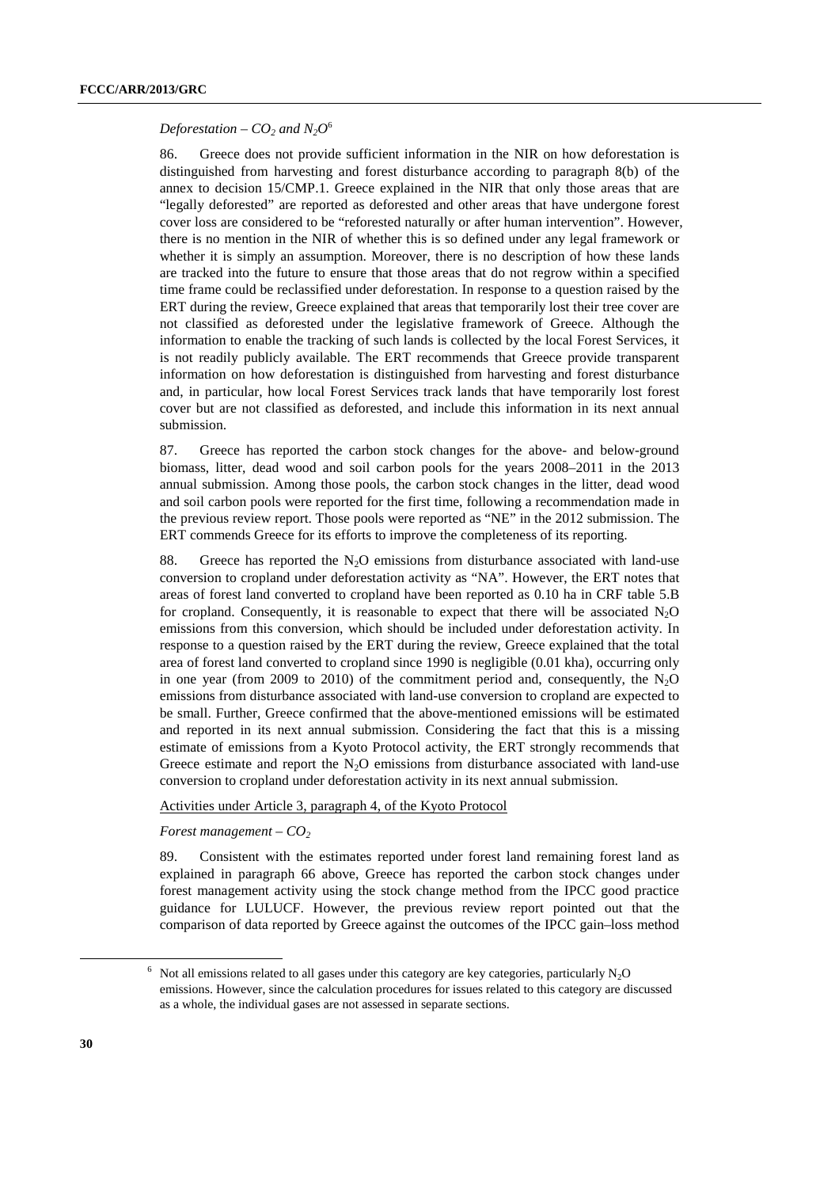*Deforestation – $CO_2$ and $N_2O$*[6]

86. Greece does not provide sufficient information in the NIR on how deforestation is distinguished from harvesting and forest disturbance according to paragraph 8(b) of the annex to decision 15/CMP.1. Greece explained in the NIR that only those areas that are "legally deforested" are reported as deforested and other areas that have undergone forest cover loss are considered to be "reforested naturally or after human intervention". However, there is no mention in the NIR of whether this is so defined under any legal framework or whether it is simply an assumption. Moreover, there is no description of how these lands are tracked into the future to ensure that those areas that do not regrow within a specified time frame could be reclassified under deforestation. In response to a question raised by the ERT during the review, Greece explained that areas that temporarily lost their tree cover are not classified as deforested under the legislative framework of Greece. Although the information to enable the tracking of such lands is collected by the local Forest Services, it is not readily publicly available. The ERT recommends that Greece provide transparent information on how deforestation is distinguished from harvesting and forest disturbance and, in particular, how local Forest Services track lands that have temporarily lost forest cover but are not classified as deforested, and include this information in its next annual submission.

87. Greece has reported the carbon stock changes for the above- and below-ground biomass, litter, dead wood and soil carbon pools for the years 2008–2011 in the 2013 annual submission. Among those pools, the carbon stock changes in the litter, dead wood and soil carbon pools were reported for the first time, following a recommendation made in the previous review report. Those pools were reported as "NE" in the 2012 submission. The ERT commends Greece for its efforts to improve the completeness of its reporting.

88. Greece has reported the $N_2O$ emissions from disturbance associated with land-use conversion to cropland under deforestation activity as "NA". However, the ERT notes that areas of forest land converted to cropland have been reported as 0.10 ha in CRF table 5.B for cropland. Consequently, it is reasonable to expect that there will be associated $N_2O$ emissions from this conversion, which should be included under deforestation activity. In response to a question raised by the ERT during the review, Greece explained that the total area of forest land converted to cropland since 1990 is negligible (0.01 kha), occurring only in one year (from 2009 to 2010) of the commitment period and, consequently, the $N_2O$ emissions from disturbance associated with land-use conversion to cropland are expected to be small. Further, Greece confirmed that the above-mentioned emissions will be estimated and reported in its next annual submission. Considering the fact that this is a missing estimate of emissions from a Kyoto Protocol activity, the ERT strongly recommends that Greece estimate and report the $N_2O$ emissions from disturbance associated with land-use conversion to cropland under deforestation activity in its next annual submission.

Activities under Article 3, paragraph 4, of the Kyoto Protocol

*Forest management – $CO_2$*

89. Consistent with the estimates reported under forest land remaining forest land as explained in paragraph 66 above, Greece has reported the carbon stock changes under forest management activity using the stock change method from the IPCC good practice guidance for LULUCF. However, the previous review report pointed out that the comparison of data reported by Greece against the outcomes of the IPCC gain–loss method

[6] Not all emissions related to all gases under this category are key categories, particularly $N_2O$ emissions. However, since the calculation procedures for issues related to this category are discussed as a whole, the individual gases are not assessed in separate sections.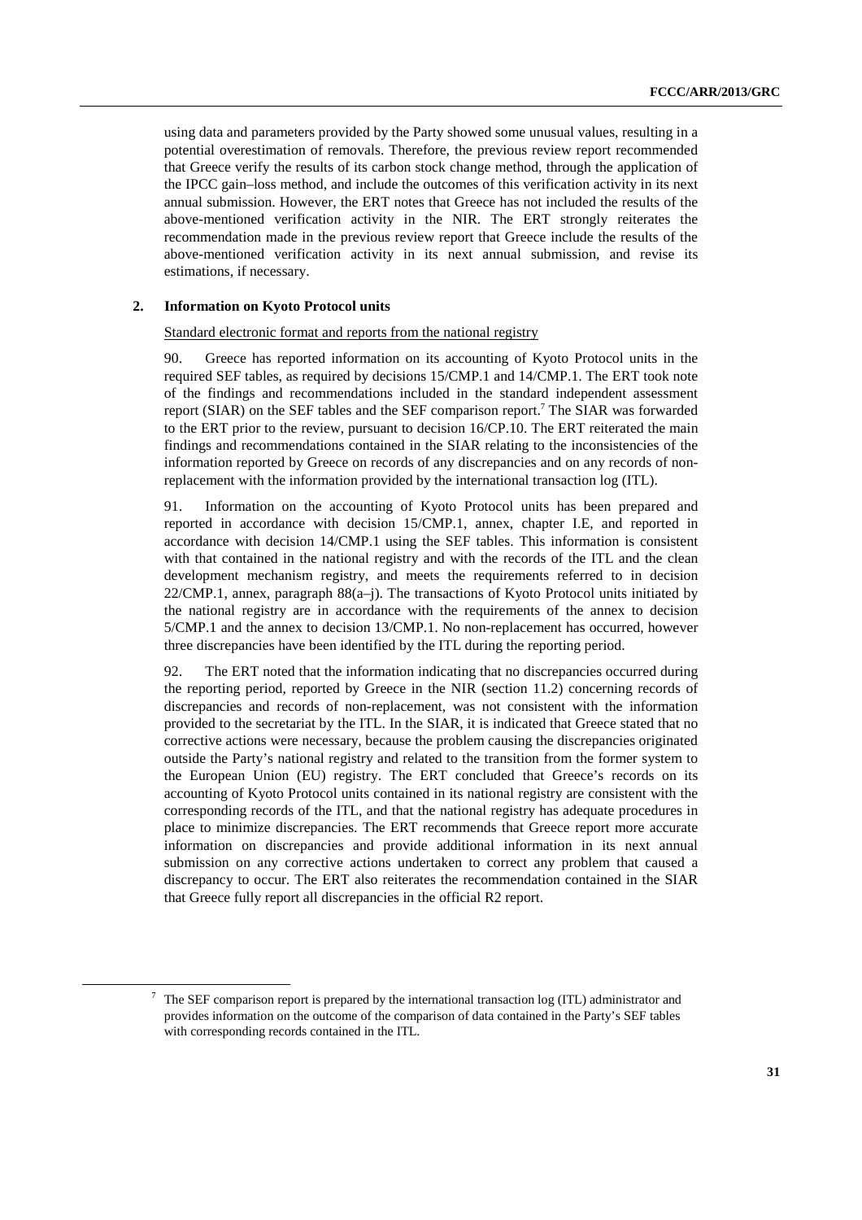using data and parameters provided by the Party showed some unusual values, resulting in a potential overestimation of removals. Therefore, the previous review report recommended that Greece verify the results of its carbon stock change method, through the application of the IPCC gain–loss method, and include the outcomes of this verification activity in its next annual submission. However, the ERT notes that Greece has not included the results of the above-mentioned verification activity in the NIR. The ERT strongly reiterates the recommendation made in the previous review report that Greece include the results of the above-mentioned verification activity in its next annual submission, and revise its estimations, if necessary.

### 2. Information on Kyoto Protocol units

Standard electronic format and reports from the national registry

90. Greece has reported information on its accounting of Kyoto Protocol units in the required SEF tables, as required by decisions 15/CMP.1 and 14/CMP.1. The ERT took note of the findings and recommendations included in the standard independent assessment report (SIAR) on the SEF tables and the SEF comparison report.[7] The SIAR was forwarded to the ERT prior to the review, pursuant to decision 16/CP.10. The ERT reiterated the main findings and recommendations contained in the SIAR relating to the inconsistencies of the information reported by Greece on records of any discrepancies and on any records of non-replacement with the information provided by the international transaction log (ITL).

91. Information on the accounting of Kyoto Protocol units has been prepared and reported in accordance with decision 15/CMP.1, annex, chapter I.E, and reported in accordance with decision 14/CMP.1 using the SEF tables. This information is consistent with that contained in the national registry and with the records of the ITL and the clean development mechanism registry, and meets the requirements referred to in decision 22/CMP.1, annex, paragraph 88(a–j). The transactions of Kyoto Protocol units initiated by the national registry are in accordance with the requirements of the annex to decision 5/CMP.1 and the annex to decision 13/CMP.1. No non-replacement has occurred, however three discrepancies have been identified by the ITL during the reporting period.

92. The ERT noted that the information indicating that no discrepancies occurred during the reporting period, reported by Greece in the NIR (section 11.2) concerning records of discrepancies and records of non-replacement, was not consistent with the information provided to the secretariat by the ITL. In the SIAR, it is indicated that Greece stated that no corrective actions were necessary, because the problem causing the discrepancies originated outside the Party's national registry and related to the transition from the former system to the European Union (EU) registry. The ERT concluded that Greece's records on its accounting of Kyoto Protocol units contained in its national registry are consistent with the corresponding records of the ITL, and that the national registry has adequate procedures in place to minimize discrepancies. The ERT recommends that Greece report more accurate information on discrepancies and provide additional information in its next annual submission on any corrective actions undertaken to correct any problem that caused a discrepancy to occur. The ERT also reiterates the recommendation contained in the SIAR that Greece fully report all discrepancies in the official R2 report.

[7] The SEF comparison report is prepared by the international transaction log (ITL) administrator and provides information on the outcome of the comparison of data contained in the Party's SEF tables with corresponding records contained in the ITL.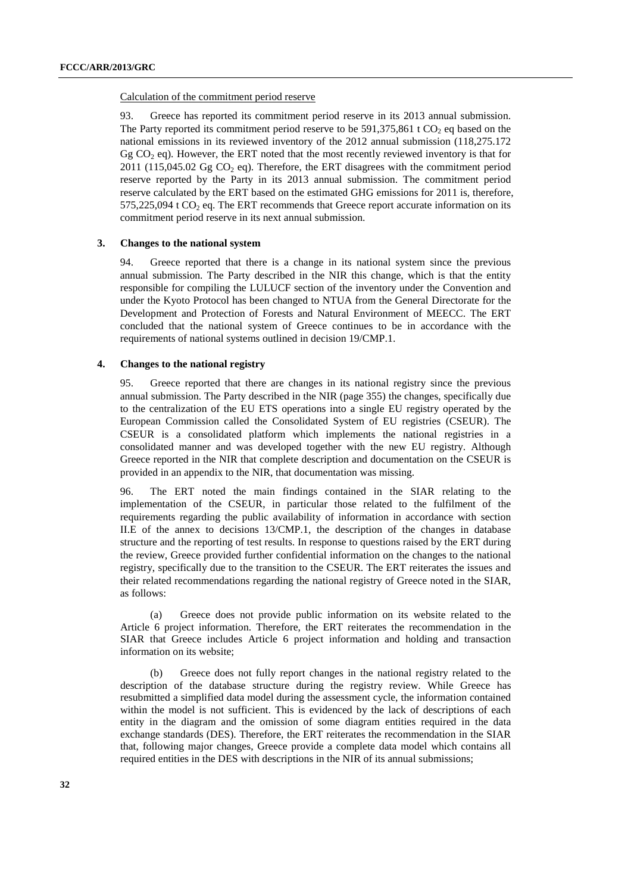Calculation of the commitment period reserve

93. Greece has reported its commitment period reserve in its 2013 annual submission. The Party reported its commitment period reserve to be 591,375,861 t $CO_2$ eq based on the national emissions in its reviewed inventory of the 2012 annual submission (118,275.172 Gg $CO_2$ eq). However, the ERT noted that the most recently reviewed inventory is that for 2011 (115,045.02 Gg $CO_2$ eq). Therefore, the ERT disagrees with the commitment period reserve reported by the Party in its 2013 annual submission. The commitment period reserve calculated by the ERT based on the estimated GHG emissions for 2011 is, therefore, 575,225,094 t $CO_2$ eq. The ERT recommends that Greece report accurate information on its commitment period reserve in its next annual submission.

### 3. Changes to the national system

94. Greece reported that there is a change in its national system since the previous annual submission. The Party described in the NIR this change, which is that the entity responsible for compiling the LULUCF section of the inventory under the Convention and under the Kyoto Protocol has been changed to NTUA from the General Directorate for the Development and Protection of Forests and Natural Environment of MEECC. The ERT concluded that the national system of Greece continues to be in accordance with the requirements of national systems outlined in decision 19/CMP.1.

### 4. Changes to the national registry

95. Greece reported that there are changes in its national registry since the previous annual submission. The Party described in the NIR (page 355) the changes, specifically due to the centralization of the EU ETS operations into a single EU registry operated by the European Commission called the Consolidated System of EU registries (CSEUR). The CSEUR is a consolidated platform which implements the national registries in a consolidated manner and was developed together with the new EU registry. Although Greece reported in the NIR that complete description and documentation on the CSEUR is provided in an appendix to the NIR, that documentation was missing.

96. The ERT noted the main findings contained in the SIAR relating to the implementation of the CSEUR, in particular those related to the fulfilment of the requirements regarding the public availability of information in accordance with section II.E of the annex to decisions 13/CMP.1, the description of the changes in database structure and the reporting of test results. In response to questions raised by the ERT during the review, Greece provided further confidential information on the changes to the national registry, specifically due to the transition to the CSEUR. The ERT reiterates the issues and their related recommendations regarding the national registry of Greece noted in the SIAR, as follows:

(a) Greece does not provide public information on its website related to the Article 6 project information. Therefore, the ERT reiterates the recommendation in the SIAR that Greece includes Article 6 project information and holding and transaction information on its website;

(b) Greece does not fully report changes in the national registry related to the description of the database structure during the registry review. While Greece has resubmitted a simplified data model during the assessment cycle, the information contained within the model is not sufficient. This is evidenced by the lack of descriptions of each entity in the diagram and the omission of some diagram entities required in the data exchange standards (DES). Therefore, the ERT reiterates the recommendation in the SIAR that, following major changes, Greece provide a complete data model which contains all required entities in the DES with descriptions in the NIR of its annual submissions;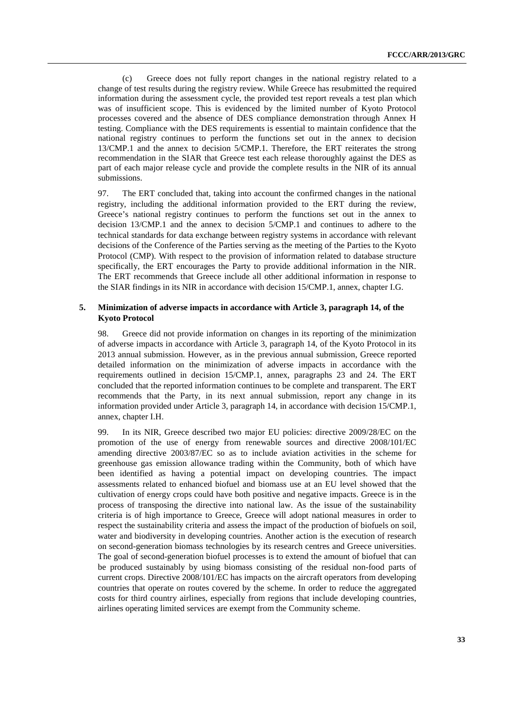(c) Greece does not fully report changes in the national registry related to a change of test results during the registry review. While Greece has resubmitted the required information during the assessment cycle, the provided test report reveals a test plan which was of insufficient scope. This is evidenced by the limited number of Kyoto Protocol processes covered and the absence of DES compliance demonstration through Annex H testing. Compliance with the DES requirements is essential to maintain confidence that the national registry continues to perform the functions set out in the annex to decision 13/CMP.1 and the annex to decision 5/CMP.1. Therefore, the ERT reiterates the strong recommendation in the SIAR that Greece test each release thoroughly against the DES as part of each major release cycle and provide the complete results in the NIR of its annual submissions.

97. The ERT concluded that, taking into account the confirmed changes in the national registry, including the additional information provided to the ERT during the review, Greece's national registry continues to perform the functions set out in the annex to decision 13/CMP.1 and the annex to decision 5/CMP.1 and continues to adhere to the technical standards for data exchange between registry systems in accordance with relevant decisions of the Conference of the Parties serving as the meeting of the Parties to the Kyoto Protocol (CMP). With respect to the provision of information related to database structure specifically, the ERT encourages the Party to provide additional information in the NIR. The ERT recommends that Greece include all other additional information in response to the SIAR findings in its NIR in accordance with decision 15/CMP.1, annex, chapter I.G.

### 5. Minimization of adverse impacts in accordance with Article 3, paragraph 14, of the Kyoto Protocol

98. Greece did not provide information on changes in its reporting of the minimization of adverse impacts in accordance with Article 3, paragraph 14, of the Kyoto Protocol in its 2013 annual submission. However, as in the previous annual submission, Greece reported detailed information on the minimization of adverse impacts in accordance with the requirements outlined in decision 15/CMP.1, annex, paragraphs 23 and 24. The ERT concluded that the reported information continues to be complete and transparent. The ERT recommends that the Party, in its next annual submission, report any change in its information provided under Article 3, paragraph 14, in accordance with decision 15/CMP.1, annex, chapter I.H.

99. In its NIR, Greece described two major EU policies: directive 2009/28/EC on the promotion of the use of energy from renewable sources and directive 2008/101/EC amending directive 2003/87/EC so as to include aviation activities in the scheme for greenhouse gas emission allowance trading within the Community, both of which have been identified as having a potential impact on developing countries. The impact assessments related to enhanced biofuel and biomass use at an EU level showed that the cultivation of energy crops could have both positive and negative impacts. Greece is in the process of transposing the directive into national law. As the issue of the sustainability criteria is of high importance to Greece, Greece will adopt national measures in order to respect the sustainability criteria and assess the impact of the production of biofuels on soil, water and biodiversity in developing countries. Another action is the execution of research on second-generation biomass technologies by its research centres and Greece universities. The goal of second-generation biofuel processes is to extend the amount of biofuel that can be produced sustainably by using biomass consisting of the residual non-food parts of current crops. Directive 2008/101/EC has impacts on the aircraft operators from developing countries that operate on routes covered by the scheme. In order to reduce the aggregated costs for third country airlines, especially from regions that include developing countries, airlines operating limited services are exempt from the Community scheme.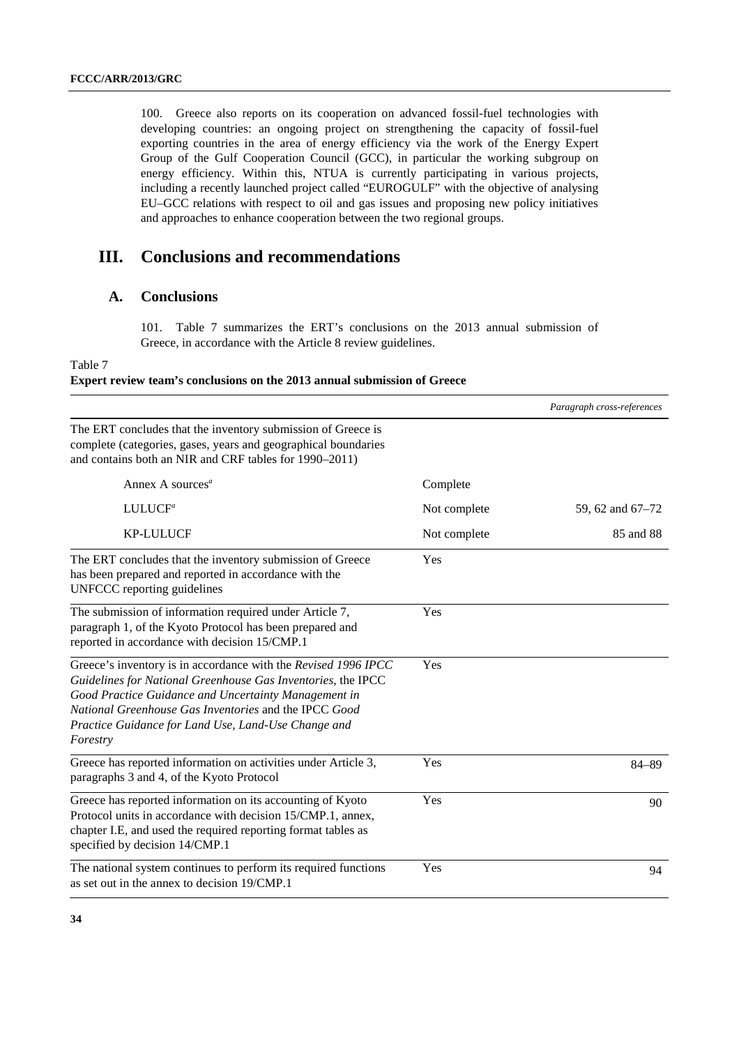100. Greece also reports on its cooperation on advanced fossil-fuel technologies with developing countries: an ongoing project on strengthening the capacity of fossil-fuel exporting countries in the area of energy efficiency via the work of the Energy Expert Group of the Gulf Cooperation Council (GCC), in particular the working subgroup on energy efficiency. Within this, NTUA is currently participating in various projects, including a recently launched project called "EUROGULF" with the objective of analysing EU–GCC relations with respect to oil and gas issues and proposing new policy initiatives and approaches to enhance cooperation between the two regional groups.

# III. Conclusions and recommendations

## A. Conclusions

101. Table 7 summarizes the ERT's conclusions on the 2013 annual submission of Greece, in accordance with the Article 8 review guidelines.

Table 7
**Expert review team's conclusions on the 2013 annual submission of Greece**

| | | *Paragraph cross-references* |
|---|---|---|
| The ERT concludes that the inventory submission of Greece is complete (categories, gases, years and geographical boundaries and contains both an NIR and CRF tables for 1990–2011) | | |
| Annex A sources[a] | Complete | |
| LULUCF[a] | Not complete | 59, 62 and 67–72 |
| KP-LULUCF | Not complete | 85 and 88 |
| The ERT concludes that the inventory submission of Greece has been prepared and reported in accordance with the UNFCCC reporting guidelines | Yes | |
| The submission of information required under Article 7, paragraph 1, of the Kyoto Protocol has been prepared and reported in accordance with decision 15/CMP.1 | Yes | |
| Greece's inventory is in accordance with the *Revised 1996 IPCC Guidelines for National Greenhouse Gas Inventories*, the IPCC *Good Practice Guidance and Uncertainty Management in National Greenhouse Gas Inventories* and the IPCC *Good Practice Guidance for Land Use, Land-Use Change and Forestry* | Yes | |
| Greece has reported information on activities under Article 3, paragraphs 3 and 4, of the Kyoto Protocol | Yes | 84–89 |
| Greece has reported information on its accounting of Kyoto Protocol units in accordance with decision 15/CMP.1, annex, chapter I.E, and used the required reporting format tables as specified by decision 14/CMP.1 | Yes | 90 |
| The national system continues to perform its required functions as set out in the annex to decision 19/CMP.1 | Yes | 94 |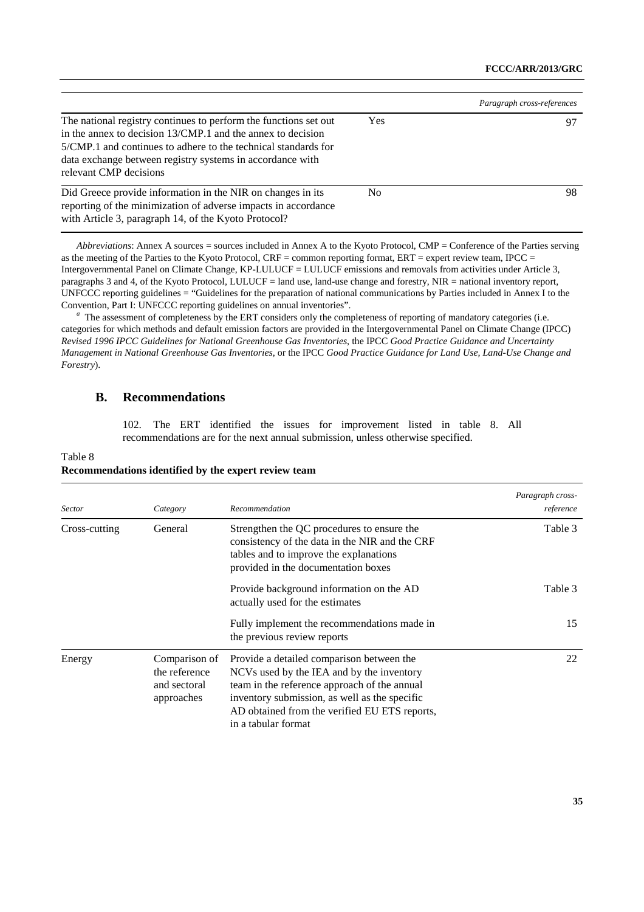| | | Paragraph cross-references |
|---|---|---|
| The national registry continues to perform the functions set out in the annex to decision 13/CMP.1 and the annex to decision 5/CMP.1 and continues to adhere to the technical standards for data exchange between registry systems in accordance with relevant CMP decisions | Yes | 97 |
| Did Greece provide information in the NIR on changes in its reporting of the minimization of adverse impacts in accordance with Article 3, paragraph 14, of the Kyoto Protocol? | No | 98 |

*Abbreviations*: Annex A sources = sources included in Annex A to the Kyoto Protocol, CMP = Conference of the Parties serving as the meeting of the Parties to the Kyoto Protocol, CRF = common reporting format, ERT = expert review team, IPCC = Intergovernmental Panel on Climate Change, KP-LULUCF = LULUCF emissions and removals from activities under Article 3, paragraphs 3 and 4, of the Kyoto Protocol, LULUCF = land use, land-use change and forestry, NIR = national inventory report, UNFCCC reporting guidelines = "Guidelines for the preparation of national communications by Parties included in Annex I to the Convention, Part I: UNFCCC reporting guidelines on annual inventories".

[a] The assessment of completeness by the ERT considers only the completeness of reporting of mandatory categories (i.e. categories for which methods and default emission factors are provided in the Intergovernmental Panel on Climate Change (IPCC) *Revised 1996 IPCC Guidelines for National Greenhouse Gas Inventories*, the IPCC *Good Practice Guidance and Uncertainty Management in National Greenhouse Gas Inventories*, or the IPCC *Good Practice Guidance for Land Use, Land-Use Change and Forestry*).

## B. Recommendations

102. The ERT identified the issues for improvement listed in table 8. All recommendations are for the next annual submission, unless otherwise specified.

Table 8
**Recommendations identified by the expert review team**

| *Sector* | *Category* | *Recommendation* | *Paragraph cross-reference* |
|---|---|---|---|
| Cross-cutting | General | Strengthen the QC procedures to ensure the consistency of the data in the NIR and the CRF tables and to improve the explanations provided in the documentation boxes | Table 3 |
| | | Provide background information on the AD actually used for the estimates | Table 3 |
| | | Fully implement the recommendations made in the previous review reports | 15 |
| Energy | Comparison of the reference and sectoral approaches | Provide a detailed comparison between the NCVs used by the IEA and by the inventory team in the reference approach of the annual inventory submission, as well as the specific AD obtained from the verified EU ETS reports, in a tabular format | 22 |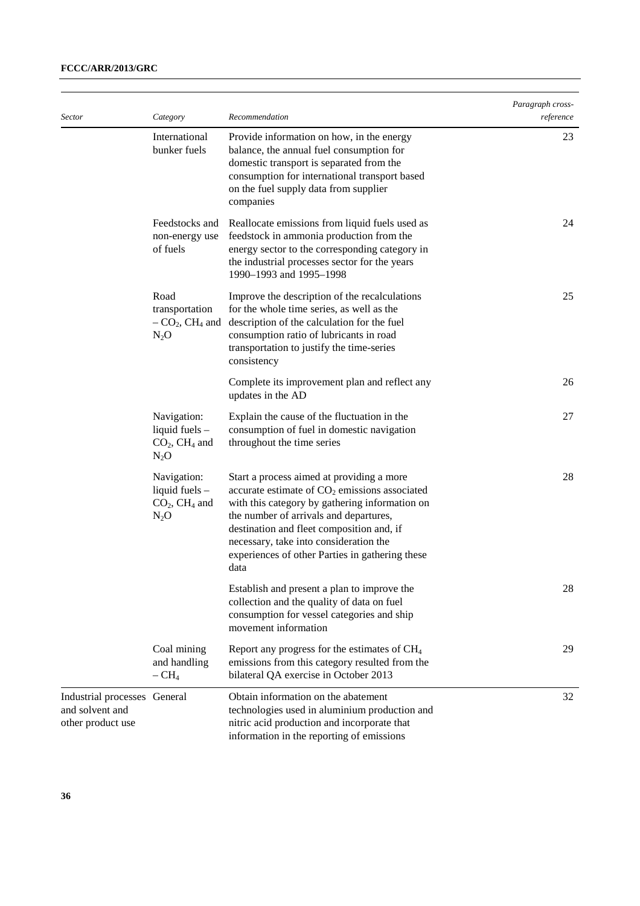| *Sector* | *Category* | *Recommendation* | *Paragraph cross-reference* |
|---|---|---|---|
| | International bunker fuels | Provide information on how, in the energy balance, the annual fuel consumption for domestic transport is separated from the consumption for international transport based on the fuel supply data from supplier companies | 23 |
| | Feedstocks and non-energy use of fuels | Reallocate emissions from liquid fuels used as feedstock in ammonia production from the energy sector to the corresponding category in the industrial processes sector for the years 1990–1993 and 1995–1998 | 24 |
| | Road transportation – $CO_2$, $CH_4$ and $N_2O$ | Improve the description of the recalculations for the whole time series, as well as the description of the calculation for the fuel consumption ratio of lubricants in road transportation to justify the time-series consistency | 25 |
| | | Complete its improvement plan and reflect any updates in the AD | 26 |
| | Navigation: liquid fuels – $CO_2$, $CH_4$ and $N_2O$ | Explain the cause of the fluctuation in the consumption of fuel in domestic navigation throughout the time series | 27 |
| | Navigation: liquid fuels – $CO_2$, $CH_4$ and $N_2O$ | Start a process aimed at providing a more accurate estimate of $CO_2$ emissions associated with this category by gathering information on the number of arrivals and departures, destination and fleet composition and, if necessary, take into consideration the experiences of other Parties in gathering these data | 28 |
| | | Establish and present a plan to improve the collection and the quality of data on fuel consumption for vessel categories and ship movement information | 28 |
| | Coal mining and handling – $CH_4$ | Report any progress for the estimates of $CH_4$ emissions from this category resulted from the bilateral QA exercise in October 2013 | 29 |
| Industrial processes and solvent and other product use | General | Obtain information on the abatement technologies used in aluminium production and nitric acid production and incorporate that information in the reporting of emissions | 32 |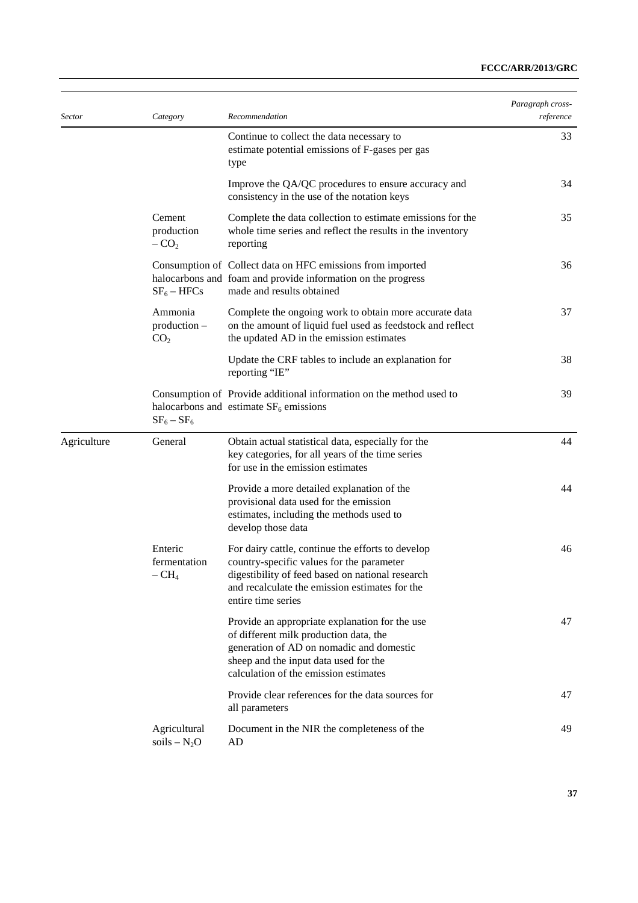| *Sector* | *Category* | *Recommendation* | *Paragraph cross-reference* |
|---|---|---|---|
| | | Continue to collect the data necessary to estimate potential emissions of F-gases per gas type | 33 |
| | | Improve the QA/QC procedures to ensure accuracy and consistency in the use of the notation keys | 34 |
| | Cement production – $CO_2$ | Complete the data collection to estimate emissions for the whole time series and reflect the results in the inventory reporting | 35 |
| | Consumption of halocarbons and $SF_6$ – HFCs | Collect data on HFC emissions from imported foam and provide information on the progress made and results obtained | 36 |
| | Ammonia production – $CO_2$ | Complete the ongoing work to obtain more accurate data on the amount of liquid fuel used as feedstock and reflect the updated AD in the emission estimates | 37 |
| | | Update the CRF tables to include an explanation for reporting "IE" | 38 |
| | Consumption of halocarbons and $SF_6$ – $SF_6$ | Provide additional information on the method used to estimate $SF_6$ emissions | 39 |
| Agriculture | General | Obtain actual statistical data, especially for the key categories, for all years of the time series for use in the emission estimates | 44 |
| | | Provide a more detailed explanation of the provisional data used for the emission estimates, including the methods used to develop those data | 44 |
| | Enteric fermentation – $CH_4$ | For dairy cattle, continue the efforts to develop country-specific values for the parameter digestibility of feed based on national research and recalculate the emission estimates for the entire time series | 46 |
| | | Provide an appropriate explanation for the use of different milk production data, the generation of AD on nomadic and domestic sheep and the input data used for the calculation of the emission estimates | 47 |
| | | Provide clear references for the data sources for all parameters | 47 |
| | Agricultural soils – $N_2O$ | Document in the NIR the completeness of the AD | 49 |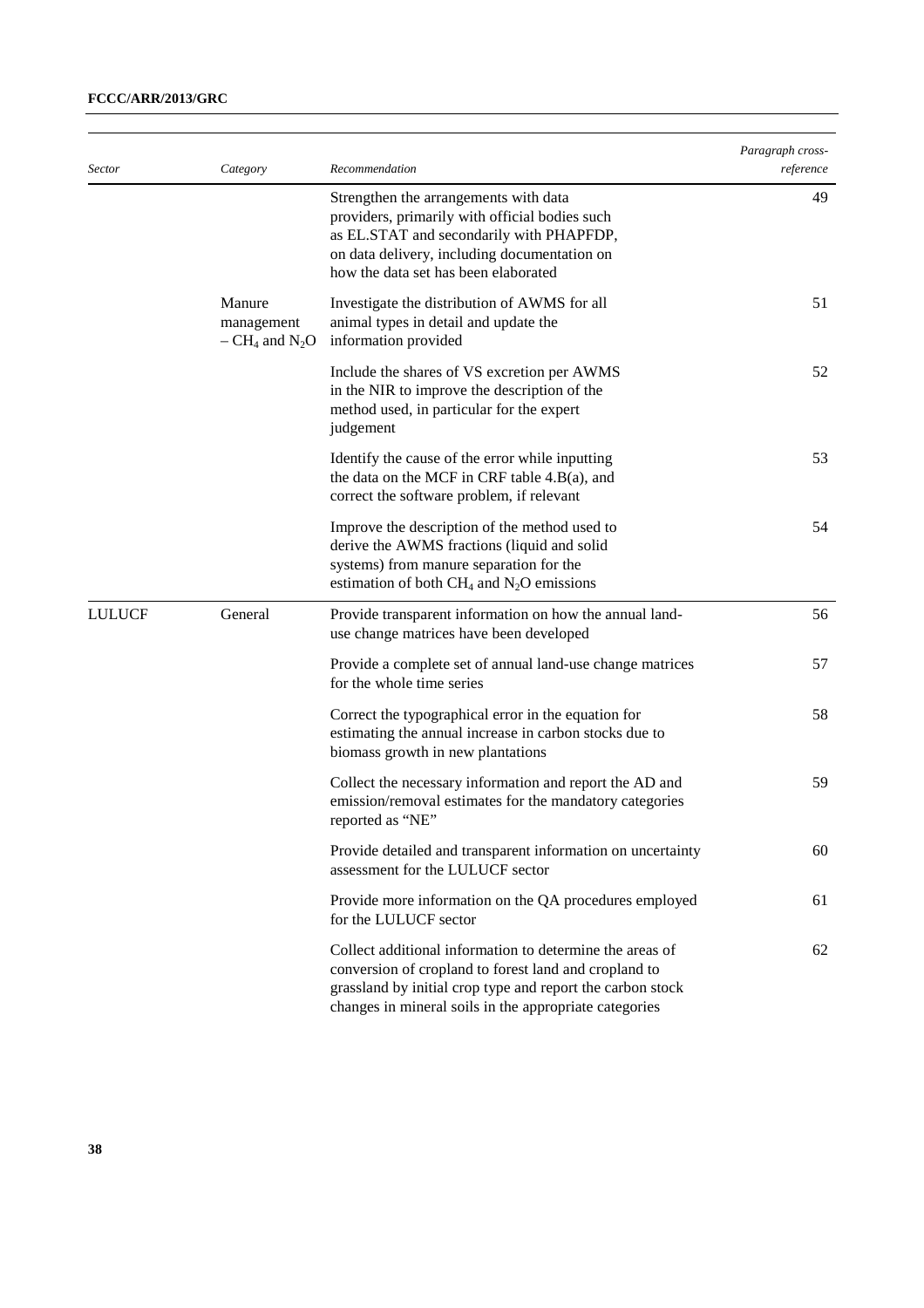| Sector | Category | Recommendation | Paragraph cross-reference |
| --- | --- | --- | --- |
| | | Strengthen the arrangements with data providers, primarily with official bodies such as EL.STAT and secondarily with PHAPFDP, on data delivery, including documentation on how the data set has been elaborated | 49 |
| | Manure management – $CH_4$ and $N_2O$ | Investigate the distribution of AWMS for all animal types in detail and update the information provided | 51 |
| | | Include the shares of VS excretion per AWMS in the NIR to improve the description of the method used, in particular for the expert judgement | 52 |
| | | Identify the cause of the error while inputting the data on the MCF in CRF table 4.B(a), and correct the software problem, if relevant | 53 |
| | | Improve the description of the method used to derive the AWMS fractions (liquid and solid systems) from manure separation for the estimation of both $CH_4$ and $N_2O$ emissions | 54 |
| LULUCF | General | Provide transparent information on how the annual land-use change matrices have been developed | 56 |
| | | Provide a complete set of annual land-use change matrices for the whole time series | 57 |
| | | Correct the typographical error in the equation for estimating the annual increase in carbon stocks due to biomass growth in new plantations | 58 |
| | | Collect the necessary information and report the AD and emission/removal estimates for the mandatory categories reported as "NE" | 59 |
| | | Provide detailed and transparent information on uncertainty assessment for the LULUCF sector | 60 |
| | | Provide more information on the QA procedures employed for the LULUCF sector | 61 |
| | | Collect additional information to determine the areas of conversion of cropland to forest land and cropland to grassland by initial crop type and report the carbon stock changes in mineral soils in the appropriate categories | 62 |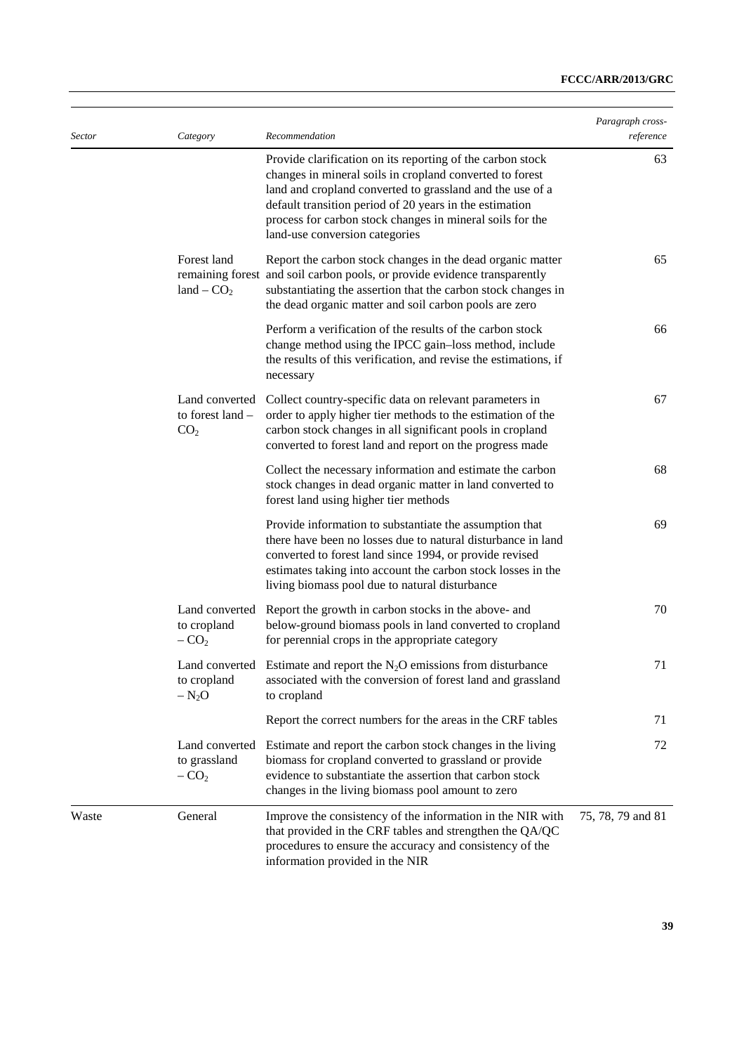| *Sector* | *Category* | *Recommendation* | *Paragraph cross-reference* |
|---|---|---|---|
| | | Provide clarification on its reporting of the carbon stock changes in mineral soils in cropland converted to forest land and cropland converted to grassland and the use of a default transition period of 20 years in the estimation process for carbon stock changes in mineral soils for the land-use conversion categories | 63 |
| | Forest land remaining forest land – $CO_2$ | Report the carbon stock changes in the dead organic matter and soil carbon pools, or provide evidence transparently substantiating the assertion that the carbon stock changes in the dead organic matter and soil carbon pools are zero | 65 |
| | | Perform a verification of the results of the carbon stock change method using the IPCC gain–loss method, include the results of this verification, and revise the estimations, if necessary | 66 |
| | Land converted to forest land – $CO_2$ | Collect country-specific data on relevant parameters in order to apply higher tier methods to the estimation of the carbon stock changes in all significant pools in cropland converted to forest land and report on the progress made | 67 |
| | | Collect the necessary information and estimate the carbon stock changes in dead organic matter in land converted to forest land using higher tier methods | 68 |
| | | Provide information to substantiate the assumption that there have been no losses due to natural disturbance in land converted to forest land since 1994, or provide revised estimates taking into account the carbon stock losses in the living biomass pool due to natural disturbance | 69 |
| | Land converted to cropland – $CO_2$ | Report the growth in carbon stocks in the above- and below-ground biomass pools in land converted to cropland for perennial crops in the appropriate category | 70 |
| | Land converted to cropland – $N_2O$ | Estimate and report the $N_2O$ emissions from disturbance associated with the conversion of forest land and grassland to cropland | 71 |
| | | Report the correct numbers for the areas in the CRF tables | 71 |
| | Land converted to grassland – $CO_2$ | Estimate and report the carbon stock changes in the living biomass for cropland converted to grassland or provide evidence to substantiate the assertion that carbon stock changes in the living biomass pool amount to zero | 72 |
| Waste | General | Improve the consistency of the information in the NIR with that provided in the CRF tables and strengthen the QA/QC procedures to ensure the accuracy and consistency of the information provided in the NIR | 75, 78, 79 and 81 |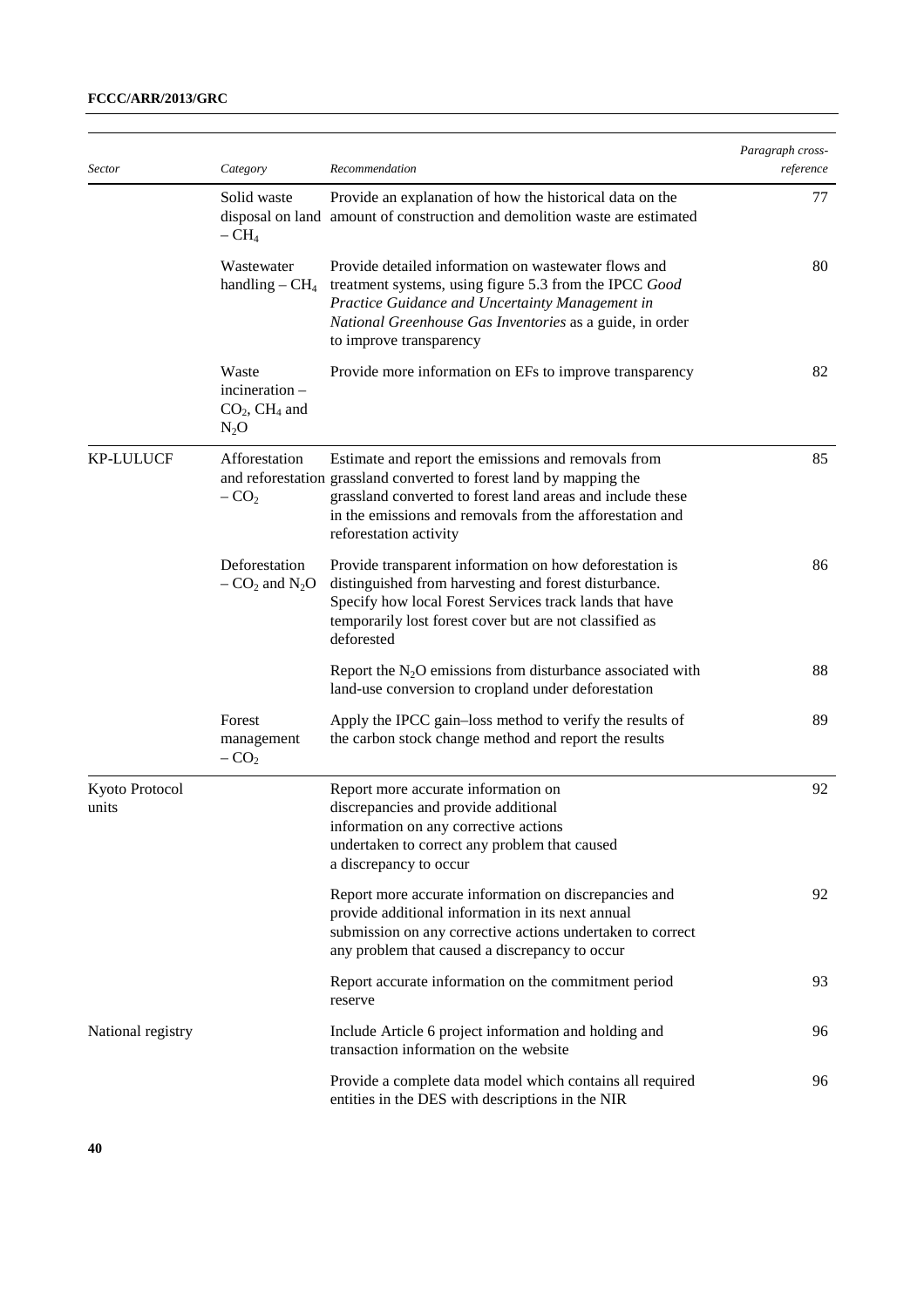| *Sector* | *Category* | *Recommendation* | *Paragraph cross-reference* |
|---|---|---|---|
| | Solid waste disposal on land – $CH_4$ | Provide an explanation of how the historical data on the amount of construction and demolition waste are estimated | 77 |
| | Wastewater handling – $CH_4$ | Provide detailed information on wastewater flows and treatment systems, using figure 5.3 from the IPCC *Good Practice Guidance and Uncertainty Management in National Greenhouse Gas Inventories* as a guide, in order to improve transparency | 80 |
| | Waste incineration – $CO_2$, $CH_4$ and $N_2O$ | Provide more information on EFs to improve transparency | 82 |
| KP-LULUCF | Afforestation and reforestation – $CO_2$ | Estimate and report the emissions and removals from grassland converted to forest land by mapping the grassland converted to forest land areas and include these in the emissions and removals from the afforestation and reforestation activity | 85 |
| | Deforestation – $CO_2$ and $N_2O$ | Provide transparent information on how deforestation is distinguished from harvesting and forest disturbance. Specify how local Forest Services track lands that have temporarily lost forest cover but are not classified as deforested | 86 |
| | | Report the $N_2O$ emissions from disturbance associated with land-use conversion to cropland under deforestation | 88 |
| | Forest management – $CO_2$ | Apply the IPCC gain–loss method to verify the results of the carbon stock change method and report the results | 89 |
| Kyoto Protocol units | | Report more accurate information on discrepancies and provide additional information on any corrective actions undertaken to correct any problem that caused a discrepancy to occur | 92 |
| | | Report more accurate information on discrepancies and provide additional information in its next annual submission on any corrective actions undertaken to correct any problem that caused a discrepancy to occur | 92 |
| | | Report accurate information on the commitment period reserve | 93 |
| National registry | | Include Article 6 project information and holding and transaction information on the website | 96 |
| | | Provide a complete data model which contains all required entities in the DES with descriptions in the NIR | 96 |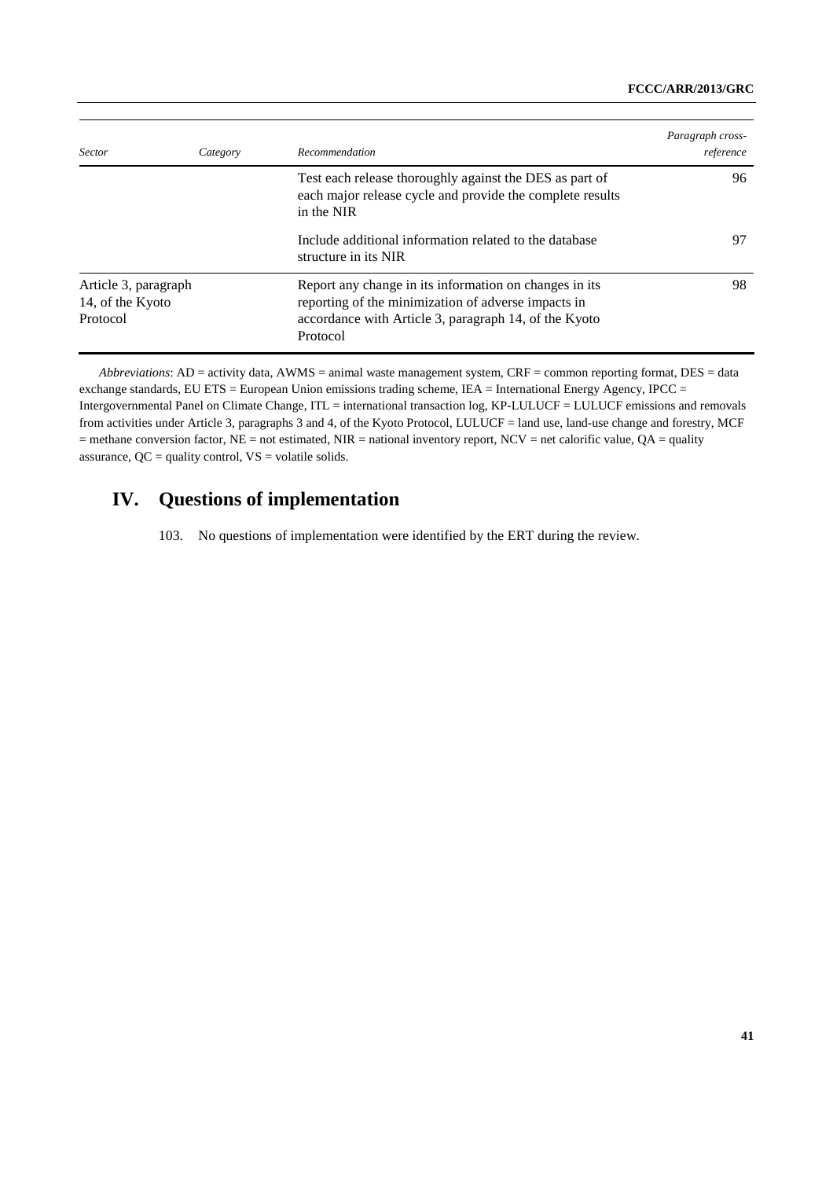| *Sector* | *Category* | *Recommendation* | *Paragraph cross-reference* |
|---|---|---|---|
| | | Test each release thoroughly against the DES as part of each major release cycle and provide the complete results in the NIR | 96 |
| | | Include additional information related to the database structure in its NIR | 97 |
| Article 3, paragraph 14, of the Kyoto Protocol | | Report any change in its information on changes in its reporting of the minimization of adverse impacts in accordance with Article 3, paragraph 14, of the Kyoto Protocol | 98 |

*Abbreviations*: AD = activity data, AWMS = animal waste management system, CRF = common reporting format, DES = data exchange standards, EU ETS = European Union emissions trading scheme, IEA = International Energy Agency, IPCC = Intergovernmental Panel on Climate Change, ITL = international transaction log, KP-LULUCF = LULUCF emissions and removals from activities under Article 3, paragraphs 3 and 4, of the Kyoto Protocol, LULUCF = land use, land-use change and forestry, MCF = methane conversion factor, NE = not estimated, NIR = national inventory report, NCV = net calorific value, QA = quality assurance, QC = quality control, VS = volatile solids.

# IV. Questions of implementation

103. No questions of implementation were identified by the ERT during the review.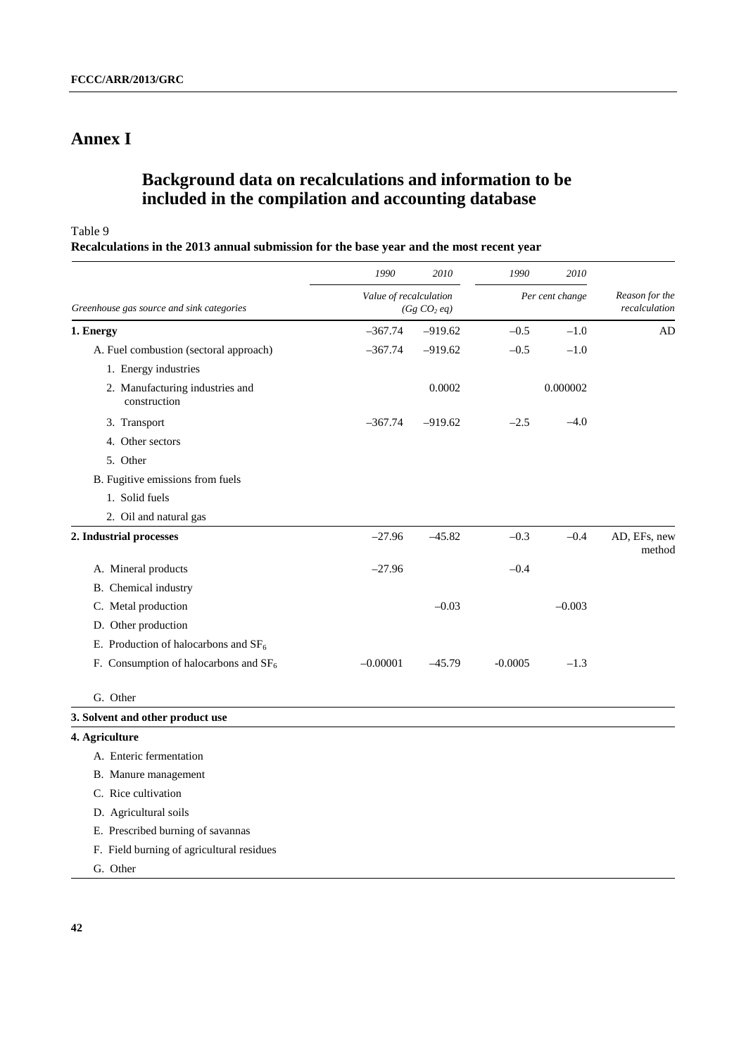# Annex I

## Background data on recalculations and information to be included in the compilation and accounting database

Table 9

**Recalculations in the 2013 annual submission for the base year and the most recent year**

| Greenhouse gas source and sink categories | 1990 | 2010 | 1990 | 2010 | Reason for the recalculation |
|---|---|---|---|---|---|
| | Value of recalculation ($Gg\ CO_2\ eq$) | | Per cent change | | |
| **1. Energy** | –367.74 | –919.62 | –0.5 | –1.0 | AD |
| A. Fuel combustion (sectoral approach) | –367.74 | –919.62 | –0.5 | –1.0 | |
| 1. Energy industries | | | | | |
| 2. Manufacturing industries and construction | | 0.0002 | | 0.000002 | |
| 3. Transport | –367.74 | –919.62 | –2.5 | –4.0 | |
| 4. Other sectors | | | | | |
| 5. Other | | | | | |
| B. Fugitive emissions from fuels | | | | | |
| 1. Solid fuels | | | | | |
| 2. Oil and natural gas | | | | | |
| **2. Industrial processes** | –27.96 | –45.82 | –0.3 | –0.4 | AD, EFs, new method |
| A. Mineral products | –27.96 | | –0.4 | | |
| B. Chemical industry | | | | | |
| C. Metal production | | –0.03 | | –0.003 | |
| D. Other production | | | | | |
| E. Production of halocarbons and $SF_6$ | | | | | |
| F. Consumption of halocarbons and $SF_6$ | –0.00001 | –45.79 | -0.0005 | –1.3 | |
| G. Other | | | | | |
| **3. Solvent and other product use** | | | | | |
| **4. Agriculture** | | | | | |
| A. Enteric fermentation | | | | | |
| B. Manure management | | | | | |
| C. Rice cultivation | | | | | |
| D. Agricultural soils | | | | | |
| E. Prescribed burning of savannas | | | | | |
| F. Field burning of agricultural residues | | | | | |
| G. Other | | | | | |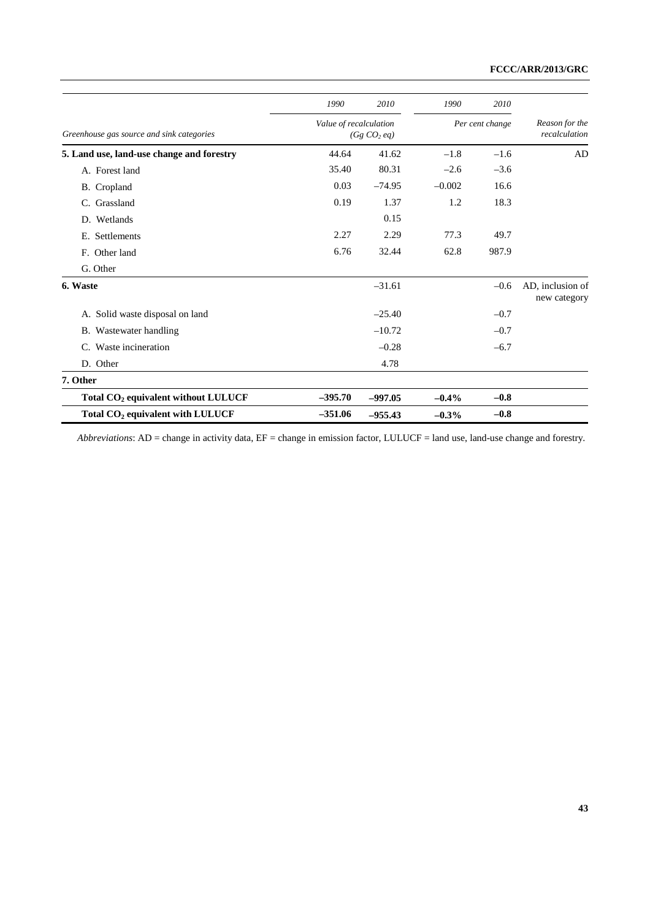| Greenhouse gas source and sink categories | 1990 | 2010 | 1990 | 2010 | Reason for the recalculation |
|---|---|---|---|---|---|
| | Value of recalculation ($Gg\ CO_2\ eq$) | | Per cent change | | |
| **5. Land use, land-use change and forestry** | 44.64 | 41.62 | –1.8 | –1.6 | AD |
| A. Forest land | 35.40 | 80.31 | –2.6 | –3.6 | |
| B. Cropland | 0.03 | –74.95 | –0.002 | 16.6 | |
| C. Grassland | 0.19 | 1.37 | 1.2 | 18.3 | |
| D. Wetlands | | 0.15 | | | |
| E. Settlements | 2.27 | 2.29 | 77.3 | 49.7 | |
| F. Other land | 6.76 | 32.44 | 62.8 | 987.9 | |
| G. Other | | | | | |
| **6. Waste** | | –31.61 | | –0.6 | AD, inclusion of new category |
| A. Solid waste disposal on land | | –25.40 | | –0.7 | |
| B. Wastewater handling | | –10.72 | | –0.7 | |
| C. Waste incineration | | –0.28 | | –6.7 | |
| D. Other | | 4.78 | | | |
| **7. Other** | | | | | |
| **Total $CO_2$ equivalent without LULUCF** | **–395.70** | **–997.05** | **–0.4%** | **–0.8** | |
| **Total $CO_2$ equivalent with LULUCF** | **–351.06** | **–955.43** | **–0.3%** | **–0.8** | |

*Abbreviations*: AD = change in activity data, EF = change in emission factor, LULUCF = land use, land-use change and forestry.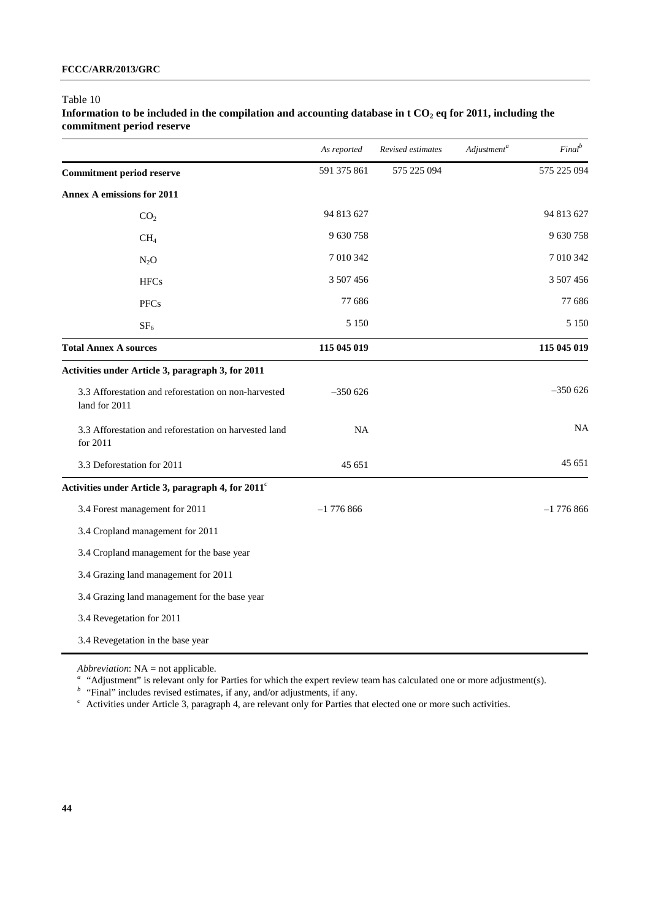Table 10

**Information to be included in the compilation and accounting database in t $CO_2$ eq for 2011, including the commitment period reserve**

| | *As reported* | *Revised estimates* | *Adjustment*[a] | *Final*[b] |
|---|---|---|---|---|
| **Commitment period reserve** | 591 375 861 | 575 225 094 | | 575 225 094 |
| **Annex A emissions for 2011** | | | | |
| $CO_2$ | 94 813 627 | | | 94 813 627 |
| $CH_4$ | 9 630 758 | | | 9 630 758 |
| $N_2O$ | 7 010 342 | | | 7 010 342 |
| HFCs | 3 507 456 | | | 3 507 456 |
| PFCs | 77 686 | | | 77 686 |
| $SF_6$ | 5 150 | | | 5 150 |
| **Total Annex A sources** | **115 045 019** | | | **115 045 019** |
| **Activities under Article 3, paragraph 3, for 2011** | | | | |
| 3.3 Afforestation and reforestation on non-harvested land for 2011 | –350 626 | | | –350 626 |
| 3.3 Afforestation and reforestation on harvested land for 2011 | NA | | | NA |
| 3.3 Deforestation for 2011 | 45 651 | | | 45 651 |
| **Activities under Article 3, paragraph 4, for 2011**[c] | | | | |
| 3.4 Forest management for 2011 | –1 776 866 | | | –1 776 866 |
| 3.4 Cropland management for 2011 | | | | |
| 3.4 Cropland management for the base year | | | | |
| 3.4 Grazing land management for 2011 | | | | |
| 3.4 Grazing land management for the base year | | | | |
| 3.4 Revegetation for 2011 | | | | |
| 3.4 Revegetation in the base year | | | | |

*Abbreviation*: NA = not applicable.

[a] "Adjustment" is relevant only for Parties for which the expert review team has calculated one or more adjustment(s).

[b] "Final" includes revised estimates, if any, and/or adjustments, if any.

[c] Activities under Article 3, paragraph 4, are relevant only for Parties that elected one or more such activities.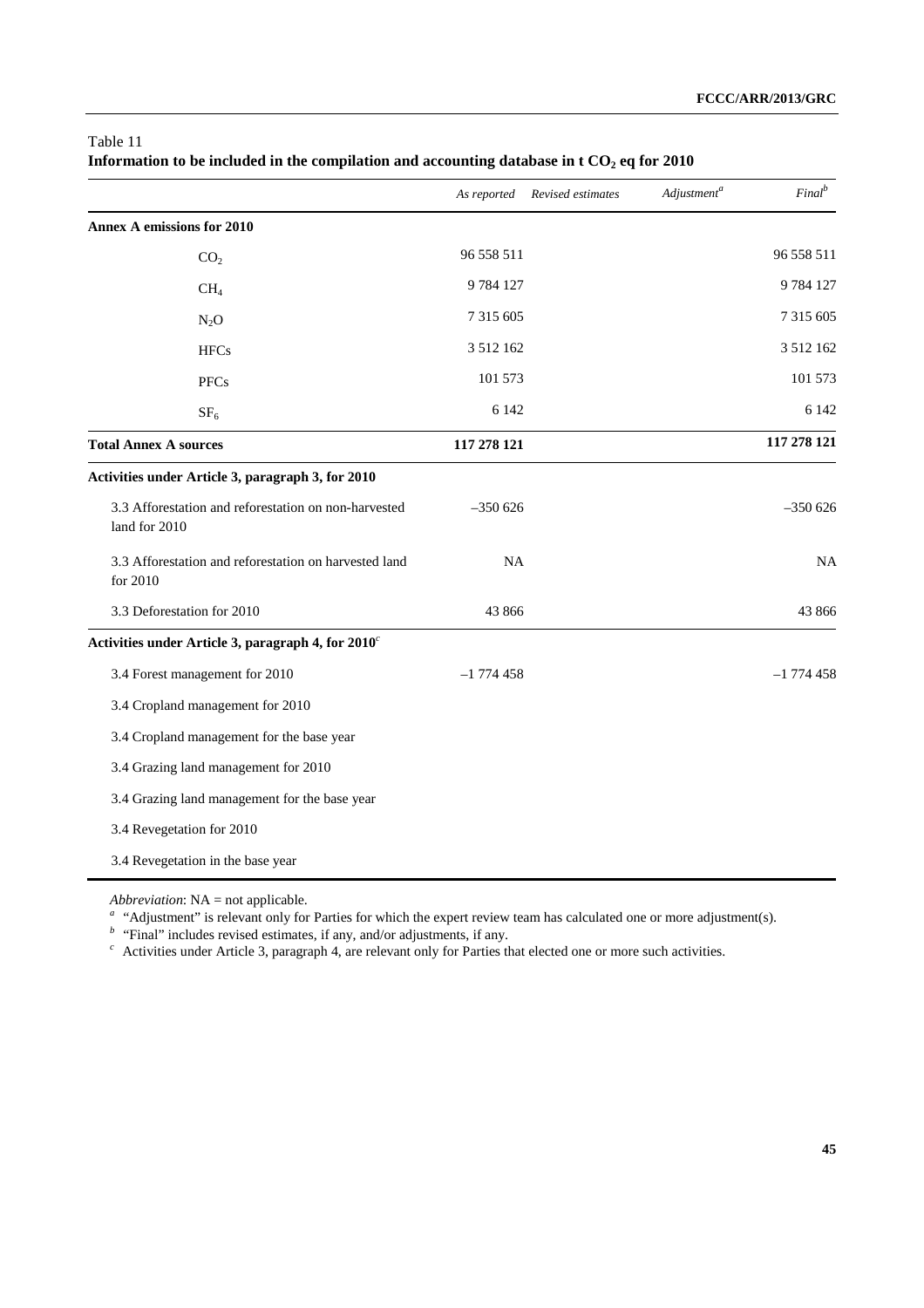Table 11
**Information to be included in the compilation and accounting database in t $CO_2$ eq for 2010**

| | *As reported* | *Revised estimates* | *Adjustment*[a] | *Final*[b] |
|---|---|---|---|---|
| **Annex A emissions for 2010** | | | | |
| $CO_2$ | 96 558 511 | | | 96 558 511 |
| $CH_4$ | 9 784 127 | | | 9 784 127 |
| $N_2O$ | 7 315 605 | | | 7 315 605 |
| HFCs | 3 512 162 | | | 3 512 162 |
| PFCs | 101 573 | | | 101 573 |
| $SF_6$ | 6 142 | | | 6 142 |
| **Total Annex A sources** | **117 278 121** | | | **117 278 121** |
| **Activities under Article 3, paragraph 3, for 2010** | | | | |
| 3.3 Afforestation and reforestation on non-harvested land for 2010 | –350 626 | | | –350 626 |
| 3.3 Afforestation and reforestation on harvested land for 2010 | NA | | | NA |
| 3.3 Deforestation for 2010 | 43 866 | | | 43 866 |
| **Activities under Article 3, paragraph 4, for 2010**[c] | | | | |
| 3.4 Forest management for 2010 | –1 774 458 | | | –1 774 458 |
| 3.4 Cropland management for 2010 | | | | |
| 3.4 Cropland management for the base year | | | | |
| 3.4 Grazing land management for 2010 | | | | |
| 3.4 Grazing land management for the base year | | | | |
| 3.4 Revegetation for 2010 | | | | |
| 3.4 Revegetation in the base year | | | | |

*Abbreviation*: NA = not applicable.

[a] "Adjustment" is relevant only for Parties for which the expert review team has calculated one or more adjustment(s).

[b] "Final" includes revised estimates, if any, and/or adjustments, if any.

[c] Activities under Article 3, paragraph 4, are relevant only for Parties that elected one or more such activities.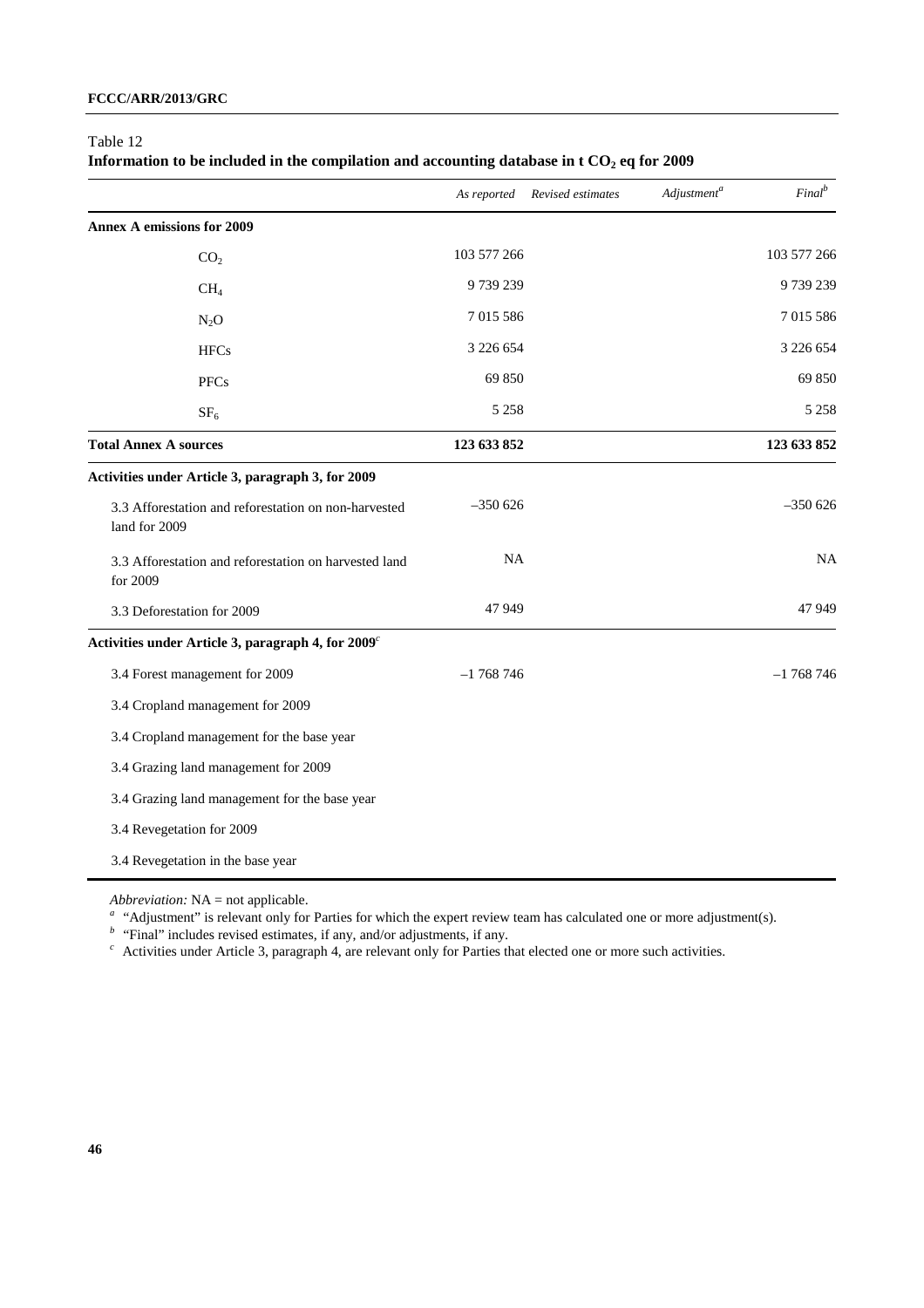Table 12

**Information to be included in the compilation and accounting database in t $CO_2$ eq for 2009**

| | *As reported* | *Revised estimates* | *Adjustment*[a] | *Final*[b] |
|---|---|---|---|---|
| **Annex A emissions for 2009** | | | | |
| $CO_2$ | 103 577 266 | | | 103 577 266 |
| $CH_4$ | 9 739 239 | | | 9 739 239 |
| $N_2O$ | 7 015 586 | | | 7 015 586 |
| HFCs | 3 226 654 | | | 3 226 654 |
| PFCs | 69 850 | | | 69 850 |
| $SF_6$ | 5 258 | | | 5 258 |
| **Total Annex A sources** | **123 633 852** | | | **123 633 852** |
| **Activities under Article 3, paragraph 3, for 2009** | | | | |
| 3.3 Afforestation and reforestation on non-harvested land for 2009 | –350 626 | | | –350 626 |
| 3.3 Afforestation and reforestation on harvested land for 2009 | NA | | | NA |
| 3.3 Deforestation for 2009 | 47 949 | | | 47 949 |
| **Activities under Article 3, paragraph 4, for 2009**[c] | | | | |
| 3.4 Forest management for 2009 | –1 768 746 | | | –1 768 746 |
| 3.4 Cropland management for 2009 | | | | |
| 3.4 Cropland management for the base year | | | | |
| 3.4 Grazing land management for 2009 | | | | |
| 3.4 Grazing land management for the base year | | | | |
| 3.4 Revegetation for 2009 | | | | |
| 3.4 Revegetation in the base year | | | | |

*Abbreviation:* NA = not applicable.

[a] "Adjustment" is relevant only for Parties for which the expert review team has calculated one or more adjustment(s).

[b] "Final" includes revised estimates, if any, and/or adjustments, if any.

[c] Activities under Article 3, paragraph 4, are relevant only for Parties that elected one or more such activities.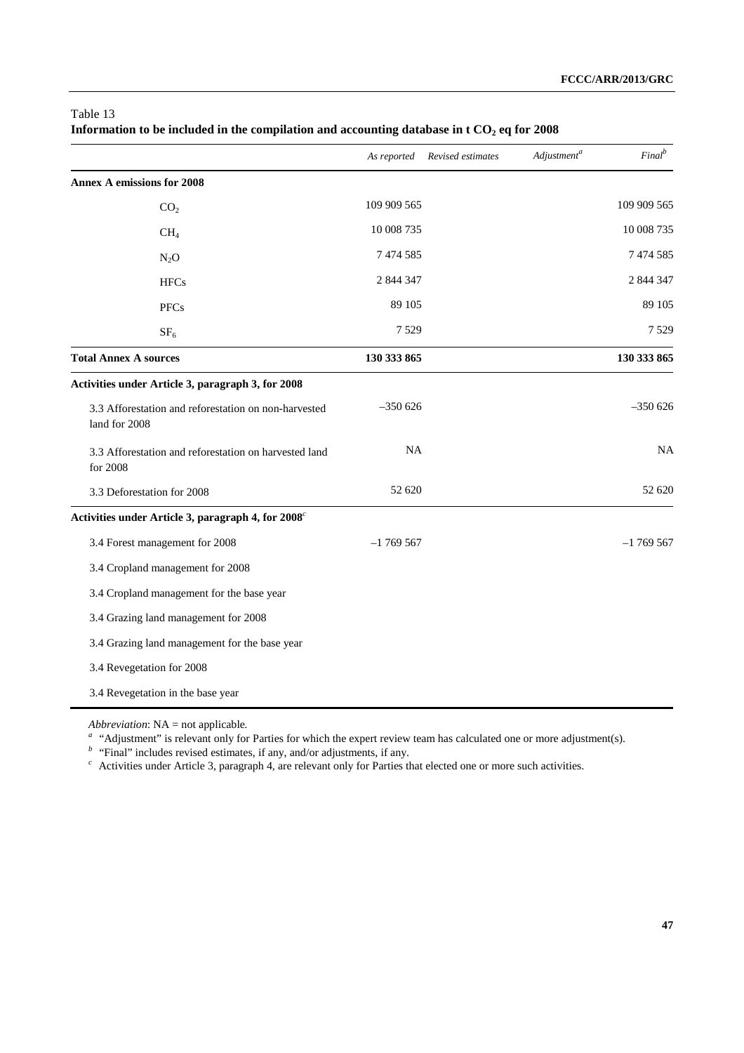Table 13

**Information to be included in the compilation and accounting database in t $CO_2$ eq for 2008**

| | *As reported* | *Revised estimates* | *Adjustment*[a] | *Final*[b] |
|---|---|---|---|---|
| **Annex A emissions for 2008** | | | | |
| $CO_2$ | 109 909 565 | | | 109 909 565 |
| $CH_4$ | 10 008 735 | | | 10 008 735 |
| $N_2O$ | 7 474 585 | | | 7 474 585 |
| HFCs | 2 844 347 | | | 2 844 347 |
| PFCs | 89 105 | | | 89 105 |
| $SF_6$ | 7 529 | | | 7 529 |
| **Total Annex A sources** | **130 333 865** | | | **130 333 865** |
| **Activities under Article 3, paragraph 3, for 2008** | | | | |
| 3.3 Afforestation and reforestation on non-harvested land for 2008 | –350 626 | | | –350 626 |
| 3.3 Afforestation and reforestation on harvested land for 2008 | NA | | | NA |
| 3.3 Deforestation for 2008 | 52 620 | | | 52 620 |
| **Activities under Article 3, paragraph 4, for 2008**[c] | | | | |
| 3.4 Forest management for 2008 | –1 769 567 | | | –1 769 567 |
| 3.4 Cropland management for 2008 | | | | |
| 3.4 Cropland management for the base year | | | | |
| 3.4 Grazing land management for 2008 | | | | |
| 3.4 Grazing land management for the base year | | | | |
| 3.4 Revegetation for 2008 | | | | |
| 3.4 Revegetation in the base year | | | | |

*Abbreviation*: NA = not applicable.

[a] "Adjustment" is relevant only for Parties for which the expert review team has calculated one or more adjustment(s).

[b] "Final" includes revised estimates, if any, and/or adjustments, if any.

[c] Activities under Article 3, paragraph 4, are relevant only for Parties that elected one or more such activities.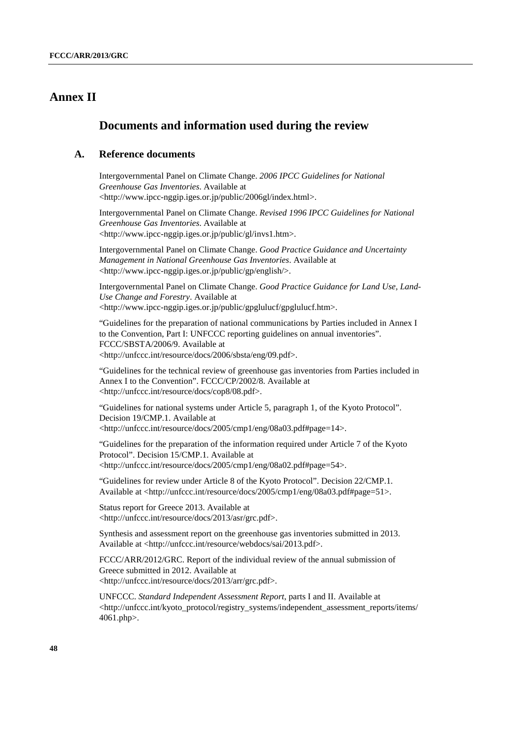# Annex II

## Documents and information used during the review

### A. Reference documents

Intergovernmental Panel on Climate Change. *2006 IPCC Guidelines for National Greenhouse Gas Inventories*. Available at <http://www.ipcc-nggip.iges.or.jp/public/2006gl/index.html>.

Intergovernmental Panel on Climate Change. *Revised 1996 IPCC Guidelines for National Greenhouse Gas Inventories*. Available at <http://www.ipcc-nggip.iges.or.jp/public/gl/invs1.htm>.

Intergovernmental Panel on Climate Change. *Good Practice Guidance and Uncertainty Management in National Greenhouse Gas Inventories*. Available at <http://www.ipcc-nggip.iges.or.jp/public/gp/english/>.

Intergovernmental Panel on Climate Change. *Good Practice Guidance for Land Use, Land-Use Change and Forestry*. Available at <http://www.ipcc-nggip.iges.or.jp/public/gpglulucf/gpglulucf.htm>.

"Guidelines for the preparation of national communications by Parties included in Annex I to the Convention, Part I: UNFCCC reporting guidelines on annual inventories". FCCC/SBSTA/2006/9. Available at <http://unfccc.int/resource/docs/2006/sbsta/eng/09.pdf>.

"Guidelines for the technical review of greenhouse gas inventories from Parties included in Annex I to the Convention". FCCC/CP/2002/8. Available at <http://unfccc.int/resource/docs/cop8/08.pdf>.

"Guidelines for national systems under Article 5, paragraph 1, of the Kyoto Protocol". Decision 19/CMP.1. Available at <http://unfccc.int/resource/docs/2005/cmp1/eng/08a03.pdf#page=14>.

"Guidelines for the preparation of the information required under Article 7 of the Kyoto Protocol". Decision 15/CMP.1. Available at <http://unfccc.int/resource/docs/2005/cmp1/eng/08a02.pdf#page=54>.

"Guidelines for review under Article 8 of the Kyoto Protocol". Decision 22/CMP.1. Available at <http://unfccc.int/resource/docs/2005/cmp1/eng/08a03.pdf#page=51>.

Status report for Greece 2013. Available at <http://unfccc.int/resource/docs/2013/asr/grc.pdf>.

Synthesis and assessment report on the greenhouse gas inventories submitted in 2013. Available at <http://unfccc.int/resource/webdocs/sai/2013.pdf>.

FCCC/ARR/2012/GRC. Report of the individual review of the annual submission of Greece submitted in 2012. Available at <http://unfccc.int/resource/docs/2013/arr/grc.pdf>.

UNFCCC. *Standard Independent Assessment Report*, parts I and II. Available at <http://unfccc.int/kyoto_protocol/registry_systems/independent_assessment_reports/items/4061.php>.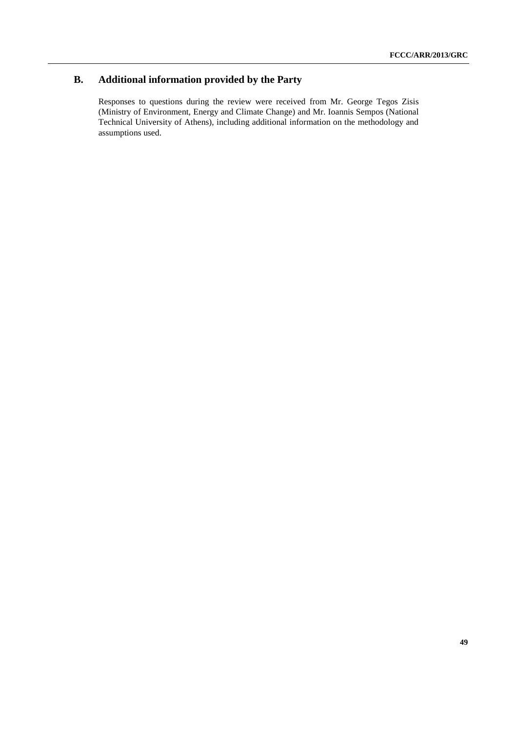## B. Additional information provided by the Party

Responses to questions during the review were received from Mr. George Tegos Zisis (Ministry of Environment, Energy and Climate Change) and Mr. Ioannis Sempos (National Technical University of Athens), including additional information on the methodology and assumptions used.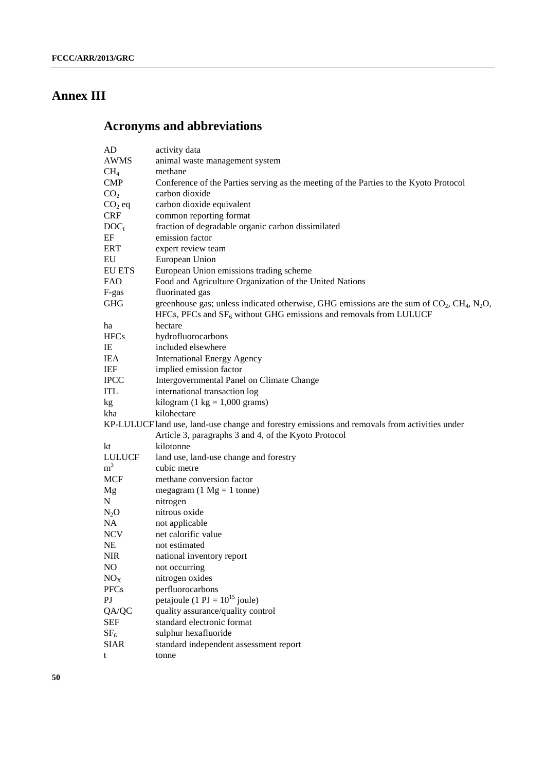# Annex III

## Acronyms and abbreviations

| | |
|---|---|
| AD | activity data |
| AWMS | animal waste management system |
| $CH_4$ | methane |
| CMP | Conference of the Parties serving as the meeting of the Parties to the Kyoto Protocol |
| $CO_2$ | carbon dioxide |
| $CO_2$ eq | carbon dioxide equivalent |
| CRF | common reporting format |
| $DOC_f$ | fraction of degradable organic carbon dissimilated |
| EF | emission factor |
| ERT | expert review team |
| EU | European Union |
| EU ETS | European Union emissions trading scheme |
| FAO | Food and Agriculture Organization of the United Nations |
| F-gas | fluorinated gas |
| GHG | greenhouse gas; unless indicated otherwise, GHG emissions are the sum of $CO_2$, $CH_4$, $N_2O$, HFCs, PFCs and $SF_6$ without GHG emissions and removals from LULUCF |
| ha | hectare |
| HFCs | hydrofluorocarbons |
| IE | included elsewhere |
| IEA | International Energy Agency |
| IEF | implied emission factor |
| IPCC | Intergovernmental Panel on Climate Change |
| ITL | international transaction log |
| kg | kilogram (1 kg = 1,000 grams) |
| kha | kilohectare |
| KP-LULUCF | land use, land-use change and forestry emissions and removals from activities under Article 3, paragraphs 3 and 4, of the Kyoto Protocol |
| kt | kilotonne |
| LULUCF | land use, land-use change and forestry |
| $m^3$ | cubic metre |
| MCF | methane conversion factor |
| Mg | megagram (1 Mg = 1 tonne) |
| N | nitrogen |
| $N_2O$ | nitrous oxide |
| NA | not applicable |
| NCV | net calorific value |
| NE | not estimated |
| NIR | national inventory report |
| NO | not occurring |
| $NO_X$ | nitrogen oxides |
| PFCs | perfluorocarbons |
| PJ | petajoule (1 PJ = $10^{15}$ joule) |
| QA/QC | quality assurance/quality control |
| SEF | standard electronic format |
| $SF_6$ | sulphur hexafluoride |
| SIAR | standard independent assessment report |
| t | tonne |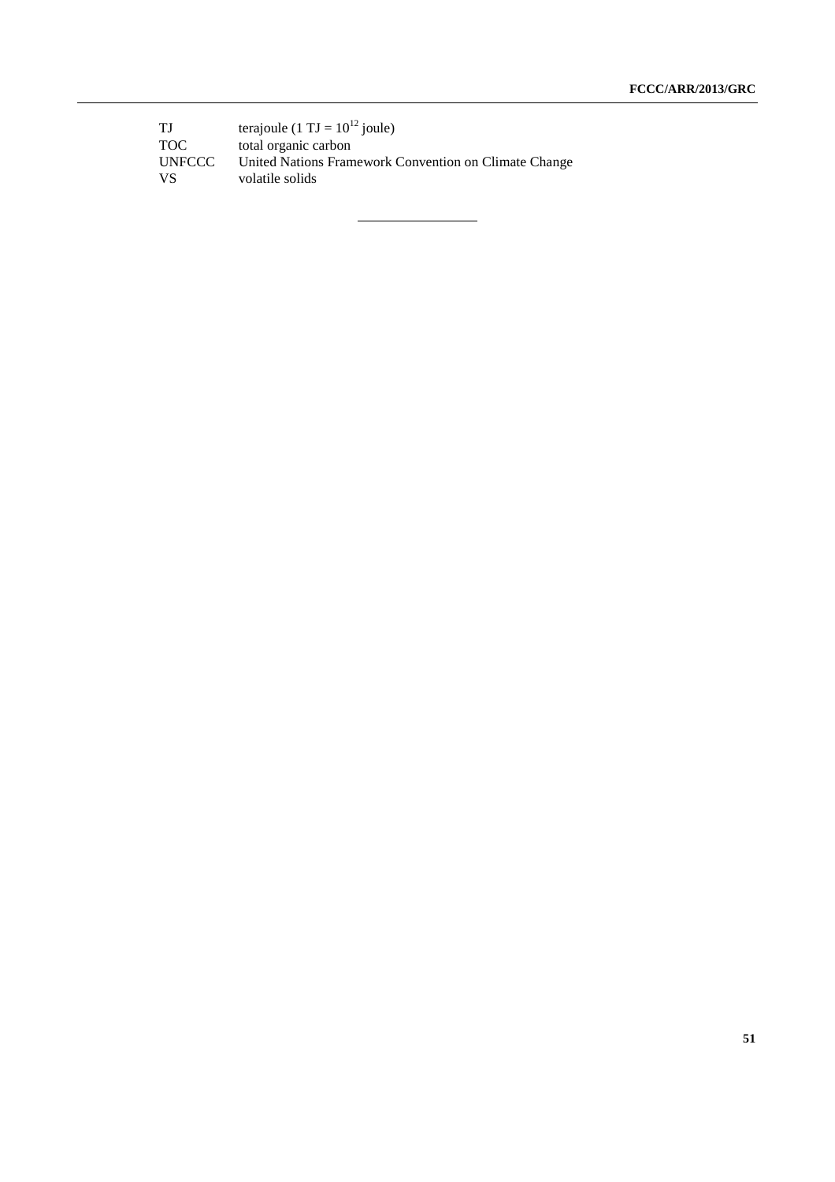| | |
|---|---|
| TJ | terajoule (1 TJ = $10^{12}$ joule) |
| TOC | total organic carbon |
| UNFCCC | United Nations Framework Convention on Climate Change |
| VS | volatile solids |